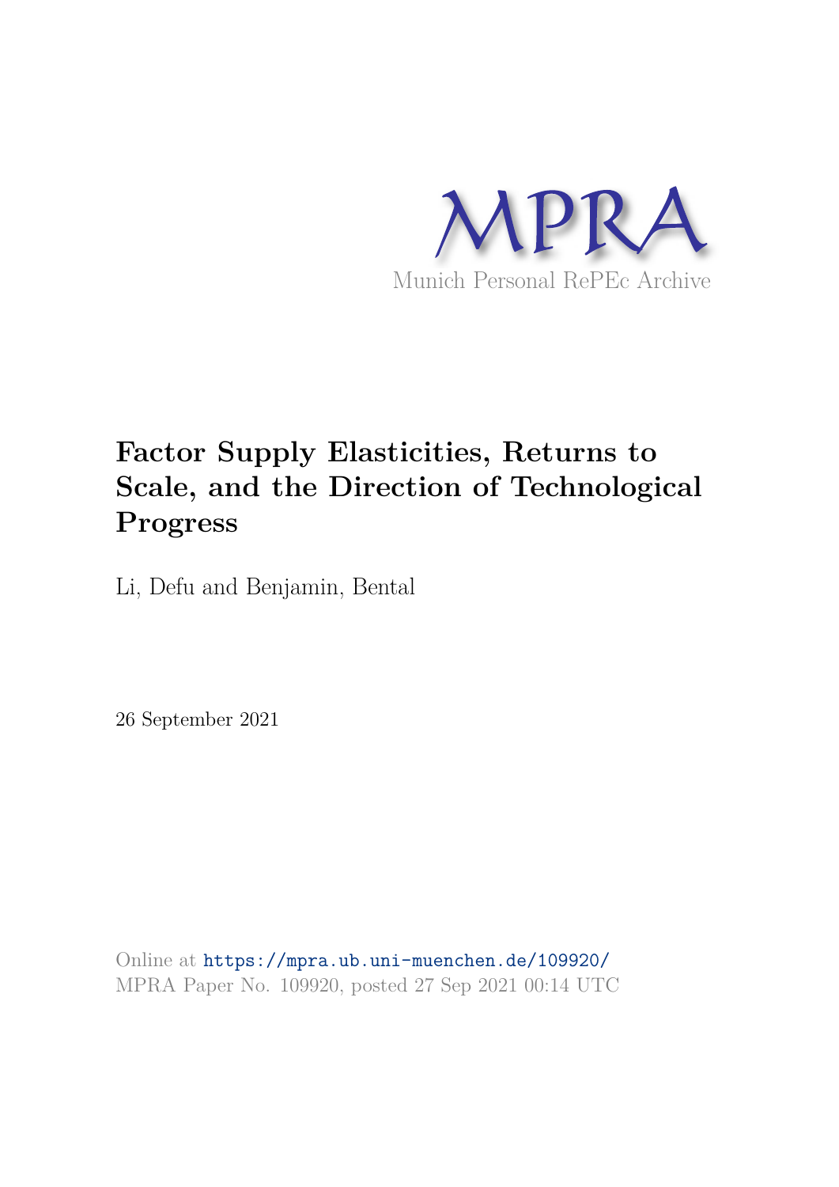MPRA

Munich Personal RePEc Archive

# Factor Supply Elasticities, Returns to Scale, and the Direction of Technological Progress

Li, Defu and Benjamin, Bental

26 September 2021

Online at https://mpra.ub.uni-muenchen.de/109920/
MPRA Paper No. 109920, posted 27 Sep 2021 00:14 UTC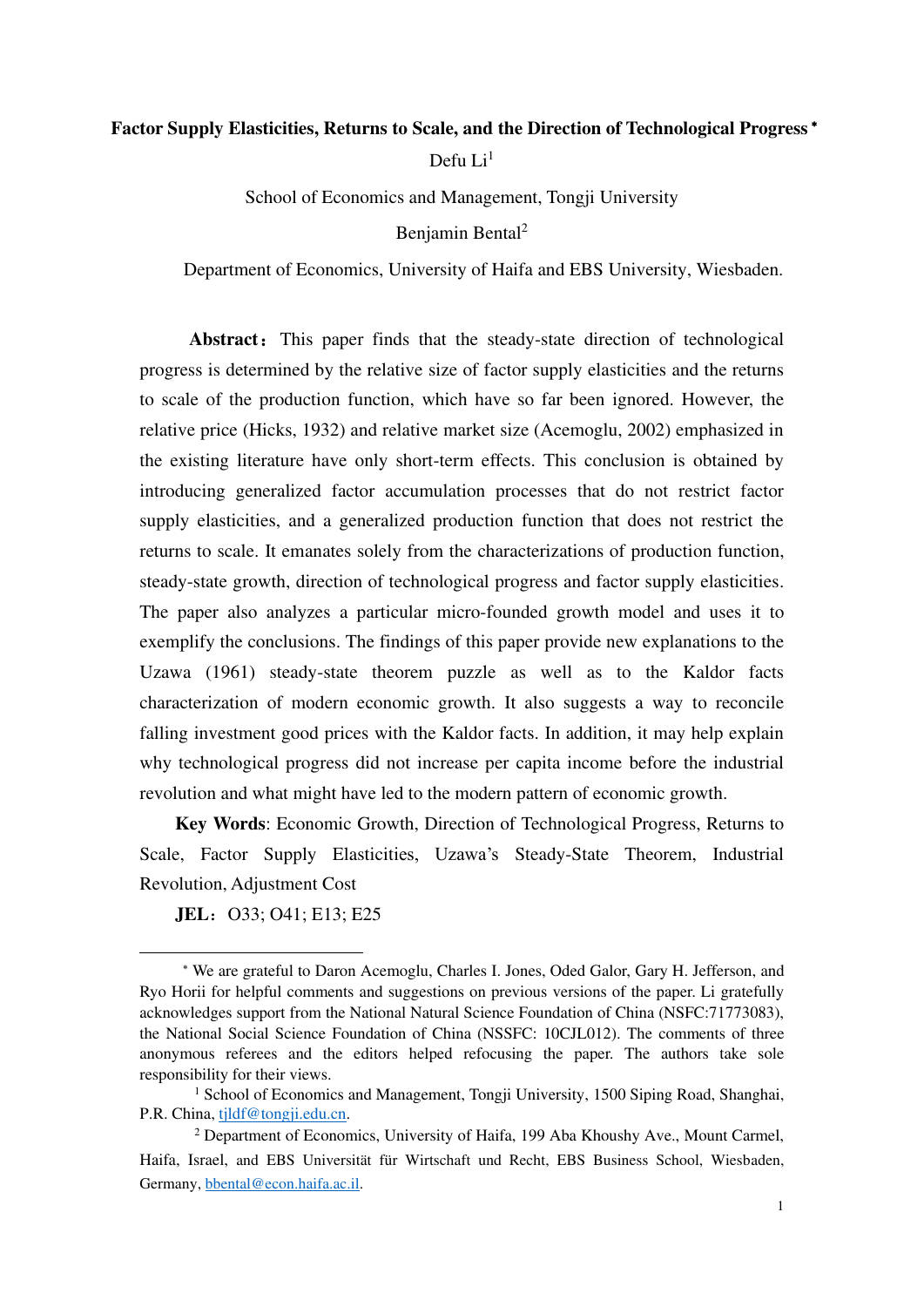**Factor Supply Elasticities, Returns to Scale, and the Direction of Technological Progress** *

Defu Li[1]

School of Economics and Management, Tongji University

Benjamin Bental[2]

Department of Economics, University of Haifa and EBS University, Wiesbaden.

**Abstract**：This paper finds that the steady-state direction of technological progress is determined by the relative size of factor supply elasticities and the returns to scale of the production function, which have so far been ignored. However, the relative price (Hicks, 1932) and relative market size (Acemoglu, 2002) emphasized in the existing literature have only short-term effects. This conclusion is obtained by introducing generalized factor accumulation processes that do not restrict factor supply elasticities, and a generalized production function that does not restrict the returns to scale. It emanates solely from the characterizations of production function, steady-state growth, direction of technological progress and factor supply elasticities. The paper also analyzes a particular micro-founded growth model and uses it to exemplify the conclusions. The findings of this paper provide new explanations to the Uzawa (1961) steady-state theorem puzzle as well as to the Kaldor facts characterization of modern economic growth. It also suggests a way to reconcile falling investment good prices with the Kaldor facts. In addition, it may help explain why technological progress did not increase per capita income before the industrial revolution and what might have led to the modern pattern of economic growth.

**Key Words**: Economic Growth, Direction of Technological Progress, Returns to Scale, Factor Supply Elasticities, Uzawa's Steady-State Theorem, Industrial Revolution, Adjustment Cost

**JEL**：O33; O41; E13; E25

---

* We are grateful to Daron Acemoglu, Charles I. Jones, Oded Galor, Gary H. Jefferson, and Ryo Horii for helpful comments and suggestions on previous versions of the paper. Li gratefully acknowledges support from the National Natural Science Foundation of China (NSFC:71773083), the National Social Science Foundation of China (NSSFC: 10CJL012). The comments of three anonymous referees and the editors helped refocusing the paper. The authors take sole responsibility for their views.

[1] School of Economics and Management, Tongji University, 1500 Siping Road, Shanghai, P.R. China, tjldf@tongji.edu.cn.

[2] Department of Economics, University of Haifa, 199 Aba Khoushy Ave., Mount Carmel, Haifa, Israel, and EBS Universität für Wirtschaft und Recht, EBS Business School, Wiesbaden, Germany, bbental@econ.haifa.ac.il.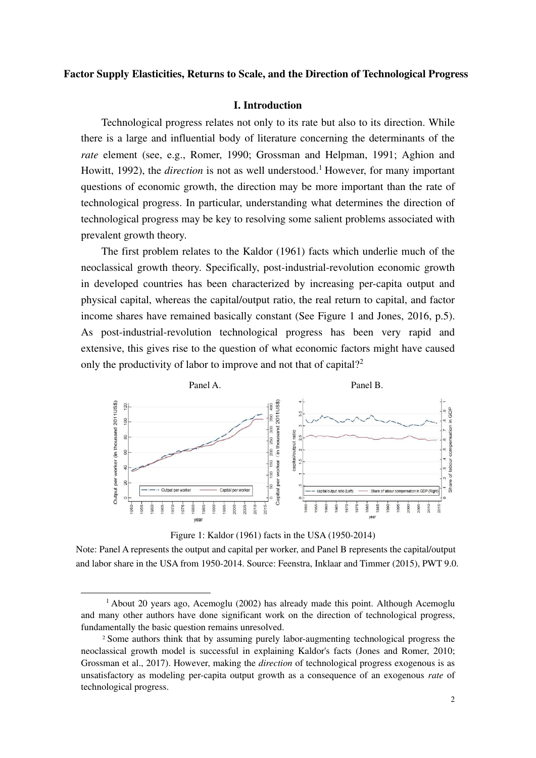**Factor Supply Elasticities, Returns to Scale, and the Direction of Technological Progress**

## I. Introduction

Technological progress relates not only to its rate but also to its direction. While there is a large and influential body of literature concerning the determinants of the *rate* element (see, e.g., Romer, 1990; Grossman and Helpman, 1991; Aghion and Howitt, 1992), the *direction* is not as well understood.[1] However, for many important questions of economic growth, the direction may be more important than the rate of technological progress. In particular, understanding what determines the direction of technological progress may be key to resolving some salient problems associated with prevalent growth theory.

The first problem relates to the Kaldor (1961) facts which underlie much of the neoclassical growth theory. Specifically, post-industrial-revolution economic growth in developed countries has been characterized by increasing per-capita output and physical capital, whereas the capital/output ratio, the real return to capital, and factor income shares have remained basically constant (See Figure 1 and Jones, 2016, p.5). As post-industrial-revolution technological progress has been very rapid and extensive, this gives rise to the question of what economic factors might have caused only the productivity of labor to improve and not that of capital?[2]

Panel A. Panel B.

Figure 1: Kaldor (1961) facts in the USA (1950-2014)

Note: Panel A represents the output and capital per worker, and Panel B represents the capital/output and labor share in the USA from 1950-2014. Source: Feenstra, Inklaar and Timmer (2015), PWT 9.0.

---

[1] About 20 years ago, Acemoglu (2002) has already made this point. Although Acemoglu and many other authors have done significant work on the direction of technological progress, fundamentally the basic question remains unresolved.

[2] Some authors think that by assuming purely labor-augmenting technological progress the neoclassical growth model is successful in explaining Kaldor's facts (Jones and Romer, 2010; Grossman et al., 2017). However, making the *direction* of technological progress exogenous is as unsatisfactory as modeling per-capita output growth as a consequence of an exogenous *rate* of technological progress.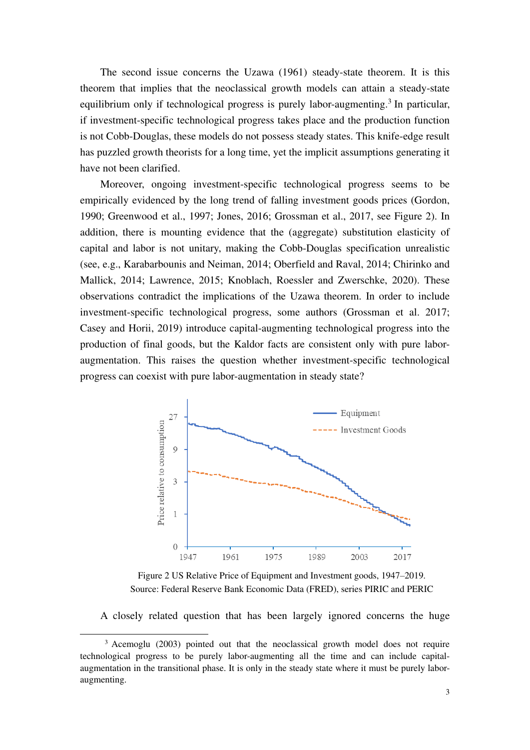The second issue concerns the Uzawa (1961) steady-state theorem. It is this theorem that implies that the neoclassical growth models can attain a steady-state equilibrium only if technological progress is purely labor-augmenting.[3] In particular, if investment-specific technological progress takes place and the production function is not Cobb-Douglas, these models do not possess steady states. This knife-edge result has puzzled growth theorists for a long time, yet the implicit assumptions generating it have not been clarified.

Moreover, ongoing investment-specific technological progress seems to be empirically evidenced by the long trend of falling investment goods prices (Gordon, 1990; Greenwood et al., 1997; Jones, 2016; Grossman et al., 2017, see Figure 2). In addition, there is mounting evidence that the (aggregate) substitution elasticity of capital and labor is not unitary, making the Cobb-Douglas specification unrealistic (see, e.g., Karabarbounis and Neiman, 2014; Oberfield and Raval, 2014; Chirinko and Mallick, 2014; Lawrence, 2015; Knoblach, Roessler and Zwerschke, 2020). These observations contradict the implications of the Uzawa theorem. In order to include investment-specific technological progress, some authors (Grossman et al. 2017; Casey and Horii, 2019) introduce capital-augmenting technological progress into the production of final goods, but the Kaldor facts are consistent only with pure labor-augmentation. This raises the question whether investment-specific technological progress can coexist with pure labor-augmentation in steady state?

Figure 2 US Relative Price of Equipment and Investment goods, 1947–2019.
Source: Federal Reserve Bank Economic Data (FRED), series PIRIC and PERIC

A closely related question that has been largely ignored concerns the huge

[3] Acemoglu (2003) pointed out that the neoclassical growth model does not require technological progress to be purely labor-augmenting all the time and can include capital-augmentation in the transitional phase. It is only in the steady state where it must be purely labor-augmenting.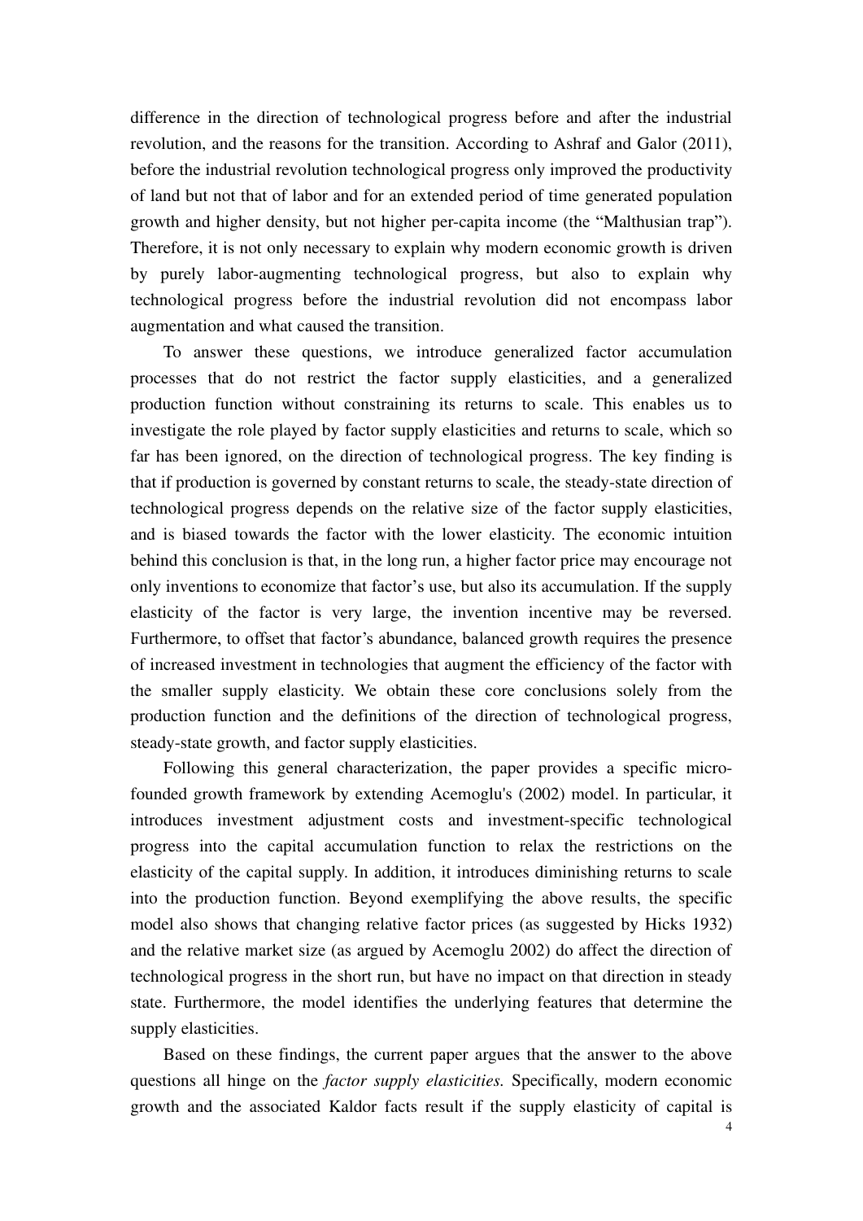difference in the direction of technological progress before and after the industrial revolution, and the reasons for the transition. According to Ashraf and Galor (2011), before the industrial revolution technological progress only improved the productivity of land but not that of labor and for an extended period of time generated population growth and higher density, but not higher per-capita income (the "Malthusian trap"). Therefore, it is not only necessary to explain why modern economic growth is driven by purely labor-augmenting technological progress, but also to explain why technological progress before the industrial revolution did not encompass labor augmentation and what caused the transition.

To answer these questions, we introduce generalized factor accumulation processes that do not restrict the factor supply elasticities, and a generalized production function without constraining its returns to scale. This enables us to investigate the role played by factor supply elasticities and returns to scale, which so far has been ignored, on the direction of technological progress. The key finding is that if production is governed by constant returns to scale, the steady-state direction of technological progress depends on the relative size of the factor supply elasticities, and is biased towards the factor with the lower elasticity. The economic intuition behind this conclusion is that, in the long run, a higher factor price may encourage not only inventions to economize that factor's use, but also its accumulation. If the supply elasticity of the factor is very large, the invention incentive may be reversed. Furthermore, to offset that factor's abundance, balanced growth requires the presence of increased investment in technologies that augment the efficiency of the factor with the smaller supply elasticity. We obtain these core conclusions solely from the production function and the definitions of the direction of technological progress, steady-state growth, and factor supply elasticities.

Following this general characterization, the paper provides a specific micro-founded growth framework by extending Acemoglu's (2002) model. In particular, it introduces investment adjustment costs and investment-specific technological progress into the capital accumulation function to relax the restrictions on the elasticity of the capital supply. In addition, it introduces diminishing returns to scale into the production function. Beyond exemplifying the above results, the specific model also shows that changing relative factor prices (as suggested by Hicks 1932) and the relative market size (as argued by Acemoglu 2002) do affect the direction of technological progress in the short run, but have no impact on that direction in steady state. Furthermore, the model identifies the underlying features that determine the supply elasticities.

Based on these findings, the current paper argues that the answer to the above questions all hinge on the *factor supply elasticities*. Specifically, modern economic growth and the associated Kaldor facts result if the supply elasticity of capital is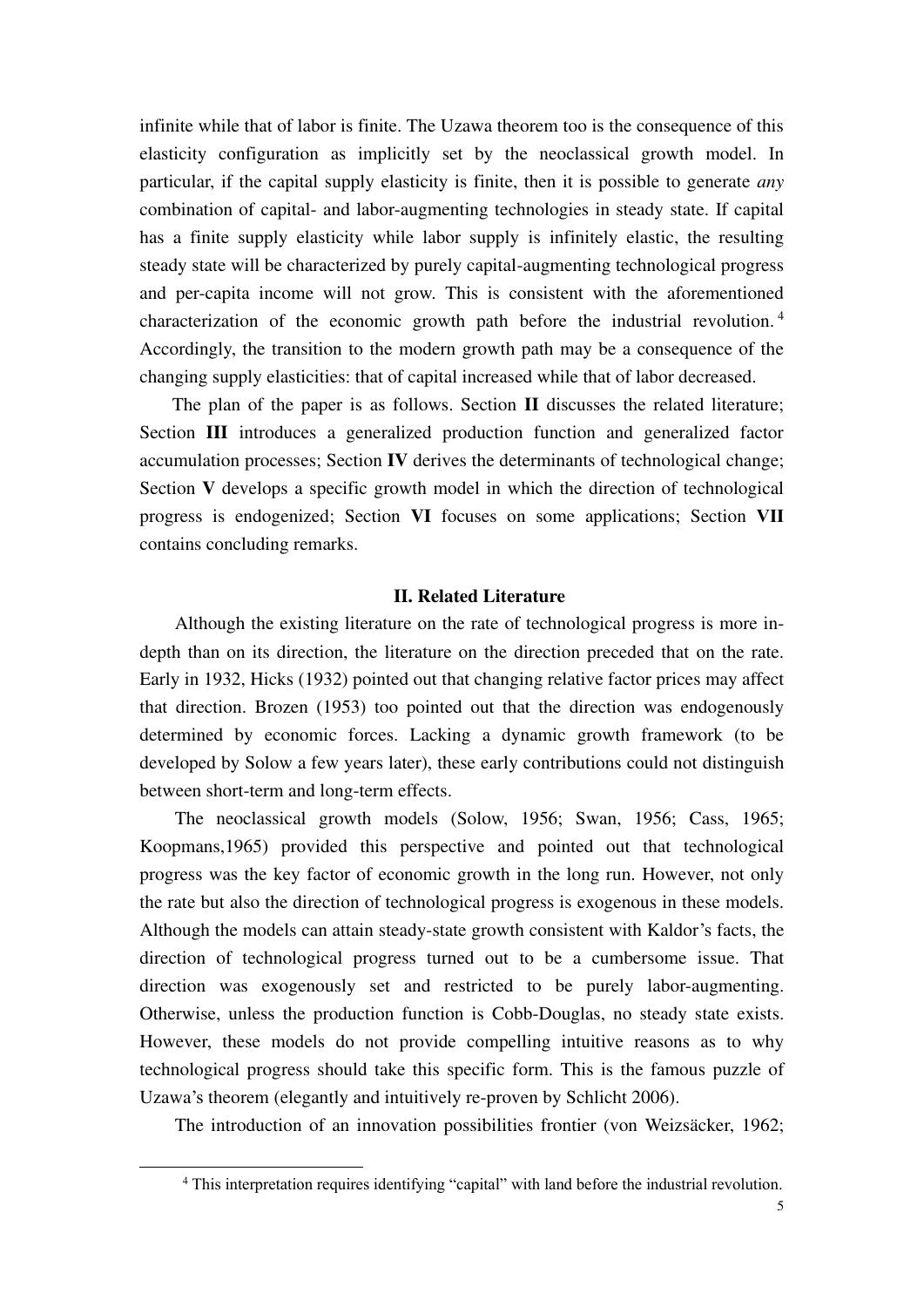infinite while that of labor is finite. The Uzawa theorem too is the consequence of this elasticity configuration as implicitly set by the neoclassical growth model. In particular, if the capital supply elasticity is finite, then it is possible to generate *any* combination of capital- and labor-augmenting technologies in steady state. If capital has a finite supply elasticity while labor supply is infinitely elastic, the resulting steady state will be characterized by purely capital-augmenting technological progress and per-capita income will not grow. This is consistent with the aforementioned characterization of the economic growth path before the industrial revolution.[4] Accordingly, the transition to the modern growth path may be a consequence of the changing supply elasticities: that of capital increased while that of labor decreased.

The plan of the paper is as follows. Section **II** discusses the related literature; Section **III** introduces a generalized production function and generalized factor accumulation processes; Section **IV** derives the determinants of technological change; Section **V** develops a specific growth model in which the direction of technological progress is endogenized; Section **VI** focuses on some applications; Section **VII** contains concluding remarks.

## II. Related Literature

Although the existing literature on the rate of technological progress is more in-depth than on its direction, the literature on the direction preceded that on the rate. Early in 1932, Hicks (1932) pointed out that changing relative factor prices may affect that direction. Brozen (1953) too pointed out that the direction was endogenously determined by economic forces. Lacking a dynamic growth framework (to be developed by Solow a few years later), these early contributions could not distinguish between short-term and long-term effects.

The neoclassical growth models (Solow, 1956; Swan, 1956; Cass, 1965; Koopmans,1965) provided this perspective and pointed out that technological progress was the key factor of economic growth in the long run. However, not only the rate but also the direction of technological progress is exogenous in these models. Although the models can attain steady-state growth consistent with Kaldor's facts, the direction of technological progress turned out to be a cumbersome issue. That direction was exogenously set and restricted to be purely labor-augmenting. Otherwise, unless the production function is Cobb-Douglas, no steady state exists. However, these models do not provide compelling intuitive reasons as to why technological progress should take this specific form. This is the famous puzzle of Uzawa's theorem (elegantly and intuitively re-proven by Schlicht 2006).

The introduction of an innovation possibilities frontier (von Weizsäcker, 1962;

[4] This interpretation requires identifying "capital" with land before the industrial revolution.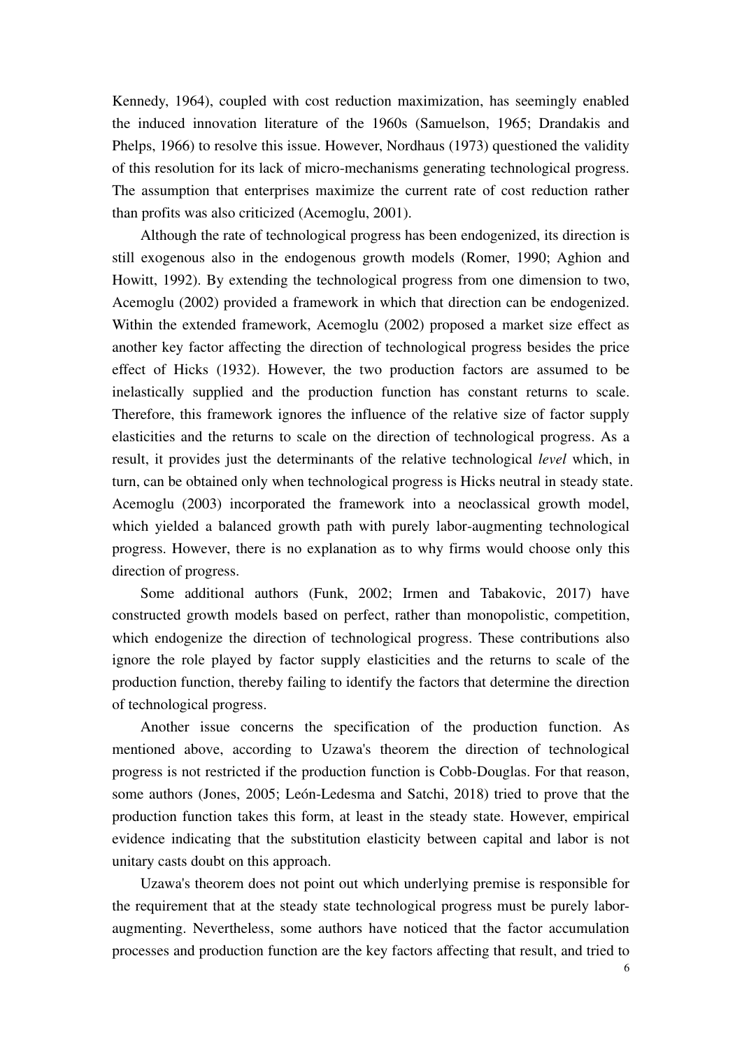Kennedy, 1964), coupled with cost reduction maximization, has seemingly enabled the induced innovation literature of the 1960s (Samuelson, 1965; Drandakis and Phelps, 1966) to resolve this issue. However, Nordhaus (1973) questioned the validity of this resolution for its lack of micro-mechanisms generating technological progress. The assumption that enterprises maximize the current rate of cost reduction rather than profits was also criticized (Acemoglu, 2001).

Although the rate of technological progress has been endogenized, its direction is still exogenous also in the endogenous growth models (Romer, 1990; Aghion and Howitt, 1992). By extending the technological progress from one dimension to two, Acemoglu (2002) provided a framework in which that direction can be endogenized. Within the extended framework, Acemoglu (2002) proposed a market size effect as another key factor affecting the direction of technological progress besides the price effect of Hicks (1932). However, the two production factors are assumed to be inelastically supplied and the production function has constant returns to scale. Therefore, this framework ignores the influence of the relative size of factor supply elasticities and the returns to scale on the direction of technological progress. As a result, it provides just the determinants of the relative technological *level* which, in turn, can be obtained only when technological progress is Hicks neutral in steady state. Acemoglu (2003) incorporated the framework into a neoclassical growth model, which yielded a balanced growth path with purely labor-augmenting technological progress. However, there is no explanation as to why firms would choose only this direction of progress.

Some additional authors (Funk, 2002; Irmen and Tabakovic, 2017) have constructed growth models based on perfect, rather than monopolistic, competition, which endogenize the direction of technological progress. These contributions also ignore the role played by factor supply elasticities and the returns to scale of the production function, thereby failing to identify the factors that determine the direction of technological progress.

Another issue concerns the specification of the production function. As mentioned above, according to Uzawa's theorem the direction of technological progress is not restricted if the production function is Cobb-Douglas. For that reason, some authors (Jones, 2005; León-Ledesma and Satchi, 2018) tried to prove that the production function takes this form, at least in the steady state. However, empirical evidence indicating that the substitution elasticity between capital and labor is not unitary casts doubt on this approach.

Uzawa's theorem does not point out which underlying premise is responsible for the requirement that at the steady state technological progress must be purely labor-augmenting. Nevertheless, some authors have noticed that the factor accumulation processes and production function are the key factors affecting that result, and tried to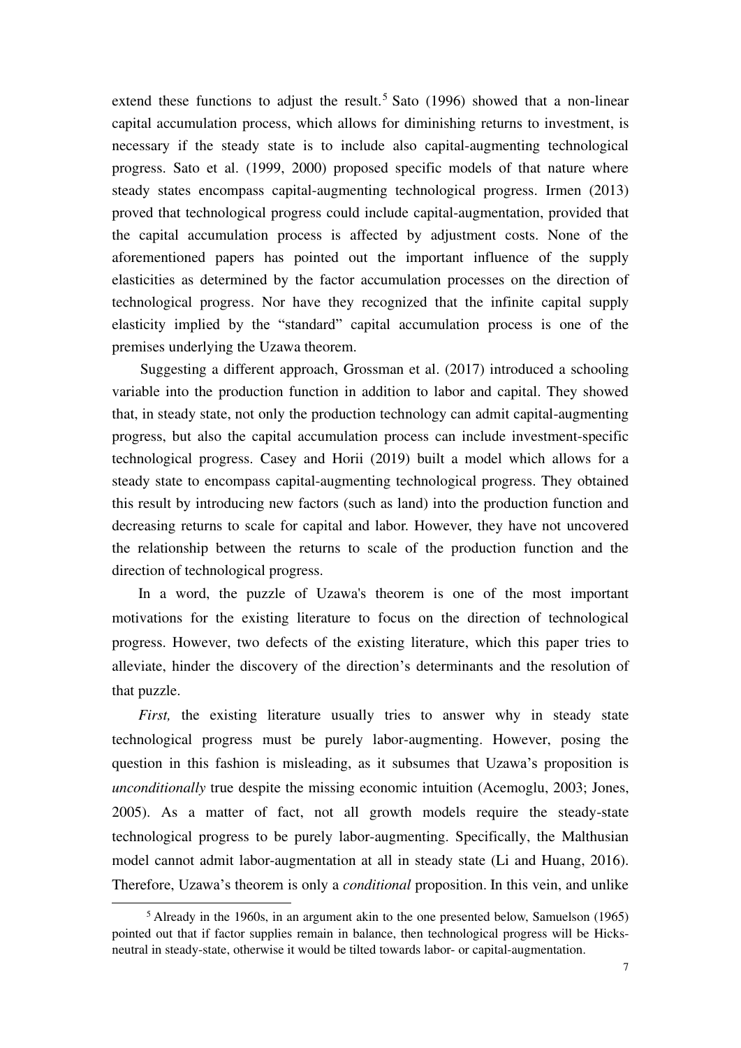extend these functions to adjust the result.[5] Sato (1996) showed that a non-linear capital accumulation process, which allows for diminishing returns to investment, is necessary if the steady state is to include also capital-augmenting technological progress. Sato et al. (1999, 2000) proposed specific models of that nature where steady states encompass capital-augmenting technological progress. Irmen (2013) proved that technological progress could include capital-augmentation, provided that the capital accumulation process is affected by adjustment costs. None of the aforementioned papers has pointed out the important influence of the supply elasticities as determined by the factor accumulation processes on the direction of technological progress. Nor have they recognized that the infinite capital supply elasticity implied by the "standard" capital accumulation process is one of the premises underlying the Uzawa theorem.

Suggesting a different approach, Grossman et al. (2017) introduced a schooling variable into the production function in addition to labor and capital. They showed that, in steady state, not only the production technology can admit capital-augmenting progress, but also the capital accumulation process can include investment-specific technological progress. Casey and Horii (2019) built a model which allows for a steady state to encompass capital-augmenting technological progress. They obtained this result by introducing new factors (such as land) into the production function and decreasing returns to scale for capital and labor. However, they have not uncovered the relationship between the returns to scale of the production function and the direction of technological progress.

In a word, the puzzle of Uzawa's theorem is one of the most important motivations for the existing literature to focus on the direction of technological progress. However, two defects of the existing literature, which this paper tries to alleviate, hinder the discovery of the direction's determinants and the resolution of that puzzle.

*First,* the existing literature usually tries to answer why in steady state technological progress must be purely labor-augmenting. However, posing the question in this fashion is misleading, as it subsumes that Uzawa's proposition is *unconditionally* true despite the missing economic intuition (Acemoglu, 2003; Jones, 2005). As a matter of fact, not all growth models require the steady-state technological progress to be purely labor-augmenting. Specifically, the Malthusian model cannot admit labor-augmentation at all in steady state (Li and Huang, 2016). Therefore, Uzawa's theorem is only a *conditional* proposition. In this vein, and unlike

[5] Already in the 1960s, in an argument akin to the one presented below, Samuelson (1965) pointed out that if factor supplies remain in balance, then technological progress will be Hicks-neutral in steady-state, otherwise it would be tilted towards labor- or capital-augmentation.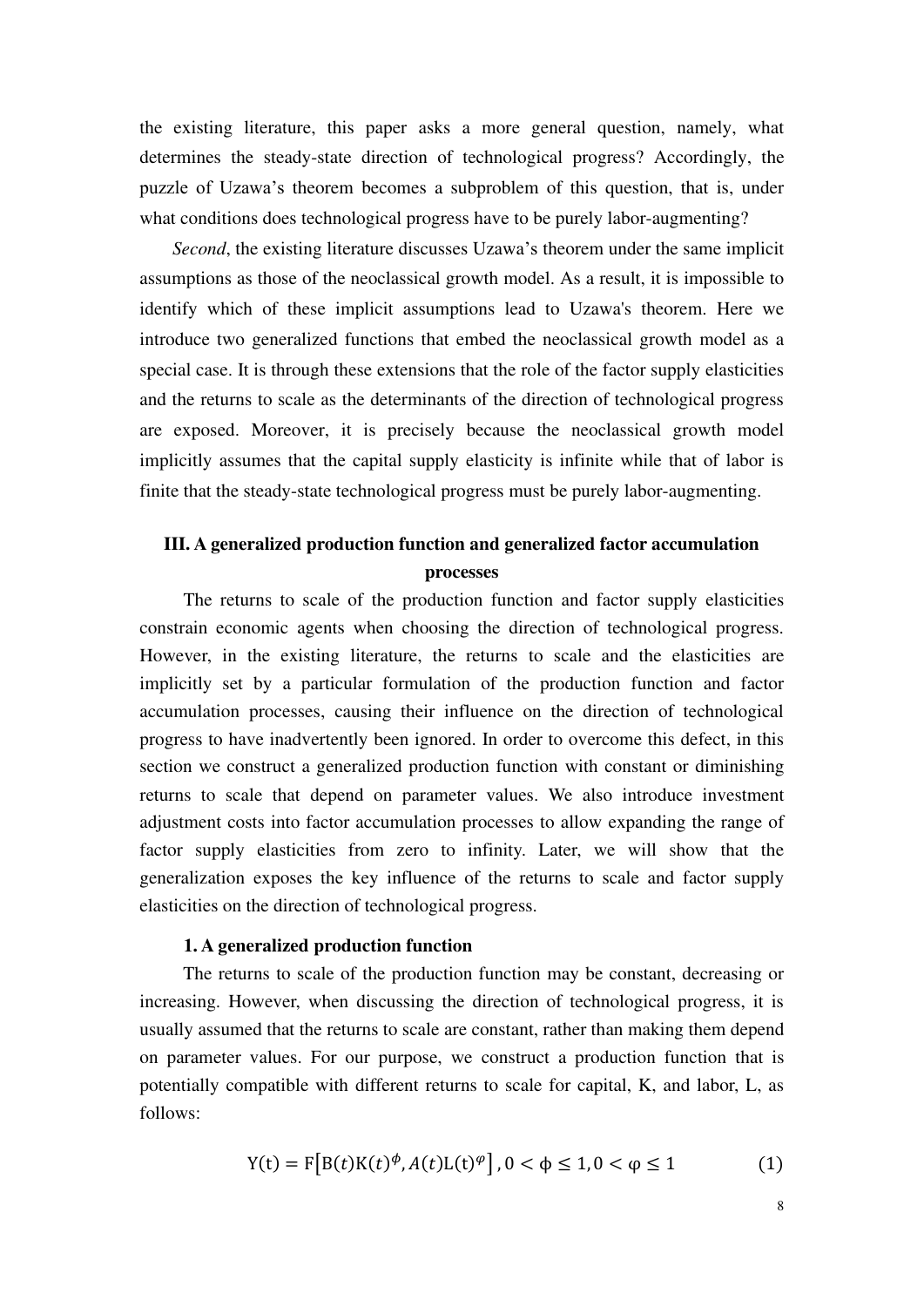the existing literature, this paper asks a more general question, namely, what determines the steady-state direction of technological progress? Accordingly, the puzzle of Uzawa's theorem becomes a subproblem of this question, that is, under what conditions does technological progress have to be purely labor-augmenting?

*Second*, the existing literature discusses Uzawa's theorem under the same implicit assumptions as those of the neoclassical growth model. As a result, it is impossible to identify which of these implicit assumptions lead to Uzawa's theorem. Here we introduce two generalized functions that embed the neoclassical growth model as a special case. It is through these extensions that the role of the factor supply elasticities and the returns to scale as the determinants of the direction of technological progress are exposed. Moreover, it is precisely because the neoclassical growth model implicitly assumes that the capital supply elasticity is infinite while that of labor is finite that the steady-state technological progress must be purely labor-augmenting.

## III. A generalized production function and generalized factor accumulation processes

The returns to scale of the production function and factor supply elasticities constrain economic agents when choosing the direction of technological progress. However, in the existing literature, the returns to scale and the elasticities are implicitly set by a particular formulation of the production function and factor accumulation processes, causing their influence on the direction of technological progress to have inadvertently been ignored. In order to overcome this defect, in this section we construct a generalized production function with constant or diminishing returns to scale that depend on parameter values. We also introduce investment adjustment costs into factor accumulation processes to allow expanding the range of factor supply elasticities from zero to infinity. Later, we will show that the generalization exposes the key influence of the returns to scale and factor supply elasticities on the direction of technological progress.

### 1. A generalized production function

The returns to scale of the production function may be constant, decreasing or increasing. However, when discussing the direction of technological progress, it is usually assumed that the returns to scale are constant, rather than making them depend on parameter values. For our purpose, we construct a production function that is potentially compatible with different returns to scale for capital, K, and labor, L, as follows:

$$Y(t) = F\left[B(t)K(t)^{\phi}, A(t)L(t)^{\varphi}\right], 0 < \phi \leq 1, 0 < \varphi \leq 1 \tag{1}$$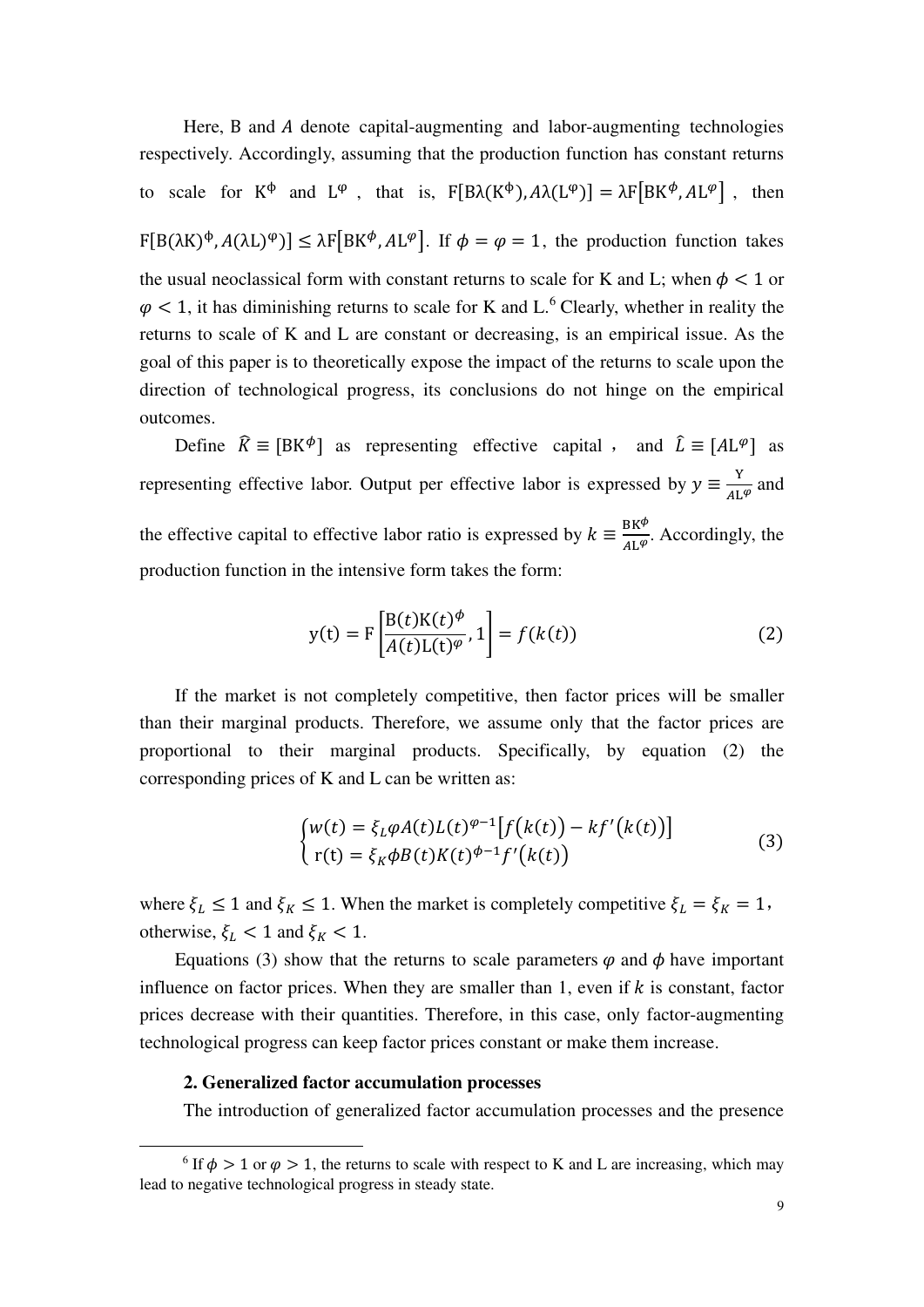Here, B and $A$ denote capital-augmenting and labor-augmenting technologies respectively. Accordingly, assuming that the production function has constant returns to scale for $K^{\phi}$ and $L^{\varphi}$, that is, $F[B\lambda(K^{\phi}), A\lambda(L^{\varphi})] = \lambda F[BK^{\phi}, AL^{\varphi}]$, then $F[B(\lambda K)^{\phi}, A(\lambda L)^{\varphi})] \leq \lambda F[BK^{\phi}, AL^{\varphi}]$. If $\phi = \varphi = 1$, the production function takes the usual neoclassical form with constant returns to scale for K and L; when $\phi < 1$ or $\varphi < 1$, it has diminishing returns to scale for K and L.[6] Clearly, whether in reality the returns to scale of K and L are constant or decreasing, is an empirical issue. As the goal of this paper is to theoretically expose the impact of the returns to scale upon the direction of technological progress, its conclusions do not hinge on the empirical outcomes.

Define $\widehat{K} \equiv [BK^{\phi}]$ as representing effective capital, and $\widehat{L} \equiv [AL^{\varphi}]$ as representing effective labor. Output per effective labor is expressed by $y \equiv \frac{Y}{AL^{\varphi}}$ and the effective capital to effective labor ratio is expressed by $k \equiv \frac{BK^{\phi}}{AL^{\varphi}}$. Accordingly, the production function in the intensive form takes the form:

$$y(t) = F\left[\frac{B(t)K(t)^{\phi}}{A(t)L(t)^{\varphi}}, 1\right] = f(k(t)) \tag{2}$$

If the market is not completely competitive, then factor prices will be smaller than their marginal products. Therefore, we assume only that the factor prices are proportional to their marginal products. Specifically, by equation (2) the corresponding prices of K and L can be written as:

$$\begin{cases} w(t) = \xi_L \varphi A(t) L(t)^{\varphi - 1}\left[f(k(t)) - kf'(k(t))\right] \\ r(t) = \xi_K \phi B(t) K(t)^{\phi - 1} f'(k(t)) \end{cases} \tag{3}$$

where $\xi_L \leq 1$ and $\xi_K \leq 1$. When the market is completely competitive $\xi_L = \xi_K = 1$, otherwise, $\xi_L < 1$ and $\xi_K < 1$.

Equations (3) show that the returns to scale parameters $\varphi$ and $\phi$ have important influence on factor prices. When they are smaller than 1, even if $k$ is constant, factor prices decrease with their quantities. Therefore, in this case, only factor-augmenting technological progress can keep factor prices constant or make them increase.

**2. Generalized factor accumulation processes**

The introduction of generalized factor accumulation processes and the presence

[6] If $\phi > 1$ or $\varphi > 1$, the returns to scale with respect to K and L are increasing, which may lead to negative technological progress in steady state.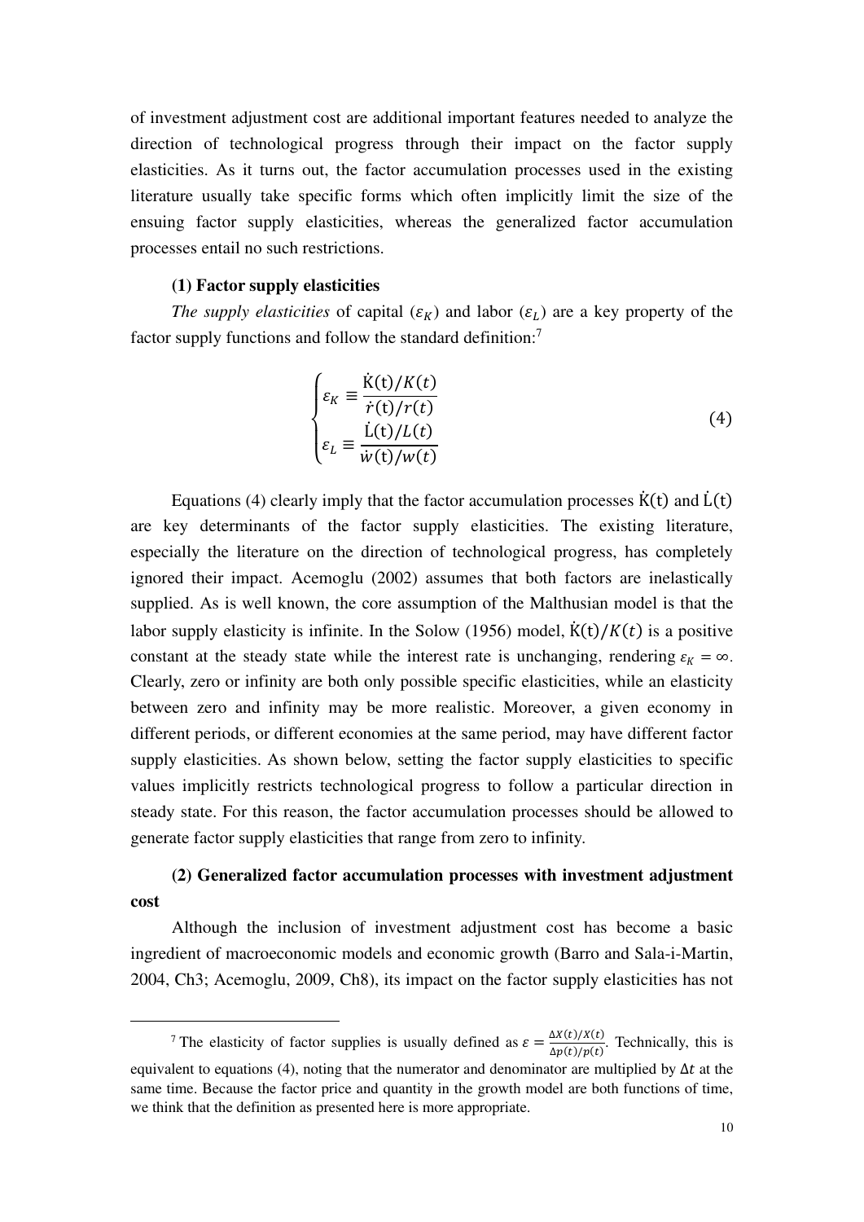of investment adjustment cost are additional important features needed to analyze the direction of technological progress through their impact on the factor supply elasticities. As it turns out, the factor accumulation processes used in the existing literature usually take specific forms which often implicitly limit the size of the ensuing factor supply elasticities, whereas the generalized factor accumulation processes entail no such restrictions.

**(1) Factor supply elasticities**

*The supply elasticities* of capital ($\varepsilon_K$) and labor ($\varepsilon_L$) are a key property of the factor supply functions and follow the standard definition:[7]

$$
\begin{cases}
\varepsilon_K \equiv \dfrac{\dot{\mathrm{K}}(\mathrm{t})/K(t)}{\dot{r}(\mathrm{t})/r(t)} \\
\varepsilon_L \equiv \dfrac{\dot{\mathrm{L}}(\mathrm{t})/L(t)}{\dot{w}(\mathrm{t})/w(t)}
\end{cases}
\tag{4}
$$

Equations (4) clearly imply that the factor accumulation processes $\dot{\mathrm{K}}(\mathrm{t})$ and $\dot{\mathrm{L}}(\mathrm{t})$ are key determinants of the factor supply elasticities. The existing literature, especially the literature on the direction of technological progress, has completely ignored their impact. Acemoglu (2002) assumes that both factors are inelastically supplied. As is well known, the core assumption of the Malthusian model is that the labor supply elasticity is infinite. In the Solow (1956) model, $\dot{\mathrm{K}}(\mathrm{t})/K(t)$ is a positive constant at the steady state while the interest rate is unchanging, rendering $\varepsilon_K = \infty$. Clearly, zero or infinity are both only possible specific elasticities, while an elasticity between zero and infinity may be more realistic. Moreover, a given economy in different periods, or different economies at the same period, may have different factor supply elasticities. As shown below, setting the factor supply elasticities to specific values implicitly restricts technological progress to follow a particular direction in steady state. For this reason, the factor accumulation processes should be allowed to generate factor supply elasticities that range from zero to infinity.

**(2) Generalized factor accumulation processes with investment adjustment cost**

Although the inclusion of investment adjustment cost has become a basic ingredient of macroeconomic models and economic growth (Barro and Sala-i-Martin, 2004, Ch3; Acemoglu, 2009, Ch8), its impact on the factor supply elasticities has not

---

[7] The elasticity of factor supplies is usually defined as $\varepsilon = \frac{\Delta X(t)/X(t)}{\Delta p(t)/p(t)}$. Technically, this is equivalent to equations (4), noting that the numerator and denominator are multiplied by $\Delta t$ at the same time. Because the factor price and quantity in the growth model are both functions of time, we think that the definition as presented here is more appropriate.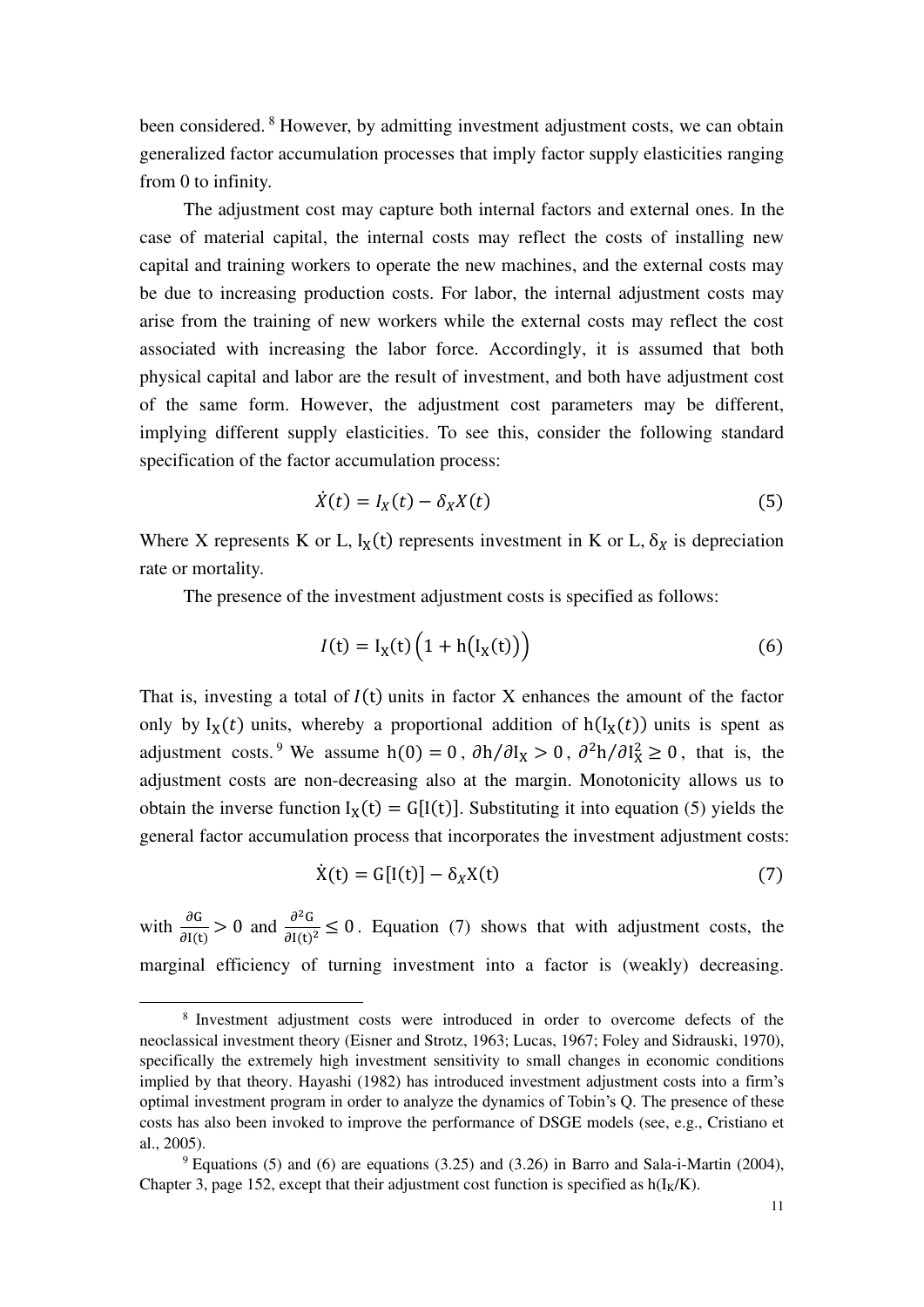been considered. [8] However, by admitting investment adjustment costs, we can obtain generalized factor accumulation processes that imply factor supply elasticities ranging from 0 to infinity.

The adjustment cost may capture both internal factors and external ones. In the case of material capital, the internal costs may reflect the costs of installing new capital and training workers to operate the new machines, and the external costs may be due to increasing production costs. For labor, the internal adjustment costs may arise from the training of new workers while the external costs may reflect the cost associated with increasing the labor force. Accordingly, it is assumed that both physical capital and labor are the result of investment, and both have adjustment cost of the same form. However, the adjustment cost parameters may be different, implying different supply elasticities. To see this, consider the following standard specification of the factor accumulation process:

$$\dot{X}(t) = I_X(t) - \delta_X X(t) \tag{5}$$

Where X represents K or L, $I_X(t)$ represents investment in K or L, $\delta_X$ is depreciation rate or mortality.

The presence of the investment adjustment costs is specified as follows:

$$I(t) = I_X(t)\left(1 + h\left(I_X(t)\right)\right) \tag{6}$$

That is, investing a total of $I(t)$ units in factor X enhances the amount of the factor only by $I_X(t)$ units, whereby a proportional addition of $h(I_X(t))$ units is spent as adjustment costs. [9] We assume $h(0) = 0$, $\partial h/\partial I_X > 0$, $\partial^2 h/\partial I_X^2 \geq 0$, that is, the adjustment costs are non-decreasing also at the margin. Monotonicity allows us to obtain the inverse function $I_X(t) = G[I(t)]$. Substituting it into equation (5) yields the general factor accumulation process that incorporates the investment adjustment costs:

$$\dot{X}(t) = G[I(t)] - \delta_X X(t) \tag{7}$$

with $\frac{\partial G}{\partial I(t)} > 0$ and $\frac{\partial^2 G}{\partial I(t)^2} \leq 0$. Equation (7) shows that with adjustment costs, the marginal efficiency of turning investment into a factor is (weakly) decreasing.

---

[8] Investment adjustment costs were introduced in order to overcome defects of the neoclassical investment theory (Eisner and Strotz, 1963; Lucas, 1967; Foley and Sidrauski, 1970), specifically the extremely high investment sensitivity to small changes in economic conditions implied by that theory. Hayashi (1982) has introduced investment adjustment costs into a firm's optimal investment program in order to analyze the dynamics of Tobin's Q. The presence of these costs has also been invoked to improve the performance of DSGE models (see, e.g., Cristiano et al., 2005).

[9] Equations (5) and (6) are equations (3.25) and (3.26) in Barro and Sala-i-Martin (2004), Chapter 3, page 152, except that their adjustment cost function is specified as $h(I_K/K)$.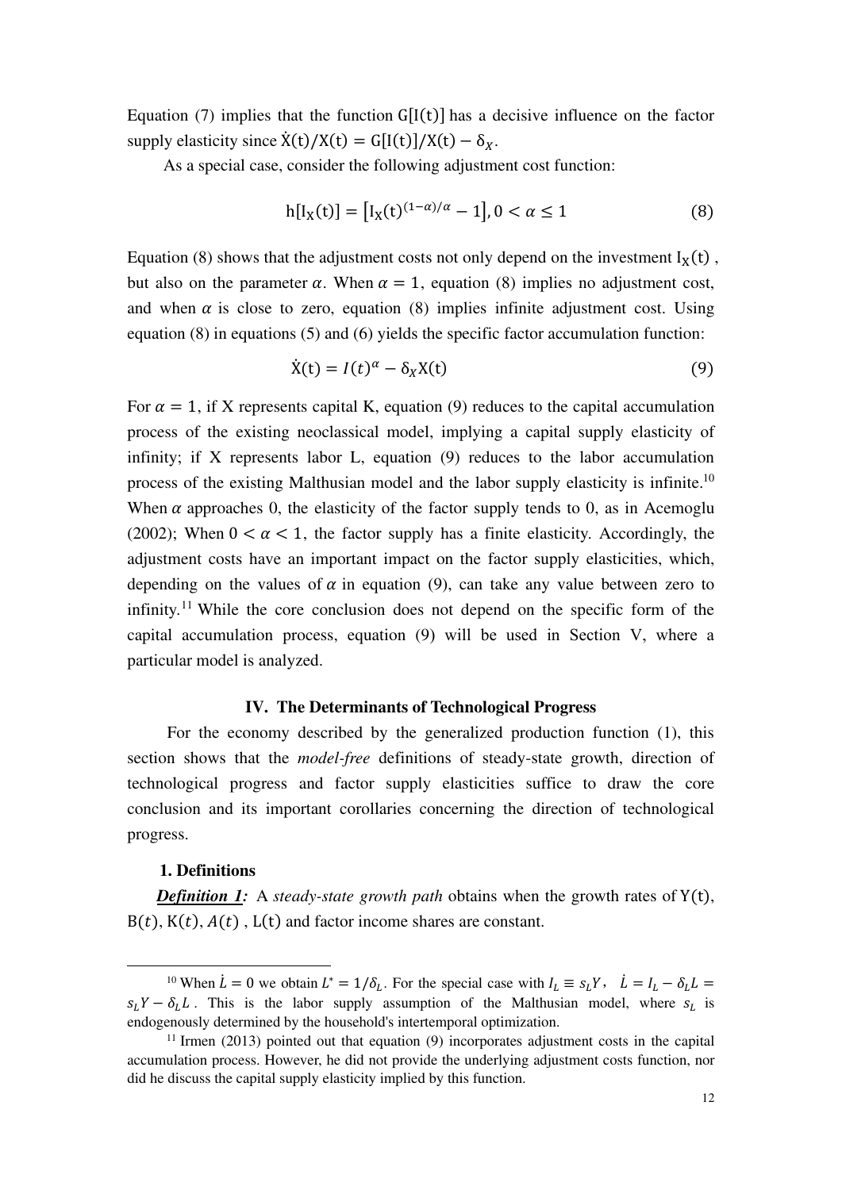Equation (7) implies that the function $G[I(t)]$ has a decisive influence on the factor supply elasticity since $\dot{X}(t)/X(t) = G[I(t)]/X(t) - \delta_X$.

As a special case, consider the following adjustment cost function:

$$h[I_X(t)] = \left[I_X(t)^{(1-\alpha)/\alpha} - 1\right], 0 < \alpha \leq 1 \tag{8}$$

Equation (8) shows that the adjustment costs not only depend on the investment $I_X(t)$, but also on the parameter $\alpha$. When $\alpha = 1$, equation (8) implies no adjustment cost, and when $\alpha$ is close to zero, equation (8) implies infinite adjustment cost. Using equation (8) in equations (5) and (6) yields the specific factor accumulation function:

$$\dot{X}(t) = I(t)^{\alpha} - \delta_X X(t) \tag{9}$$

For $\alpha = 1$, if X represents capital K, equation (9) reduces to the capital accumulation process of the existing neoclassical model, implying a capital supply elasticity of infinity; if X represents labor L, equation (9) reduces to the labor accumulation process of the existing Malthusian model and the labor supply elasticity is infinite.[10] When $\alpha$ approaches 0, the elasticity of the factor supply tends to 0, as in Acemoglu (2002); When $0 < \alpha < 1$, the factor supply has a finite elasticity. Accordingly, the adjustment costs have an important impact on the factor supply elasticities, which, depending on the values of $\alpha$ in equation (9), can take any value between zero to infinity.[11] While the core conclusion does not depend on the specific form of the capital accumulation process, equation (9) will be used in Section V, where a particular model is analyzed.

## IV. The Determinants of Technological Progress

For the economy described by the generalized production function (1), this section shows that the *model-free* definitions of steady-state growth, direction of technological progress and factor supply elasticities suffice to draw the core conclusion and its important corollaries concerning the direction of technological progress.

### 1. Definitions

***Definition 1:*** A *steady-state growth path* obtains when the growth rates of $Y(t)$, $B(t)$, $K(t)$, $A(t)$, $L(t)$ and factor income shares are constant.

[10] When $\dot{L} = 0$ we obtain $L^* = 1/\delta_L$. For the special case with $I_L \equiv s_L Y$, $\dot{L} = I_L - \delta_L L = s_L Y - \delta_L L$. This is the labor supply assumption of the Malthusian model, where $s_L$ is endogenously determined by the household's intertemporal optimization.

[11] Irmen (2013) pointed out that equation (9) incorporates adjustment costs in the capital accumulation process. However, he did not provide the underlying adjustment costs function, nor did he discuss the capital supply elasticity implied by this function.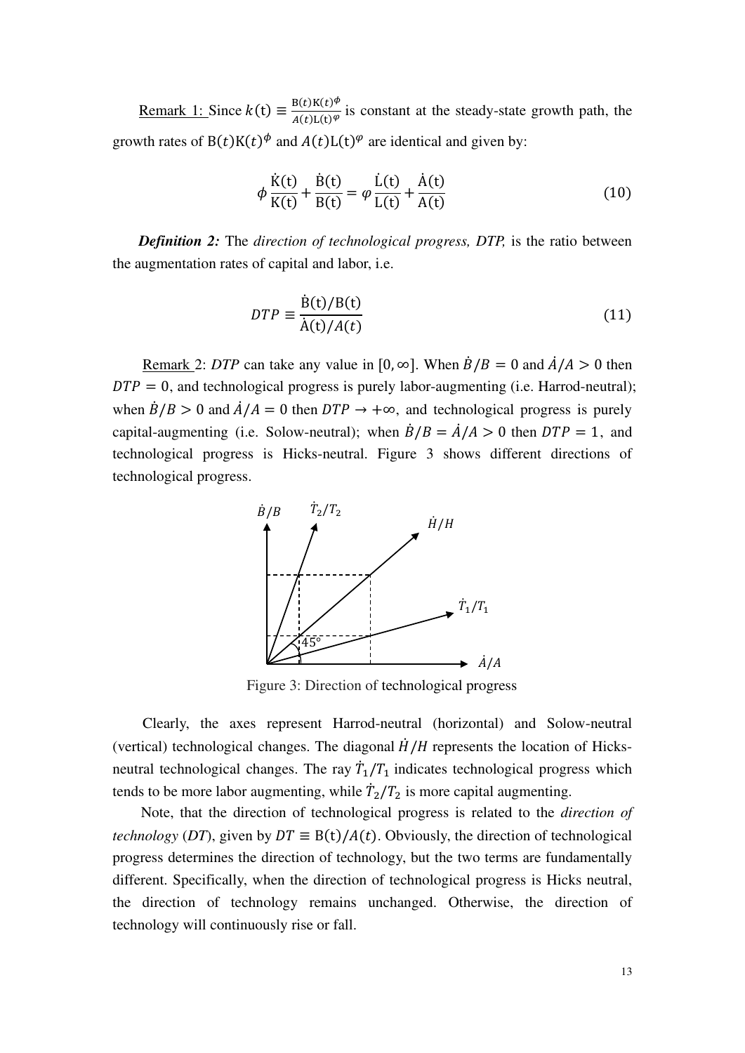<u>Remark 1:</u> Since $k(\mathrm{t}) \equiv \frac{\mathrm{B}(t)\mathrm{K}(t)^{\phi}}{A(t)\mathrm{L}(\mathrm{t})^{\varphi}}$ is constant at the steady-state growth path, the growth rates of $\mathrm{B}(t)\mathrm{K}(t)^{\phi}$ and $A(t)\mathrm{L}(\mathrm{t})^{\varphi}$ are identical and given by:

$$\phi \frac{\dot{\mathrm{K}}(\mathrm{t})}{\mathrm{K}(\mathrm{t})} + \frac{\dot{\mathrm{B}}(\mathrm{t})}{\mathrm{B}(\mathrm{t})} = \varphi \frac{\dot{\mathrm{L}}(\mathrm{t})}{\mathrm{L}(\mathrm{t})} + \frac{\dot{\mathrm{A}}(\mathrm{t})}{\mathrm{A}(\mathrm{t})} \tag{10}$$

***Definition 2:*** The *direction of technological progress, DTP,* is the ratio between the augmentation rates of capital and labor, i.e.

$$DTP \equiv \frac{\dot{\mathrm{B}}(\mathrm{t})/\mathrm{B}(\mathrm{t})}{\dot{\mathrm{A}}(\mathrm{t})/A(t)} \tag{11}$$

<u>Remark</u> 2: *DTP* can take any value in $[0, \infty]$. When $\dot{B}/B = 0$ and $\dot{A}/A > 0$ then $DTP = 0$, and technological progress is purely labor-augmenting (i.e. Harrod-neutral); when $\dot{B}/B > 0$ and $\dot{A}/A = 0$ then $DTP \to +\infty$, and technological progress is purely capital-augmenting (i.e. Solow-neutral); when $\dot{B}/B = \dot{A}/A > 0$ then $DTP = 1$, and technological progress is Hicks-neutral. Figure 3 shows different directions of technological progress.

Figure 3: Direction of technological progress

Clearly, the axes represent Harrod-neutral (horizontal) and Solow-neutral (vertical) technological changes. The diagonal $\dot{H}/H$ represents the location of Hicks-neutral technological changes. The ray $\dot{T}_1/T_1$ indicates technological progress which tends to be more labor augmenting, while $\dot{T}_2/T_2$ is more capital augmenting.

Note, that the direction of technological progress is related to the *direction of technology* (*DT*), given by $DT \equiv \mathrm{B}(\mathrm{t})/A(t)$. Obviously, the direction of technological progress determines the direction of technology, but the two terms are fundamentally different. Specifically, when the direction of technological progress is Hicks neutral, the direction of technology remains unchanged. Otherwise, the direction of technology will continuously rise or fall.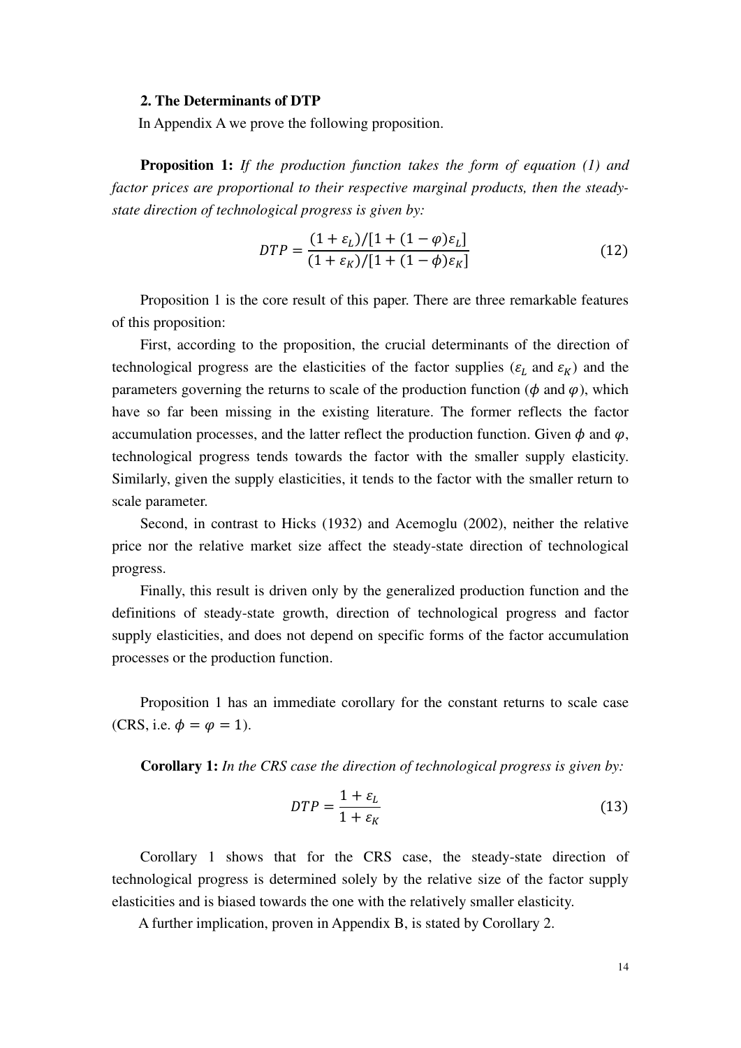## 2. The Determinants of DTP

In Appendix A we prove the following proposition.

**Proposition 1:** *If the production function takes the form of equation (1) and factor prices are proportional to their respective marginal products, then the steady-state direction of technological progress is given by:*

$$DTP = \frac{(1+\varepsilon_L)/[1+(1-\varphi)\varepsilon_L]}{(1+\varepsilon_K)/[1+(1-\phi)\varepsilon_K]} \tag{12}$$

Proposition 1 is the core result of this paper. There are three remarkable features of this proposition:

First, according to the proposition, the crucial determinants of the direction of technological progress are the elasticities of the factor supplies ($\varepsilon_L$ and $\varepsilon_K$) and the parameters governing the returns to scale of the production function ($\phi$ and $\varphi$), which have so far been missing in the existing literature. The former reflects the factor accumulation processes, and the latter reflect the production function. Given $\phi$ and $\varphi$, technological progress tends towards the factor with the smaller supply elasticity. Similarly, given the supply elasticities, it tends to the factor with the smaller return to scale parameter.

Second, in contrast to Hicks (1932) and Acemoglu (2002), neither the relative price nor the relative market size affect the steady-state direction of technological progress.

Finally, this result is driven only by the generalized production function and the definitions of steady-state growth, direction of technological progress and factor supply elasticities, and does not depend on specific forms of the factor accumulation processes or the production function.

Proposition 1 has an immediate corollary for the constant returns to scale case (CRS, i.e. $\phi = \varphi = 1$).

**Corollary 1:** *In the CRS case the direction of technological progress is given by:*

$$DTP = \frac{1+\varepsilon_L}{1+\varepsilon_K} \tag{13}$$

Corollary 1 shows that for the CRS case, the steady-state direction of technological progress is determined solely by the relative size of the factor supply elasticities and is biased towards the one with the relatively smaller elasticity.

A further implication, proven in Appendix B, is stated by Corollary 2.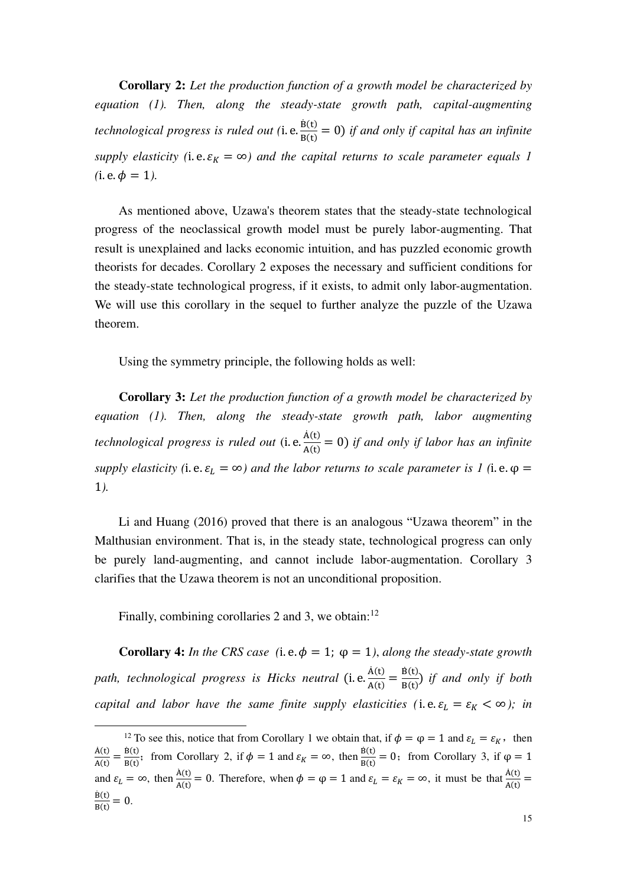**Corollary 2:** *Let the production function of a growth model be characterized by equation (1). Then, along the steady-state growth path, capital-augmenting technological progress is ruled out (*$\text{i.e.}\frac{\dot{B}(t)}{B(t)} = 0$*) if and only if capital has an infinite supply elasticity (*$\text{i.e.}\,\varepsilon_K = \infty$*) and the capital returns to scale parameter equals 1 (*$\text{i.e.}\,\phi = 1$*).*

As mentioned above, Uzawa's theorem states that the steady-state technological progress of the neoclassical growth model must be purely labor-augmenting. That result is unexplained and lacks economic intuition, and has puzzled economic growth theorists for decades. Corollary 2 exposes the necessary and sufficient conditions for the steady-state technological progress, if it exists, to admit only labor-augmentation. We will use this corollary in the sequel to further analyze the puzzle of the Uzawa theorem.

Using the symmetry principle, the following holds as well:

**Corollary 3:** *Let the production function of a growth model be characterized by equation (1). Then, along the steady-state growth path, labor augmenting technological progress is ruled out* $(\text{i.e.}\frac{\dot{A}(t)}{A(t)} = 0)$ *if and only if labor has an infinite supply elasticity (*$\text{i.e.}\,\varepsilon_L = \infty$*) and the labor returns to scale parameter is 1 (*$\text{i.e.}\,\varphi = 1$*).*

Li and Huang (2016) proved that there is an analogous "Uzawa theorem" in the Malthusian environment. That is, in the steady state, technological progress can only be purely land-augmenting, and cannot include labor-augmentation. Corollary 3 clarifies that the Uzawa theorem is not an unconditional proposition.

Finally, combining corollaries 2 and 3, we obtain:[12]

**Corollary 4:** *In the CRS case (*$\text{i.e.}\,\phi = 1;\ \varphi = 1$*), along the steady-state growth path, technological progress is Hicks neutral* $(\text{i.e.}\frac{\dot{A}(t)}{A(t)} = \frac{\dot{B}(t)}{B(t)})$ *if and only if both capital and labor have the same finite supply elasticities (*$\text{i.e.}\,\varepsilon_L = \varepsilon_K < \infty$*); in*

[12] To see this, notice that from Corollary 1 we obtain that, if $\phi = \varphi = 1$ and $\varepsilon_L = \varepsilon_K$, then $\frac{\dot{A}(t)}{A(t)} = \frac{\dot{B}(t)}{B(t)}$; from Corollary 2, if $\phi = 1$ and $\varepsilon_K = \infty$, then $\frac{\dot{B}(t)}{B(t)} = 0$; from Corollary 3, if $\varphi = 1$ and $\varepsilon_L = \infty$, then $\frac{\dot{A}(t)}{A(t)} = 0$. Therefore, when $\phi = \varphi = 1$ and $\varepsilon_L = \varepsilon_K = \infty$, it must be that $\frac{\dot{A}(t)}{A(t)} = \frac{\dot{B}(t)}{B(t)} = 0$.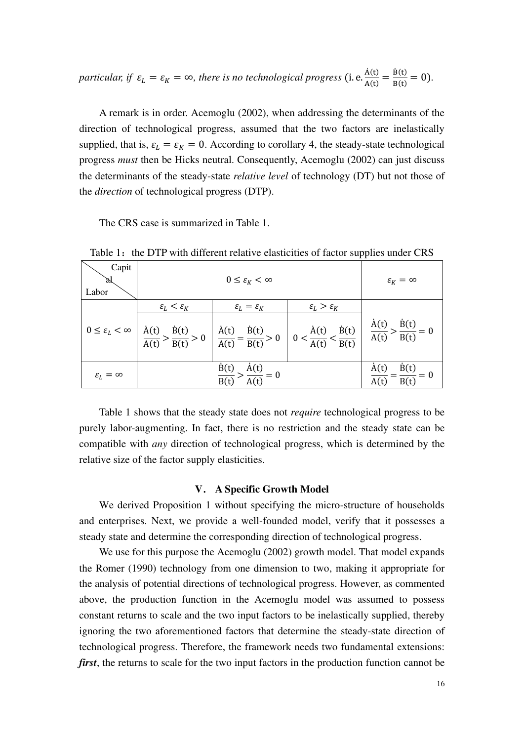*particular, if $\varepsilon_L = \varepsilon_K = \infty$, there is no technological progress* $(\text{i.e.} \frac{\dot{A}(t)}{A(t)} = \frac{\dot{B}(t)}{B(t)} = 0)$.

A remark is in order. Acemoglu (2002), when addressing the determinants of the direction of technological progress, assumed that the two factors are inelastically supplied, that is, $\varepsilon_L = \varepsilon_K = 0$. According to corollary 4, the steady-state technological progress *must* then be Hicks neutral. Consequently, Acemoglu (2002) can just discuss the determinants of the steady-state *relative level* of technology (DT) but not those of the *direction* of technological progress (DTP).

The CRS case is summarized in Table 1.

Table 1：the DTP with different relative elasticities of factor supplies under CRS

| Capital / Labor | $0 \le \varepsilon_K < \infty$ | | | $\varepsilon_K = \infty$ |
|---|---|---|---|---|
| | $\varepsilon_L < \varepsilon_K$ | $\varepsilon_L = \varepsilon_K$ | $\varepsilon_L > \varepsilon_K$ | |
| $0 \le \varepsilon_L < \infty$ | $\frac{\dot{A}(t)}{A(t)} > \frac{\dot{B}(t)}{B(t)} > 0$ | $\frac{\dot{A}(t)}{A(t)} = \frac{\dot{B}(t)}{B(t)} > 0$ | $0 < \frac{\dot{A}(t)}{A(t)} < \frac{\dot{B}(t)}{B(t)}$ | $\frac{\dot{A}(t)}{A(t)} > \frac{\dot{B}(t)}{B(t)} = 0$ |
| $\varepsilon_L = \infty$ | $\frac{\dot{B}(t)}{B(t)} > \frac{\dot{A}(t)}{A(t)} = 0$ | | | $\frac{\dot{A}(t)}{A(t)} = \frac{\dot{B}(t)}{B(t)} = 0$ |

Table 1 shows that the steady state does not *require* technological progress to be purely labor-augmenting. In fact, there is no restriction and the steady state can be compatible with *any* direction of technological progress, which is determined by the relative size of the factor supply elasticities.

## V. A Specific Growth Model

We derived Proposition 1 without specifying the micro-structure of households and enterprises. Next, we provide a well-founded model, verify that it possesses a steady state and determine the corresponding direction of technological progress.

We use for this purpose the Acemoglu (2002) growth model. That model expands the Romer (1990) technology from one dimension to two, making it appropriate for the analysis of potential directions of technological progress. However, as commented above, the production function in the Acemoglu model was assumed to possess constant returns to scale and the two input factors to be inelastically supplied, thereby ignoring the two aforementioned factors that determine the steady-state direction of technological progress. Therefore, the framework needs two fundamental extensions: ***first***, the returns to scale for the two input factors in the production function cannot be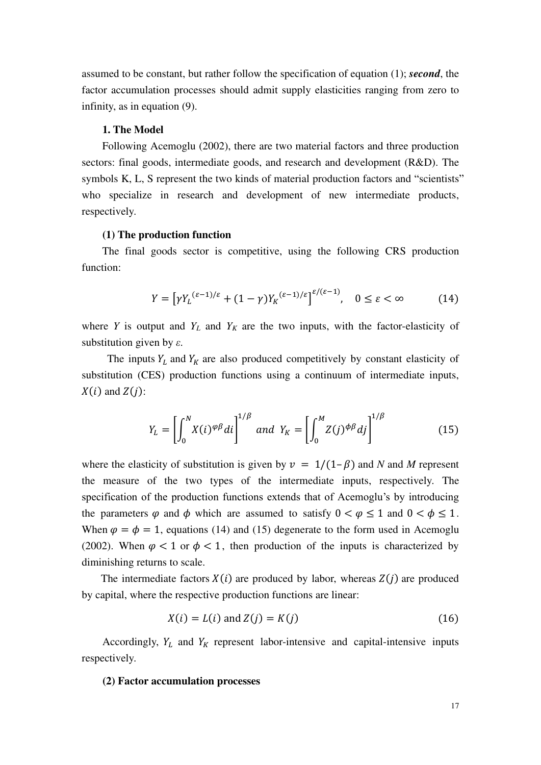assumed to be constant, but rather follow the specification of equation (1); ***second***, the factor accumulation processes should admit supply elasticities ranging from zero to infinity, as in equation (9).

### 1. The Model

Following Acemoglu (2002), there are two material factors and three production sectors: final goods, intermediate goods, and research and development (R&D). The symbols K, L, S represent the two kinds of material production factors and "scientists" who specialize in research and development of new intermediate products, respectively.

#### (1) The production function

The final goods sector is competitive, using the following CRS production function:

$$Y = \left[\gamma Y_L^{(\varepsilon-1)/\varepsilon} + (1-\gamma) Y_K^{(\varepsilon-1)/\varepsilon}\right]^{\varepsilon/(\varepsilon-1)}, \quad 0 \le \varepsilon < \infty \tag{14}$$

where $Y$ is output and $Y_L$ and $Y_K$ are the two inputs, with the factor-elasticity of substitution given by $\varepsilon$.

The inputs $Y_L$ and $Y_K$ are also produced competitively by constant elasticity of substitution (CES) production functions using a continuum of intermediate inputs, $X(i)$ and $Z(j)$:

$$Y_L = \left[\int_0^N X(i)^{\varphi\beta} di\right]^{1/\beta} \quad and \quad Y_K = \left[\int_0^M Z(j)^{\phi\beta} dj\right]^{1/\beta} \tag{15}$$

where the elasticity of substitution is given by $v = 1/(1-\beta)$ and $N$ and $M$ represent the measure of the two types of the intermediate inputs, respectively. The specification of the production functions extends that of Acemoglu's by introducing the parameters $\varphi$ and $\phi$ which are assumed to satisfy $0 < \varphi \le 1$ and $0 < \phi \le 1$. When $\varphi = \phi = 1$, equations (14) and (15) degenerate to the form used in Acemoglu (2002). When $\varphi < 1$ or $\phi < 1$, then production of the inputs is characterized by diminishing returns to scale.

The intermediate factors $X(i)$ are produced by labor, whereas $Z(j)$ are produced by capital, where the respective production functions are linear:

$$X(i) = L(i) \text{ and } Z(j) = K(j) \tag{16}$$

Accordingly, $Y_L$ and $Y_K$ represent labor-intensive and capital-intensive inputs respectively.

#### (2) Factor accumulation processes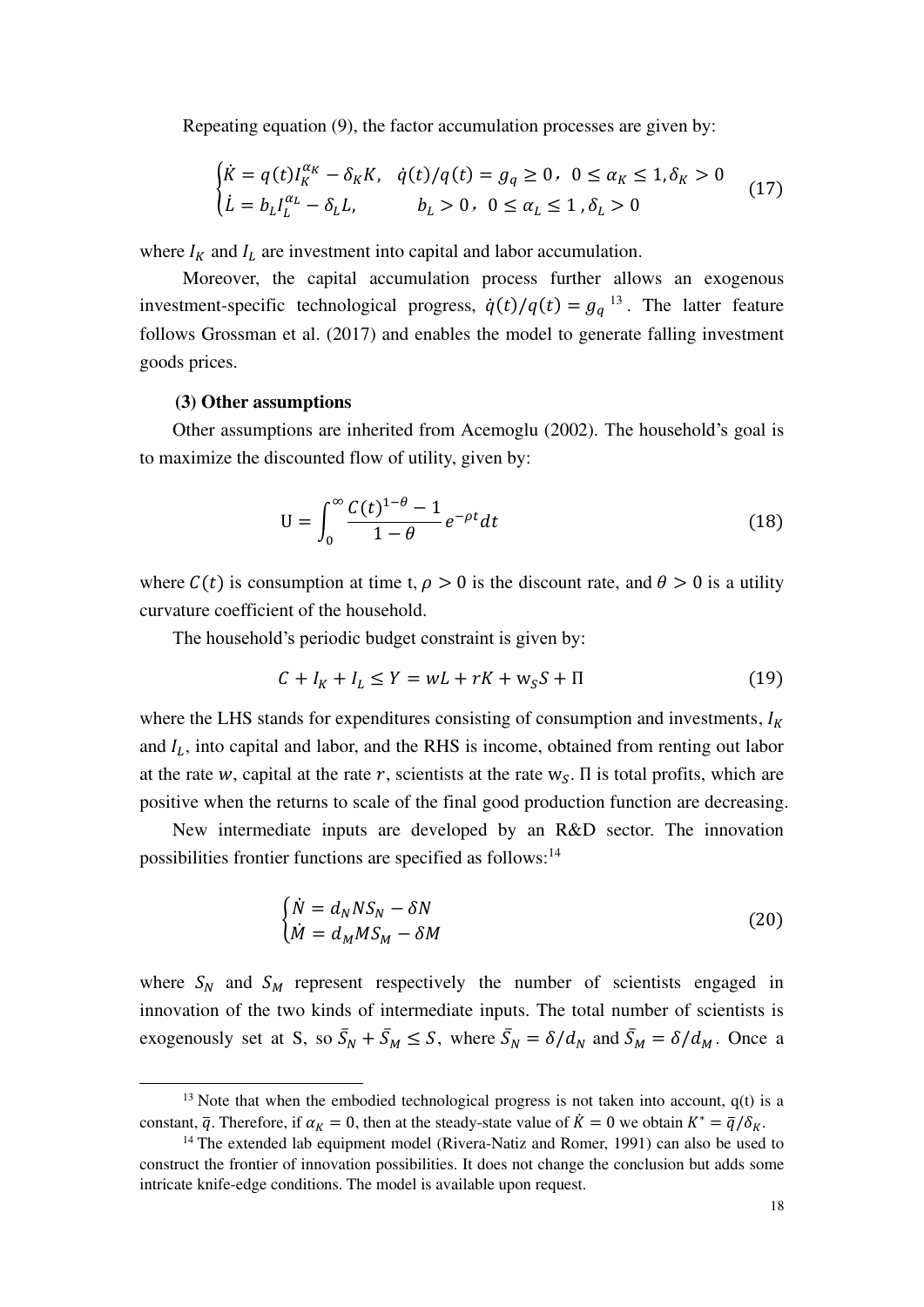Repeating equation (9), the factor accumulation processes are given by:

$$\begin{cases} \dot{K} = q(t)I_K^{\alpha_K} - \delta_K K, & \dot{q}(t)/q(t) = g_q \geq 0,\ 0 \leq \alpha_K \leq 1, \delta_K > 0 \\ \dot{L} = b_L I_L^{\alpha_L} - \delta_L L, & b_L > 0,\ 0 \leq \alpha_L \leq 1, \delta_L > 0 \end{cases} \tag{17}$$

where $I_K$ and $I_L$ are investment into capital and labor accumulation.

Moreover, the capital accumulation process further allows an exogenous investment-specific technological progress, $\dot{q}(t)/q(t) = g_q$ [13]. The latter feature follows Grossman et al. (2017) and enables the model to generate falling investment goods prices.

**(3) Other assumptions**

Other assumptions are inherited from Acemoglu (2002). The household's goal is to maximize the discounted flow of utility, given by:

$$\mathrm{U} = \int_0^\infty \frac{C(t)^{1-\theta} - 1}{1-\theta} e^{-\rho t} dt \tag{18}$$

where $C(t)$ is consumption at time t, $\rho > 0$ is the discount rate, and $\theta > 0$ is a utility curvature coefficient of the household.

The household's periodic budget constraint is given by:

$$C + I_K + I_L \leq Y = wL + rK + \mathrm{w}_S S + \Pi \tag{19}$$

where the LHS stands for expenditures consisting of consumption and investments, $I_K$ and $I_L$, into capital and labor, and the RHS is income, obtained from renting out labor at the rate $w$, capital at the rate $r$, scientists at the rate $\mathrm{w}_S$. $\Pi$ is total profits, which are positive when the returns to scale of the final good production function are decreasing.

New intermediate inputs are developed by an R&D sector. The innovation possibilities frontier functions are specified as follows:[14]

$$\begin{cases} \dot{N} = d_N N S_N - \delta N \\ \dot{M} = d_M M S_M - \delta M \end{cases} \tag{20}$$

where $S_N$ and $S_M$ represent respectively the number of scientists engaged in innovation of the two kinds of intermediate inputs. The total number of scientists is exogenously set at S, so $\bar{S}_N + \bar{S}_M \leq S$, where $\bar{S}_N = \delta/d_N$ and $\bar{S}_M = \delta/d_M$. Once a

[13] Note that when the embodied technological progress is not taken into account, q(t) is a constant, $\bar{q}$. Therefore, if $\alpha_K = 0$, then at the steady-state value of $\dot{K} = 0$ we obtain $K^* = \bar{q}/\delta_K$.

[14] The extended lab equipment model (Rivera-Natiz and Romer, 1991) can also be used to construct the frontier of innovation possibilities. It does not change the conclusion but adds some intricate knife-edge conditions. The model is available upon request.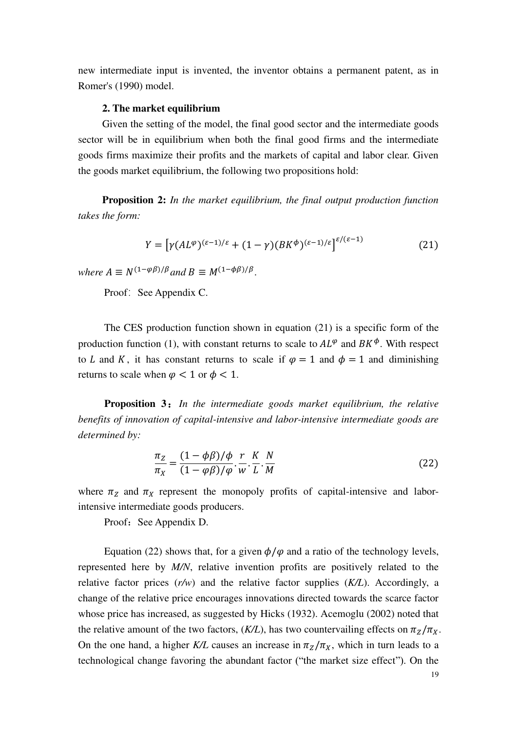new intermediate input is invented, the inventor obtains a permanent patent, as in Romer's (1990) model.

### 2. The market equilibrium

Given the setting of the model, the final good sector and the intermediate goods sector will be in equilibrium when both the final good firms and the intermediate goods firms maximize their profits and the markets of capital and labor clear. Given the goods market equilibrium, the following two propositions hold:

**Proposition 2:** *In the market equilibrium, the final output production function takes the form:*

$$Y = \left[\gamma(AL^{\varphi})^{(\varepsilon-1)/\varepsilon} + (1-\gamma)(BK^{\phi})^{(\varepsilon-1)/\varepsilon}\right]^{\varepsilon/(\varepsilon-1)} \tag{21}$$

*where* $A \equiv N^{(1-\varphi\beta)/\beta}$ *and* $B \equiv M^{(1-\phi\beta)/\beta}$.

Proof: See Appendix C.

The CES production function shown in equation (21) is a specific form of the production function (1), with constant returns to scale to $AL^{\varphi}$ and $BK^{\phi}$. With respect to $L$ and $K$, it has constant returns to scale if $\varphi = 1$ and $\phi = 1$ and diminishing returns to scale when $\varphi < 1$ or $\phi < 1$.

**Proposition 3:** *In the intermediate goods market equilibrium, the relative benefits of innovation of capital-intensive and labor-intensive intermediate goods are determined by:*

$$\frac{\pi_Z}{\pi_X} = \frac{(1-\phi\beta)/\phi}{(1-\varphi\beta)/\varphi} \cdot \frac{r}{w} \cdot \frac{K}{L} \cdot \frac{N}{M} \tag{22}$$

where $\pi_Z$ and $\pi_X$ represent the monopoly profits of capital-intensive and labor-intensive intermediate goods producers.

Proof: See Appendix D.

Equation (22) shows that, for a given $\phi/\varphi$ and a ratio of the technology levels, represented here by *M/N*, relative invention profits are positively related to the relative factor prices (*r/w*) and the relative factor supplies (*K/L*). Accordingly, a change of the relative price encourages innovations directed towards the scarce factor whose price has increased, as suggested by Hicks (1932). Acemoglu (2002) noted that the relative amount of the two factors, (*K/L*), has two countervailing effects on $\pi_Z/\pi_X$. On the one hand, a higher *K/L* causes an increase in $\pi_Z/\pi_X$, which in turn leads to a technological change favoring the abundant factor ("the market size effect"). On the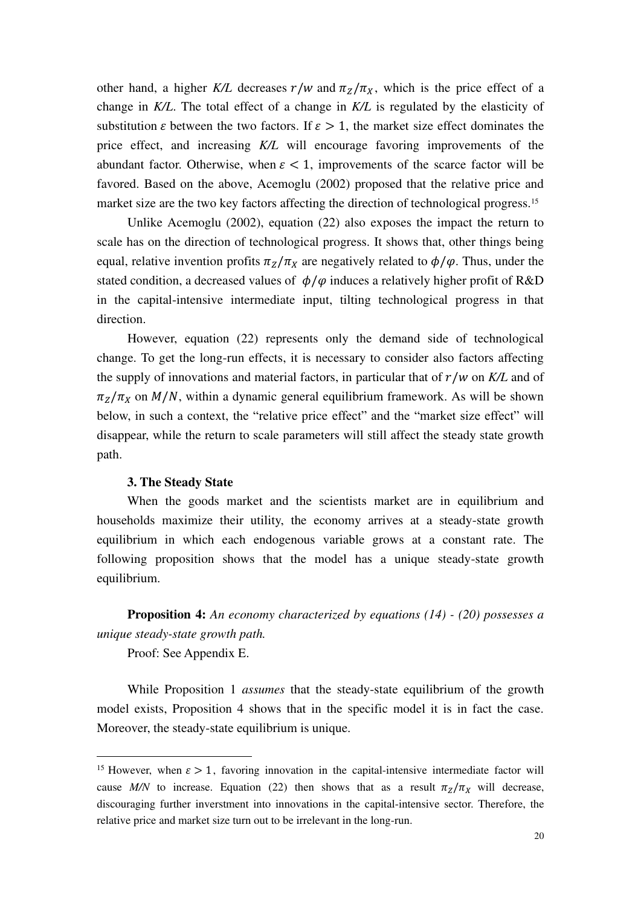other hand, a higher *K/L* decreases $r/w$ and $\pi_Z/\pi_X$, which is the price effect of a change in *K/L*. The total effect of a change in *K/L* is regulated by the elasticity of substitution $\varepsilon$ between the two factors. If $\varepsilon > 1$, the market size effect dominates the price effect, and increasing *K/L* will encourage favoring improvements of the abundant factor. Otherwise, when $\varepsilon < 1$, improvements of the scarce factor will be favored. Based on the above, Acemoglu (2002) proposed that the relative price and market size are the two key factors affecting the direction of technological progress.[15]

Unlike Acemoglu (2002), equation (22) also exposes the impact the return to scale has on the direction of technological progress. It shows that, other things being equal, relative invention profits $\pi_Z/\pi_X$ are negatively related to $\phi/\varphi$. Thus, under the stated condition, a decreased values of $\phi/\varphi$ induces a relatively higher profit of R&D in the capital-intensive intermediate input, tilting technological progress in that direction.

However, equation (22) represents only the demand side of technological change. To get the long-run effects, it is necessary to consider also factors affecting the supply of innovations and material factors, in particular that of $r/w$ on *K/L* and of $\pi_Z/\pi_X$ on $M/N$, within a dynamic general equilibrium framework. As will be shown below, in such a context, the "relative price effect" and the "market size effect" will disappear, while the return to scale parameters will still affect the steady state growth path.

### 3. The Steady State

When the goods market and the scientists market are in equilibrium and households maximize their utility, the economy arrives at a steady-state growth equilibrium in which each endogenous variable grows at a constant rate. The following proposition shows that the model has a unique steady-state growth equilibrium.

**Proposition 4:** *An economy characterized by equations (14) - (20) possesses a unique steady-state growth path.*

Proof: See Appendix E.

While Proposition 1 *assumes* that the steady-state equilibrium of the growth model exists, Proposition 4 shows that in the specific model it is in fact the case. Moreover, the steady-state equilibrium is unique.

[15] However, when $\varepsilon > 1$, favoring innovation in the capital-intensive intermediate factor will cause *M/N* to increase. Equation (22) then shows that as a result $\pi_Z/\pi_X$ will decrease, discouraging further inverstment into innovations in the capital-intensive sector. Therefore, the relative price and market size turn out to be irrelevant in the long-run.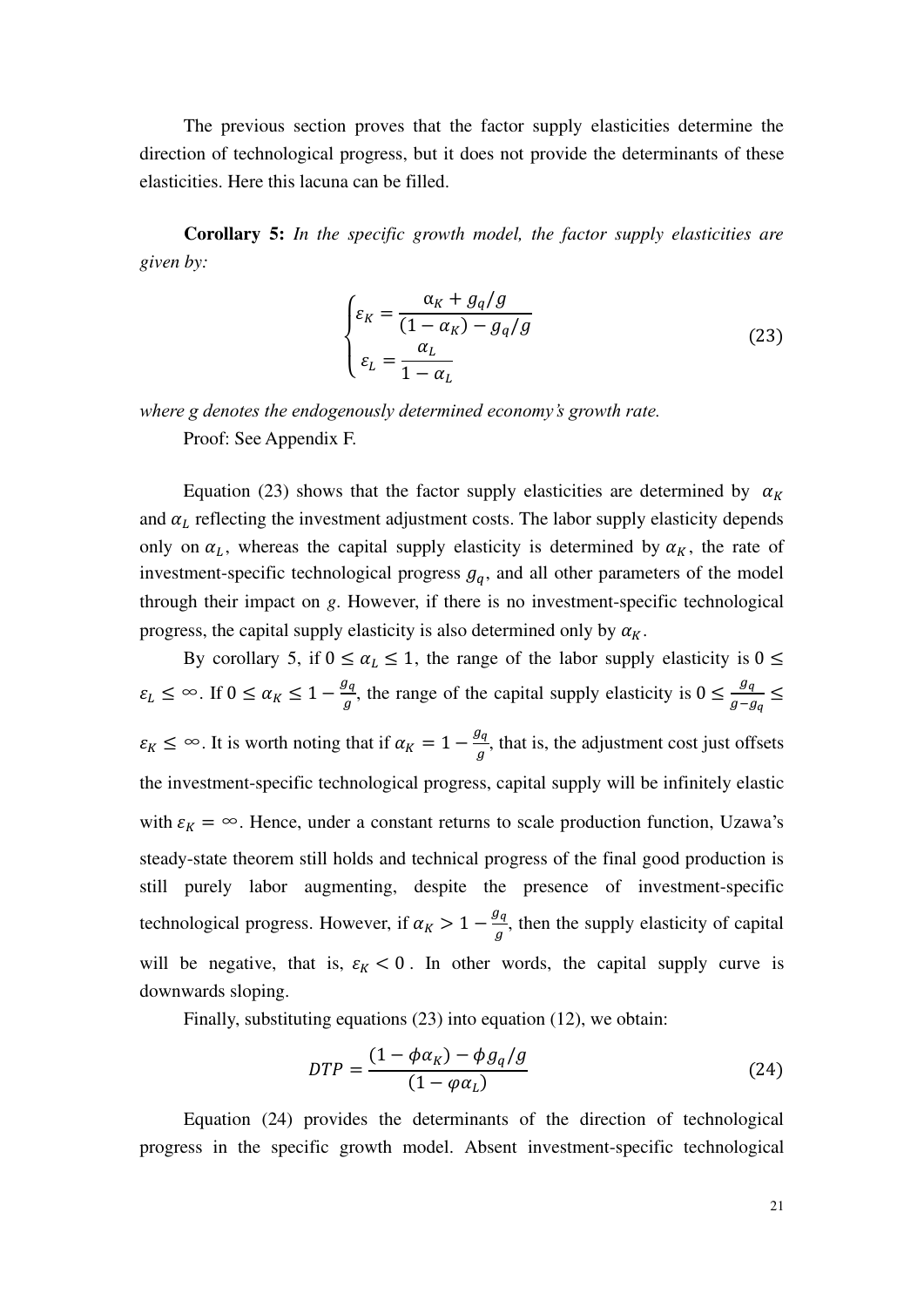The previous section proves that the factor supply elasticities determine the direction of technological progress, but it does not provide the determinants of these elasticities. Here this lacuna can be filled.

**Corollary 5:** *In the specific growth model, the factor supply elasticities are given by:*

$$
\begin{cases}
\varepsilon_K = \dfrac{\alpha_K + g_q/g}{(1-\alpha_K) - g_q/g} \\
\varepsilon_L = \dfrac{\alpha_L}{1-\alpha_L}
\end{cases}
\tag{23}
$$

*where g denotes the endogenously determined economy's growth rate.*

Proof: See Appendix F.

Equation (23) shows that the factor supply elasticities are determined by $\alpha_K$ and $\alpha_L$ reflecting the investment adjustment costs. The labor supply elasticity depends only on $\alpha_L$, whereas the capital supply elasticity is determined by $\alpha_K$, the rate of investment-specific technological progress $g_q$, and all other parameters of the model through their impact on *g*. However, if there is no investment-specific technological progress, the capital supply elasticity is also determined only by $\alpha_K$.

By corollary 5, if $0 \leq \alpha_L \leq 1$, the range of the labor supply elasticity is $0 \leq \varepsilon_L \leq \infty$. If $0 \leq \alpha_K \leq 1 - \frac{g_q}{g}$, the range of the capital supply elasticity is $0 \leq \frac{g_q}{g - g_q} \leq \varepsilon_K \leq \infty$. It is worth noting that if $\alpha_K = 1 - \frac{g_q}{g}$, that is, the adjustment cost just offsets the investment-specific technological progress, capital supply will be infinitely elastic with $\varepsilon_K = \infty$. Hence, under a constant returns to scale production function, Uzawa's steady-state theorem still holds and technical progress of the final good production is still purely labor augmenting, despite the presence of investment-specific technological progress. However, if $\alpha_K > 1 - \frac{g_q}{g}$, then the supply elasticity of capital will be negative, that is, $\varepsilon_K < 0$. In other words, the capital supply curve is downwards sloping.

Finally, substituting equations (23) into equation (12), we obtain:

$$
DTP = \frac{(1 - \phi\alpha_K) - \phi g_q/g}{(1 - \varphi\alpha_L)}
\tag{24}
$$

Equation (24) provides the determinants of the direction of technological progress in the specific growth model. Absent investment-specific technological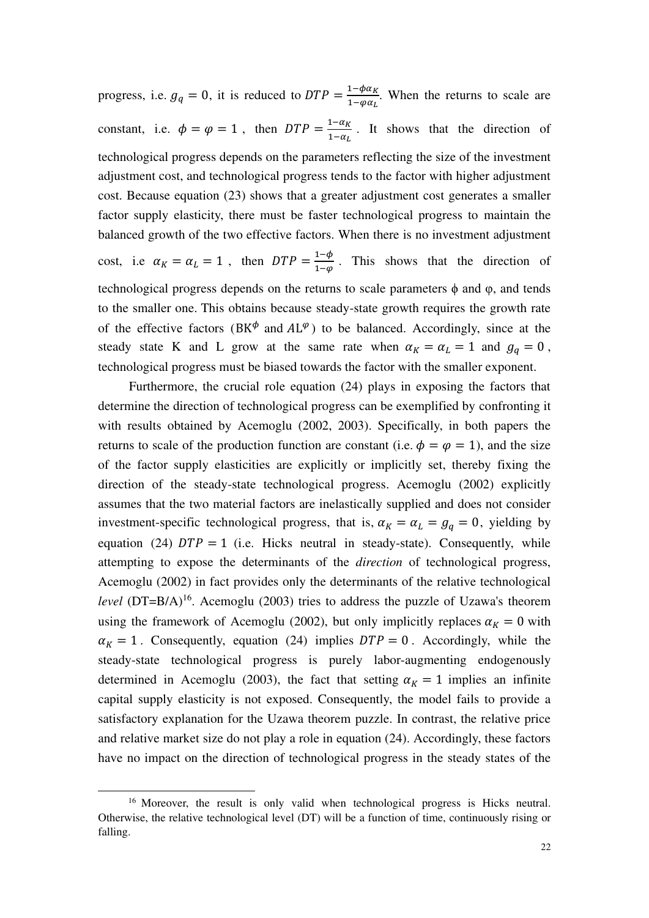progress, i.e. $g_q = 0$, it is reduced to $DTP = \frac{1-\phi\alpha_K}{1-\varphi\alpha_L}$. When the returns to scale are constant, i.e. $\phi = \varphi = 1$, then $DTP = \frac{1-\alpha_K}{1-\alpha_L}$. It shows that the direction of technological progress depends on the parameters reflecting the size of the investment adjustment cost, and technological progress tends to the factor with higher adjustment cost. Because equation (23) shows that a greater adjustment cost generates a smaller factor supply elasticity, there must be faster technological progress to maintain the balanced growth of the two effective factors. When there is no investment adjustment cost, i.e $\alpha_K = \alpha_L = 1$, then $DTP = \frac{1-\phi}{1-\varphi}$. This shows that the direction of technological progress depends on the returns to scale parameters ϕ and φ, and tends to the smaller one. This obtains because steady-state growth requires the growth rate of the effective factors ($BK^{\phi}$ and $AL^{\varphi}$) to be balanced. Accordingly, since at the steady state K and L grow at the same rate when $\alpha_K = \alpha_L = 1$ and $g_q = 0$, technological progress must be biased towards the factor with the smaller exponent.

Furthermore, the crucial role equation (24) plays in exposing the factors that determine the direction of technological progress can be exemplified by confronting it with results obtained by Acemoglu (2002, 2003). Specifically, in both papers the returns to scale of the production function are constant (i.e. $\phi = \varphi = 1$), and the size of the factor supply elasticities are explicitly or implicitly set, thereby fixing the direction of the steady-state technological progress. Acemoglu (2002) explicitly assumes that the two material factors are inelastically supplied and does not consider investment-specific technological progress, that is, $\alpha_K = \alpha_L = g_q = 0$, yielding by equation (24) $DTP = 1$ (i.e. Hicks neutral in steady-state). Consequently, while attempting to expose the determinants of the *direction* of technological progress, Acemoglu (2002) in fact provides only the determinants of the relative technological *level* (DT=B/A)[16]. Acemoglu (2003) tries to address the puzzle of Uzawa's theorem using the framework of Acemoglu (2002), but only implicitly replaces $\alpha_K = 0$ with $\alpha_K = 1$. Consequently, equation (24) implies $DTP = 0$. Accordingly, while the steady-state technological progress is purely labor-augmenting endogenously determined in Acemoglu (2003), the fact that setting $\alpha_K = 1$ implies an infinite capital supply elasticity is not exposed. Consequently, the model fails to provide a satisfactory explanation for the Uzawa theorem puzzle. In contrast, the relative price and relative market size do not play a role in equation (24). Accordingly, these factors have no impact on the direction of technological progress in the steady states of the

[16] Moreover, the result is only valid when technological progress is Hicks neutral. Otherwise, the relative technological level (DT) will be a function of time, continuously rising or falling.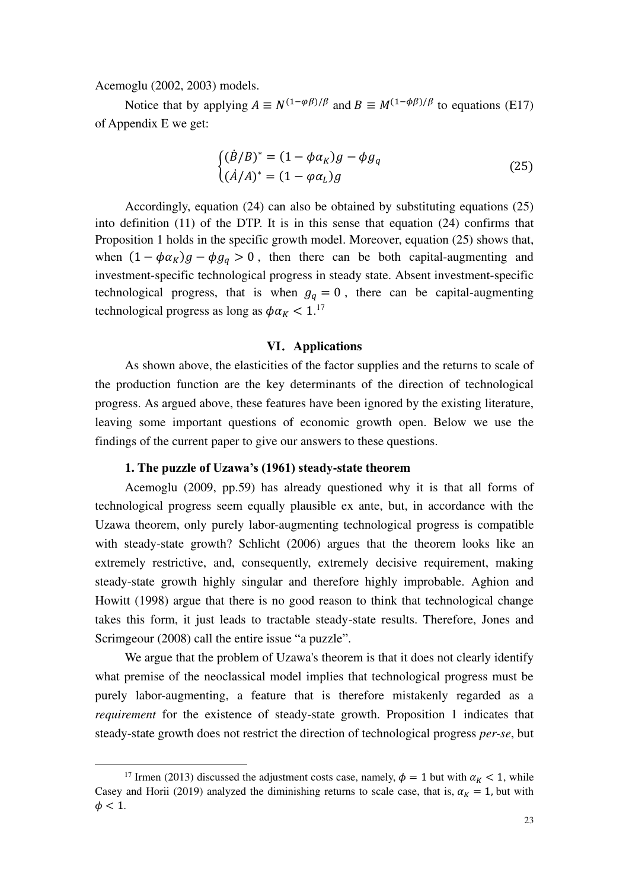Acemoglu (2002, 2003) models.

Notice that by applying $A \equiv N^{(1-\varphi\beta)/\beta}$ and $B \equiv M^{(1-\phi\beta)/\beta}$ to equations (E17) of Appendix E we get:

$$\begin{cases} (\dot{B}/B)^* = (1-\phi\alpha_K)g - \phi g_q \\ (\dot{A}/A)^* = (1-\varphi\alpha_L)g \end{cases} \tag{25}$$

Accordingly, equation (24) can also be obtained by substituting equations (25) into definition (11) of the DTP. It is in this sense that equation (24) confirms that Proposition 1 holds in the specific growth model. Moreover, equation (25) shows that, when $(1-\phi\alpha_K)g - \phi g_q > 0$, then there can be both capital-augmenting and investment-specific technological progress in steady state. Absent investment-specific technological progress, that is when $g_q = 0$, there can be capital-augmenting technological progress as long as $\phi\alpha_K < 1$.[17]

## VI. Applications

As shown above, the elasticities of the factor supplies and the returns to scale of the production function are the key determinants of the direction of technological progress. As argued above, these features have been ignored by the existing literature, leaving some important questions of economic growth open. Below we use the findings of the current paper to give our answers to these questions.

### 1. The puzzle of Uzawa's (1961) steady-state theorem

Acemoglu (2009, pp.59) has already questioned why it is that all forms of technological progress seem equally plausible ex ante, but, in accordance with the Uzawa theorem, only purely labor-augmenting technological progress is compatible with steady-state growth? Schlicht (2006) argues that the theorem looks like an extremely restrictive, and, consequently, extremely decisive requirement, making steady-state growth highly singular and therefore highly improbable. Aghion and Howitt (1998) argue that there is no good reason to think that technological change takes this form, it just leads to tractable steady-state results. Therefore, Jones and Scrimgeour (2008) call the entire issue "a puzzle".

We argue that the problem of Uzawa's theorem is that it does not clearly identify what premise of the neoclassical model implies that technological progress must be purely labor-augmenting, a feature that is therefore mistakenly regarded as a *requirement* for the existence of steady-state growth. Proposition 1 indicates that steady-state growth does not restrict the direction of technological progress *per-se*, but

[17] Irmen (2013) discussed the adjustment costs case, namely, $\phi = 1$ but with $\alpha_K < 1$, while Casey and Horii (2019) analyzed the diminishing returns to scale case, that is, $\alpha_K = 1$, but with $\phi < 1$.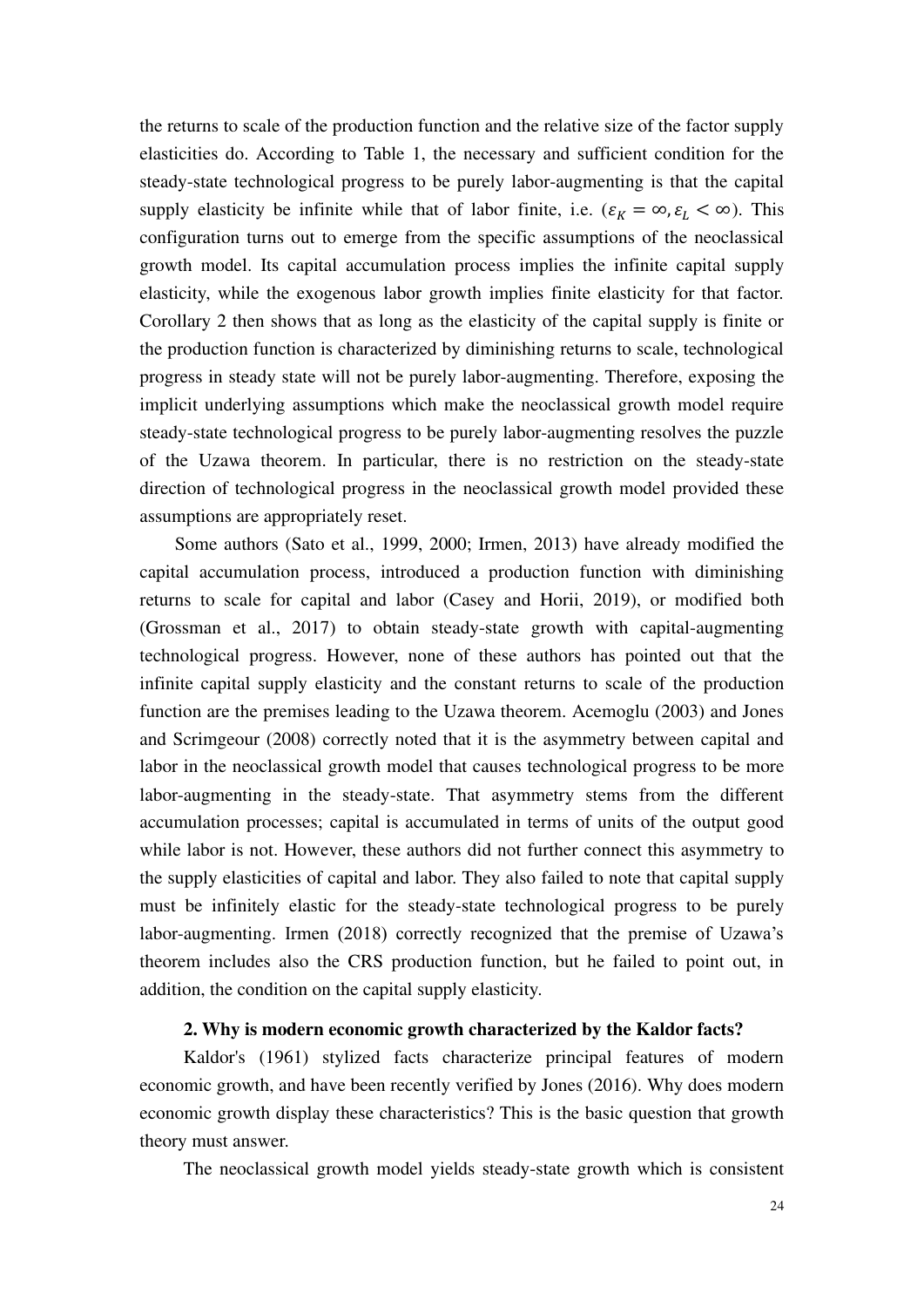the returns to scale of the production function and the relative size of the factor supply elasticities do. According to Table 1, the necessary and sufficient condition for the steady-state technological progress to be purely labor-augmenting is that the capital supply elasticity be infinite while that of labor finite, i.e. ($\varepsilon_K = \infty, \varepsilon_L < \infty$). This configuration turns out to emerge from the specific assumptions of the neoclassical growth model. Its capital accumulation process implies the infinite capital supply elasticity, while the exogenous labor growth implies finite elasticity for that factor. Corollary 2 then shows that as long as the elasticity of the capital supply is finite or the production function is characterized by diminishing returns to scale, technological progress in steady state will not be purely labor-augmenting. Therefore, exposing the implicit underlying assumptions which make the neoclassical growth model require steady-state technological progress to be purely labor-augmenting resolves the puzzle of the Uzawa theorem. In particular, there is no restriction on the steady-state direction of technological progress in the neoclassical growth model provided these assumptions are appropriately reset.

Some authors (Sato et al., 1999, 2000; Irmen, 2013) have already modified the capital accumulation process, introduced a production function with diminishing returns to scale for capital and labor (Casey and Horii, 2019), or modified both (Grossman et al., 2017) to obtain steady-state growth with capital-augmenting technological progress. However, none of these authors has pointed out that the infinite capital supply elasticity and the constant returns to scale of the production function are the premises leading to the Uzawa theorem. Acemoglu (2003) and Jones and Scrimgeour (2008) correctly noted that it is the asymmetry between capital and labor in the neoclassical growth model that causes technological progress to be more labor-augmenting in the steady-state. That asymmetry stems from the different accumulation processes; capital is accumulated in terms of units of the output good while labor is not. However, these authors did not further connect this asymmetry to the supply elasticities of capital and labor. They also failed to note that capital supply must be infinitely elastic for the steady-state technological progress to be purely labor-augmenting. Irmen (2018) correctly recognized that the premise of Uzawa's theorem includes also the CRS production function, but he failed to point out, in addition, the condition on the capital supply elasticity.

### 2. Why is modern economic growth characterized by the Kaldor facts?

Kaldor's (1961) stylized facts characterize principal features of modern economic growth, and have been recently verified by Jones (2016). Why does modern economic growth display these characteristics? This is the basic question that growth theory must answer.

The neoclassical growth model yields steady-state growth which is consistent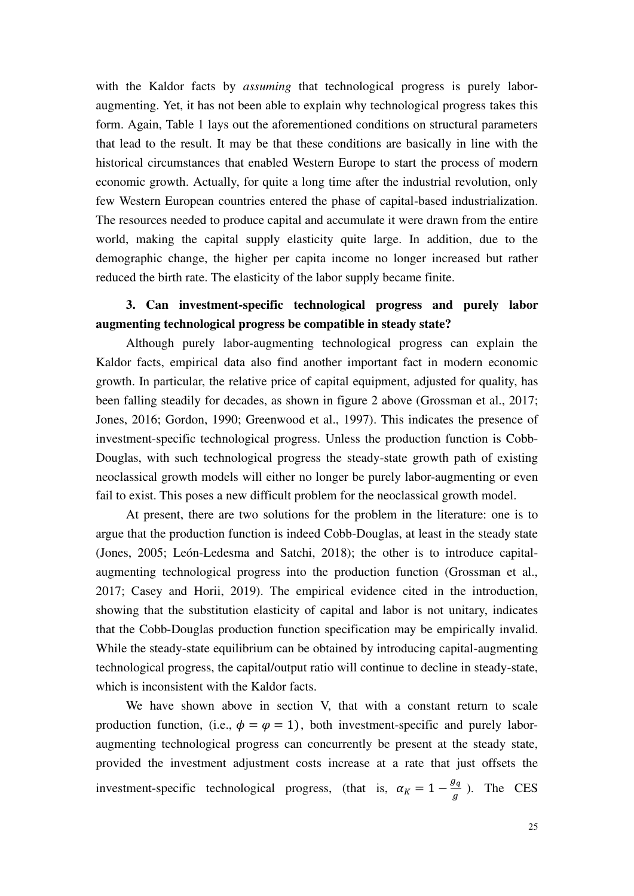with the Kaldor facts by *assuming* that technological progress is purely labor-augmenting. Yet, it has not been able to explain why technological progress takes this form. Again, Table 1 lays out the aforementioned conditions on structural parameters that lead to the result. It may be that these conditions are basically in line with the historical circumstances that enabled Western Europe to start the process of modern economic growth. Actually, for quite a long time after the industrial revolution, only few Western European countries entered the phase of capital-based industrialization. The resources needed to produce capital and accumulate it were drawn from the entire world, making the capital supply elasticity quite large. In addition, due to the demographic change, the higher per capita income no longer increased but rather reduced the birth rate. The elasticity of the labor supply became finite.

### 3. Can investment-specific technological progress and purely labor augmenting technological progress be compatible in steady state?

Although purely labor-augmenting technological progress can explain the Kaldor facts, empirical data also find another important fact in modern economic growth. In particular, the relative price of capital equipment, adjusted for quality, has been falling steadily for decades, as shown in figure 2 above (Grossman et al., 2017; Jones, 2016; Gordon, 1990; Greenwood et al., 1997). This indicates the presence of investment-specific technological progress. Unless the production function is Cobb-Douglas, with such technological progress the steady-state growth path of existing neoclassical growth models will either no longer be purely labor-augmenting or even fail to exist. This poses a new difficult problem for the neoclassical growth model.

At present, there are two solutions for the problem in the literature: one is to argue that the production function is indeed Cobb-Douglas, at least in the steady state (Jones, 2005; León-Ledesma and Satchi, 2018); the other is to introduce capital-augmenting technological progress into the production function (Grossman et al., 2017; Casey and Horii, 2019). The empirical evidence cited in the introduction, showing that the substitution elasticity of capital and labor is not unitary, indicates that the Cobb-Douglas production function specification may be empirically invalid. While the steady-state equilibrium can be obtained by introducing capital-augmenting technological progress, the capital/output ratio will continue to decline in steady-state, which is inconsistent with the Kaldor facts.

We have shown above in section V, that with a constant return to scale production function, (i.e., $\phi = \varphi = 1$), both investment-specific and purely labor-augmenting technological progress can concurrently be present at the steady state, provided the investment adjustment costs increase at a rate that just offsets the investment-specific technological progress, (that is, $\alpha_K = 1 - \frac{g_q}{g}$). The CES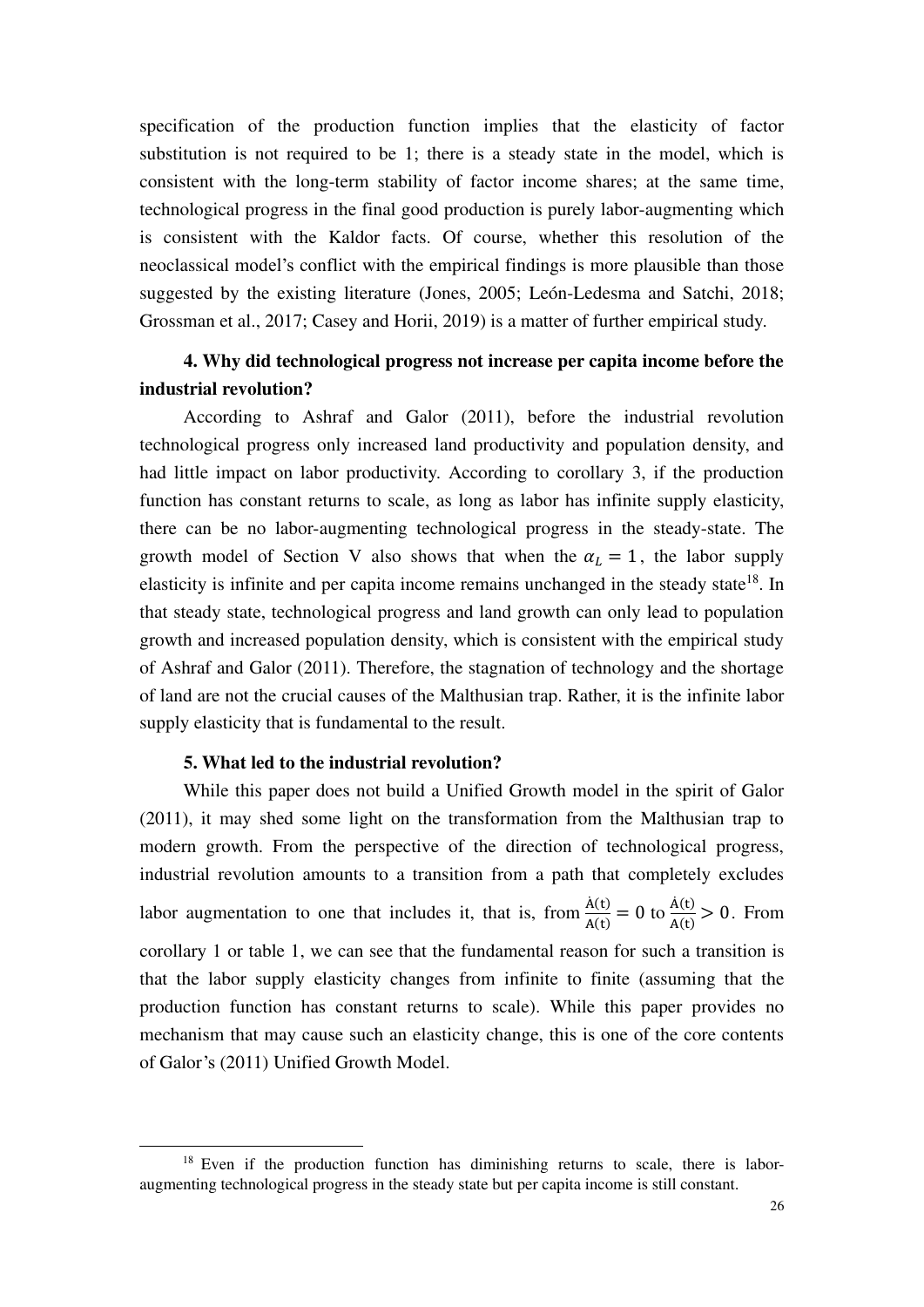specification of the production function implies that the elasticity of factor substitution is not required to be 1; there is a steady state in the model, which is consistent with the long-term stability of factor income shares; at the same time, technological progress in the final good production is purely labor-augmenting which is consistent with the Kaldor facts. Of course, whether this resolution of the neoclassical model's conflict with the empirical findings is more plausible than those suggested by the existing literature (Jones, 2005; León-Ledesma and Satchi, 2018; Grossman et al., 2017; Casey and Horii, 2019) is a matter of further empirical study.

**4. Why did technological progress not increase per capita income before the industrial revolution?**

According to Ashraf and Galor (2011), before the industrial revolution technological progress only increased land productivity and population density, and had little impact on labor productivity. According to corollary 3, if the production function has constant returns to scale, as long as labor has infinite supply elasticity, there can be no labor-augmenting technological progress in the steady-state. The growth model of Section V also shows that when the $\alpha_L = 1$, the labor supply elasticity is infinite and per capita income remains unchanged in the steady state[18]. In that steady state, technological progress and land growth can only lead to population growth and increased population density, which is consistent with the empirical study of Ashraf and Galor (2011). Therefore, the stagnation of technology and the shortage of land are not the crucial causes of the Malthusian trap. Rather, it is the infinite labor supply elasticity that is fundamental to the result.

**5. What led to the industrial revolution?**

While this paper does not build a Unified Growth model in the spirit of Galor (2011), it may shed some light on the transformation from the Malthusian trap to modern growth. From the perspective of the direction of technological progress, industrial revolution amounts to a transition from a path that completely excludes labor augmentation to one that includes it, that is, from $\frac{\dot{A}(t)}{A(t)} = 0$ to $\frac{\dot{A}(t)}{A(t)} > 0$. From corollary 1 or table 1, we can see that the fundamental reason for such a transition is that the labor supply elasticity changes from infinite to finite (assuming that the production function has constant returns to scale). While this paper provides no mechanism that may cause such an elasticity change, this is one of the core contents of Galor's (2011) Unified Growth Model.

[18] Even if the production function has diminishing returns to scale, there is labor-augmenting technological progress in the steady state but per capita income is still constant.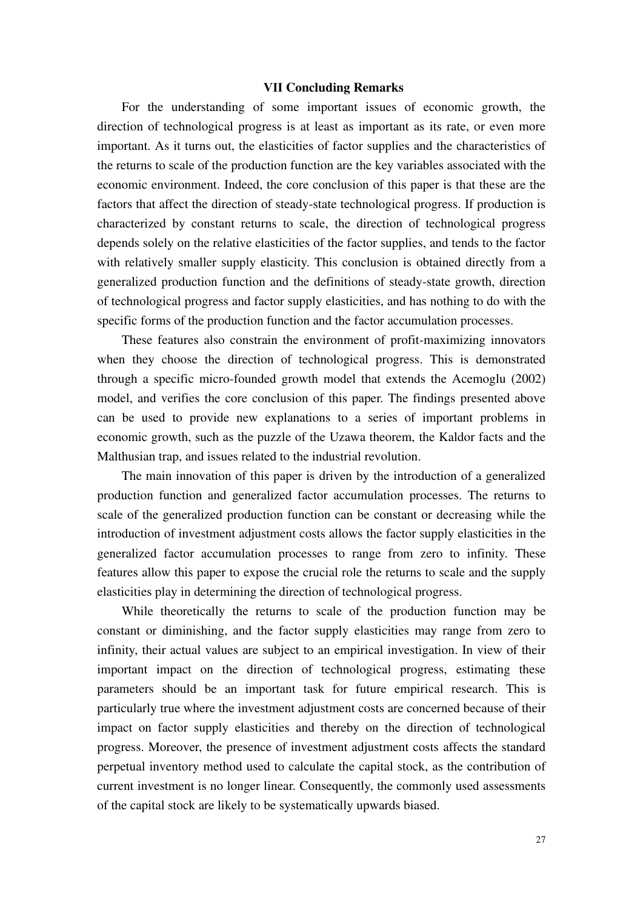## VII Concluding Remarks

For the understanding of some important issues of economic growth, the direction of technological progress is at least as important as its rate, or even more important. As it turns out, the elasticities of factor supplies and the characteristics of the returns to scale of the production function are the key variables associated with the economic environment. Indeed, the core conclusion of this paper is that these are the factors that affect the direction of steady-state technological progress. If production is characterized by constant returns to scale, the direction of technological progress depends solely on the relative elasticities of the factor supplies, and tends to the factor with relatively smaller supply elasticity. This conclusion is obtained directly from a generalized production function and the definitions of steady-state growth, direction of technological progress and factor supply elasticities, and has nothing to do with the specific forms of the production function and the factor accumulation processes.

These features also constrain the environment of profit-maximizing innovators when they choose the direction of technological progress. This is demonstrated through a specific micro-founded growth model that extends the Acemoglu (2002) model, and verifies the core conclusion of this paper. The findings presented above can be used to provide new explanations to a series of important problems in economic growth, such as the puzzle of the Uzawa theorem, the Kaldor facts and the Malthusian trap, and issues related to the industrial revolution.

The main innovation of this paper is driven by the introduction of a generalized production function and generalized factor accumulation processes. The returns to scale of the generalized production function can be constant or decreasing while the introduction of investment adjustment costs allows the factor supply elasticities in the generalized factor accumulation processes to range from zero to infinity. These features allow this paper to expose the crucial role the returns to scale and the supply elasticities play in determining the direction of technological progress.

While theoretically the returns to scale of the production function may be constant or diminishing, and the factor supply elasticities may range from zero to infinity, their actual values are subject to an empirical investigation. In view of their important impact on the direction of technological progress, estimating these parameters should be an important task for future empirical research. This is particularly true where the investment adjustment costs are concerned because of their impact on factor supply elasticities and thereby on the direction of technological progress. Moreover, the presence of investment adjustment costs affects the standard perpetual inventory method used to calculate the capital stock, as the contribution of current investment is no longer linear. Consequently, the commonly used assessments of the capital stock are likely to be systematically upwards biased.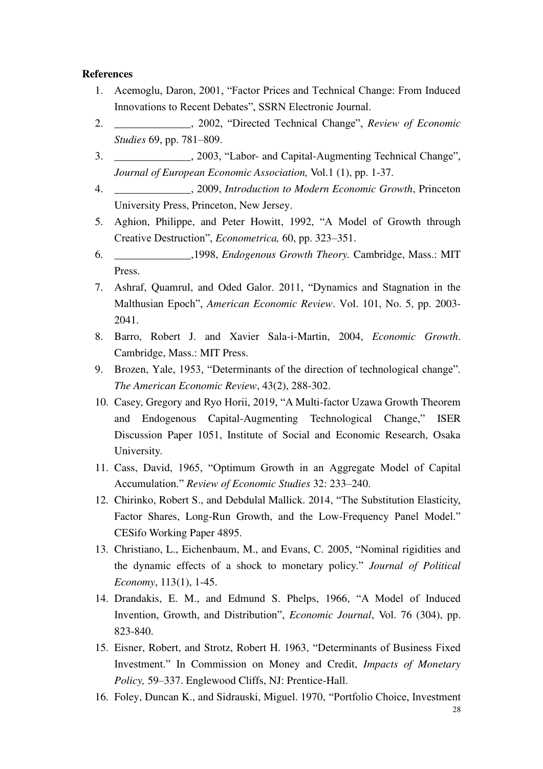**References**

1. Acemoglu, Daron, 2001, "Factor Prices and Technical Change: From Induced Innovations to Recent Debates", SSRN Electronic Journal.
2. ______________, 2002, "Directed Technical Change", *Review of Economic Studies* 69, pp. 781–809.
3. ______________, 2003, "Labor- and Capital-Augmenting Technical Change", *Journal of European Economic Association,* Vol.1 (1), pp. 1-37.
4. ______________, 2009, *Introduction to Modern Economic Growth*, Princeton University Press, Princeton, New Jersey.
5. Aghion, Philippe, and Peter Howitt, 1992, "A Model of Growth through Creative Destruction", *Econometrica,* 60, pp. 323–351.
6. ______________,1998, *Endogenous Growth Theory.* Cambridge, Mass.: MIT Press.
7. Ashraf, Quamrul, and Oded Galor. 2011, "Dynamics and Stagnation in the Malthusian Epoch", *American Economic Review*. Vol. 101, No. 5, pp. 2003-2041.
8. Barro, Robert J. and Xavier Sala-i-Martin, 2004, *Economic Growth*. Cambridge, Mass.: MIT Press.
9. Brozen, Yale, 1953, "Determinants of the direction of technological change". *The American Economic Review*, 43(2), 288-302.
10. Casey, Gregory and Ryo Horii, 2019, "A Multi-factor Uzawa Growth Theorem and Endogenous Capital-Augmenting Technological Change," ISER Discussion Paper 1051, Institute of Social and Economic Research, Osaka University.
11. Cass, David, 1965, "Optimum Growth in an Aggregate Model of Capital Accumulation." *Review of Economic Studies* 32: 233–240.
12. Chirinko, Robert S., and Debdulal Mallick. 2014, "The Substitution Elasticity, Factor Shares, Long-Run Growth, and the Low-Frequency Panel Model." CESifo Working Paper 4895.
13. Christiano, L., Eichenbaum, M., and Evans, C. 2005, "Nominal rigidities and the dynamic effects of a shock to monetary policy." *Journal of Political Economy*, 113(1), 1-45.
14. Drandakis, E. M., and Edmund S. Phelps, 1966, "A Model of Induced Invention, Growth, and Distribution", *Economic Journal*, Vol. 76 (304), pp. 823-840.
15. Eisner, Robert, and Strotz, Robert H. 1963, "Determinants of Business Fixed Investment." In Commission on Money and Credit, *Impacts of Monetary Policy,* 59–337. Englewood Cliffs, NJ: Prentice-Hall.
16. Foley, Duncan K., and Sidrauski, Miguel. 1970, "Portfolio Choice, Investment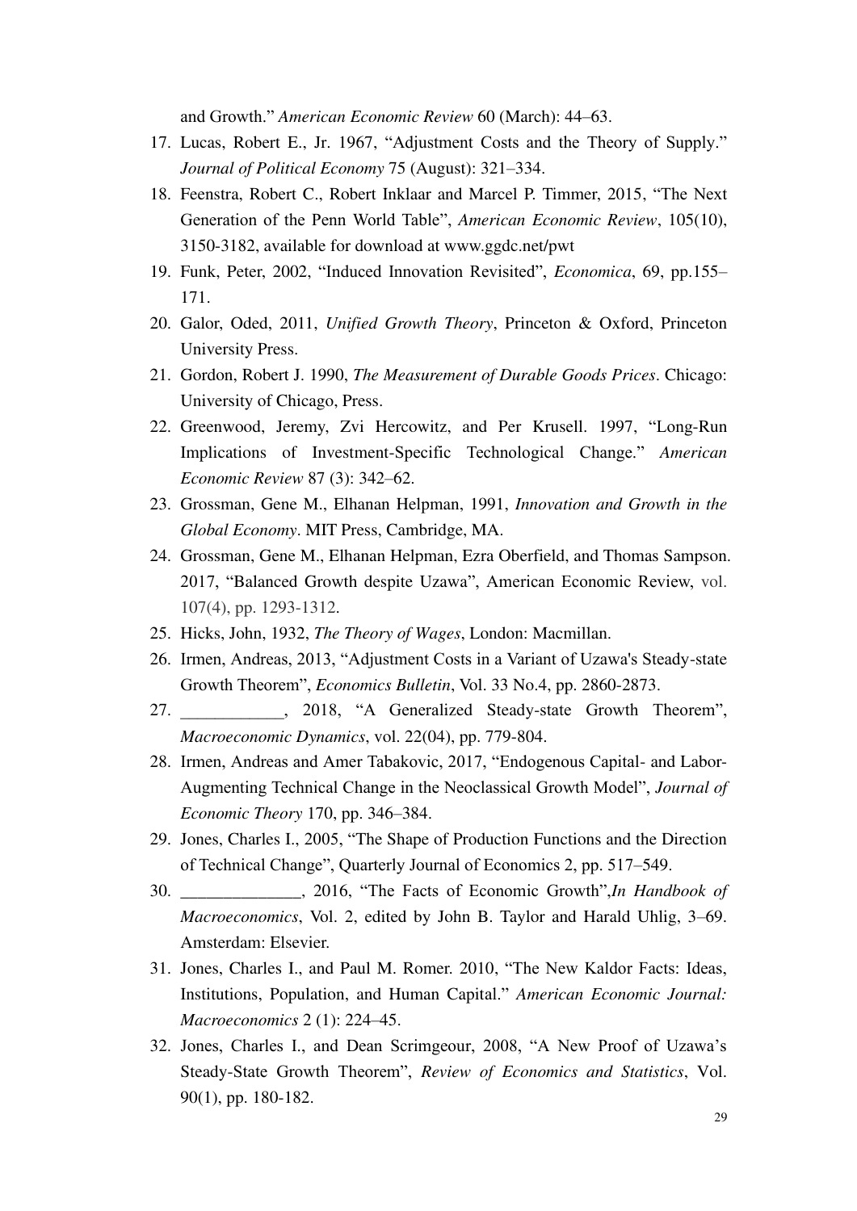and Growth." *American Economic Review* 60 (March): 44–63.

17. Lucas, Robert E., Jr. 1967, "Adjustment Costs and the Theory of Supply." *Journal of Political Economy* 75 (August): 321–334.
18. Feenstra, Robert C., Robert Inklaar and Marcel P. Timmer, 2015, "The Next Generation of the Penn World Table", *American Economic Review*, 105(10), 3150-3182, available for download at www.ggdc.net/pwt
19. Funk, Peter, 2002, "Induced Innovation Revisited", *Economica*, 69, pp.155–171.
20. Galor, Oded, 2011, *Unified Growth Theory*, Princeton & Oxford, Princeton University Press.
21. Gordon, Robert J. 1990, *The Measurement of Durable Goods Prices*. Chicago: University of Chicago, Press.
22. Greenwood, Jeremy, Zvi Hercowitz, and Per Krusell. 1997, "Long-Run Implications of Investment-Specific Technological Change." *American Economic Review* 87 (3): 342–62.
23. Grossman, Gene M., Elhanan Helpman, 1991, *Innovation and Growth in the Global Economy*. MIT Press, Cambridge, MA.
24. Grossman, Gene M., Elhanan Helpman, Ezra Oberfield, and Thomas Sampson. 2017, "Balanced Growth despite Uzawa", American Economic Review, vol. 107(4), pp. 1293-1312.
25. Hicks, John, 1932, *The Theory of Wages*, London: Macmillan.
26. Irmen, Andreas, 2013, "Adjustment Costs in a Variant of Uzawa's Steady-state Growth Theorem", *Economics Bulletin*, Vol. 33 No.4, pp. 2860-2873.
27. ____________, 2018, "A Generalized Steady-state Growth Theorem", *Macroeconomic Dynamics*, vol. 22(04), pp. 779-804.
28. Irmen, Andreas and Amer Tabakovic, 2017, "Endogenous Capital- and Labor-Augmenting Technical Change in the Neoclassical Growth Model", *Journal of Economic Theory* 170, pp. 346–384.
29. Jones, Charles I., 2005, "The Shape of Production Functions and the Direction of Technical Change", Quarterly Journal of Economics 2, pp. 517–549.
30. ______________, 2016, "The Facts of Economic Growth",*In Handbook of Macroeconomics*, Vol. 2, edited by John B. Taylor and Harald Uhlig, 3–69. Amsterdam: Elsevier.
31. Jones, Charles I., and Paul M. Romer. 2010, "The New Kaldor Facts: Ideas, Institutions, Population, and Human Capital." *American Economic Journal: Macroeconomics* 2 (1): 224–45.
32. Jones, Charles I., and Dean Scrimgeour, 2008, "A New Proof of Uzawa's Steady-State Growth Theorem", *Review of Economics and Statistics*, Vol. 90(1), pp. 180-182.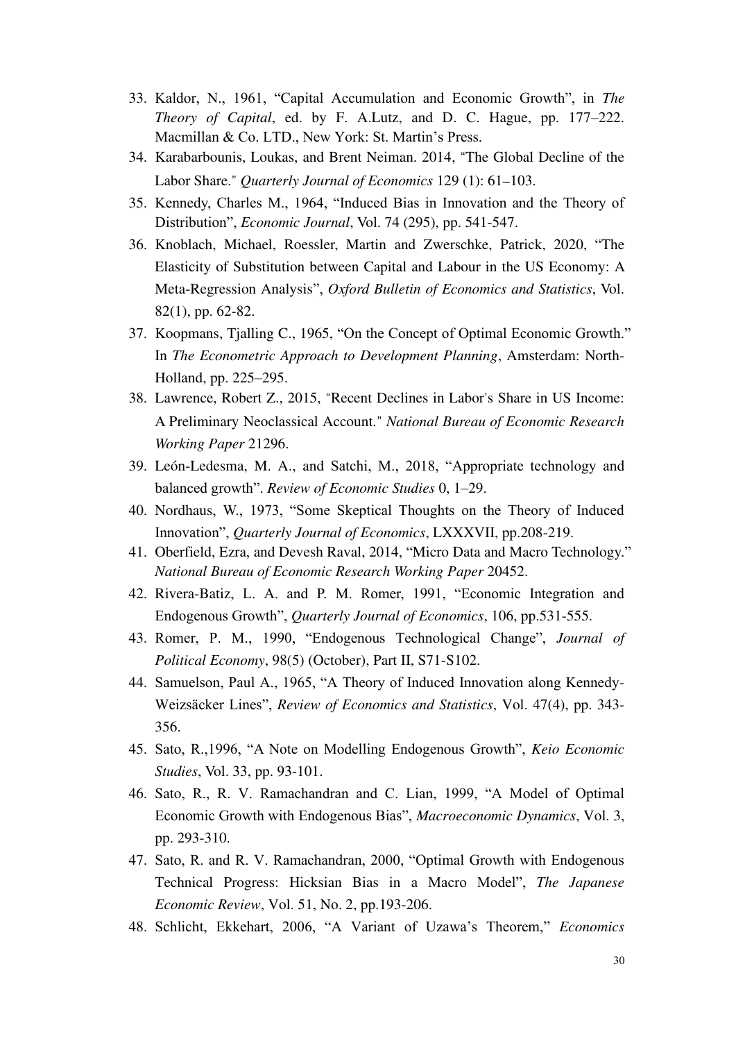33. Kaldor, N., 1961, "Capital Accumulation and Economic Growth", in *The Theory of Capital*, ed. by F. A.Lutz, and D. C. Hague, pp. 177–222. Macmillan & Co. LTD., New York: St. Martin's Press.
34. Karabarbounis, Loukas, and Brent Neiman. 2014, "The Global Decline of the Labor Share." *Quarterly Journal of Economics* 129 (1): 61–103.
35. Kennedy, Charles M., 1964, "Induced Bias in Innovation and the Theory of Distribution", *Economic Journal*, Vol. 74 (295), pp. 541-547.
36. Knoblach, Michael, Roessler, Martin and Zwerschke, Patrick, 2020, "The Elasticity of Substitution between Capital and Labour in the US Economy: A Meta-Regression Analysis", *Oxford Bulletin of Economics and Statistics*, Vol. 82(1), pp. 62-82.
37. Koopmans, Tjalling C., 1965, "On the Concept of Optimal Economic Growth." In *The Econometric Approach to Development Planning*, Amsterdam: North-Holland, pp. 225–295.
38. Lawrence, Robert Z., 2015, "Recent Declines in Labor's Share in US Income: A Preliminary Neoclassical Account." *National Bureau of Economic Research Working Paper* 21296.
39. León-Ledesma, M. A., and Satchi, M., 2018, "Appropriate technology and balanced growth". *Review of Economic Studies* 0, 1–29.
40. Nordhaus, W., 1973, "Some Skeptical Thoughts on the Theory of Induced Innovation", *Quarterly Journal of Economics*, LXXXVII, pp.208-219.
41. Oberfield, Ezra, and Devesh Raval, 2014, "Micro Data and Macro Technology." *National Bureau of Economic Research Working Paper* 20452.
42. Rivera-Batiz, L. A. and P. M. Romer, 1991, "Economic Integration and Endogenous Growth", *Quarterly Journal of Economics*, 106, pp.531-555.
43. Romer, P. M., 1990, "Endogenous Technological Change", *Journal of Political Economy*, 98(5) (October), Part II, S71-S102.
44. Samuelson, Paul A., 1965, "A Theory of Induced Innovation along Kennedy-Weizsäcker Lines", *Review of Economics and Statistics*, Vol. 47(4), pp. 343-356.
45. Sato, R.,1996, "A Note on Modelling Endogenous Growth", *Keio Economic Studies*, Vol. 33, pp. 93-101.
46. Sato, R., R. V. Ramachandran and C. Lian, 1999, "A Model of Optimal Economic Growth with Endogenous Bias", *Macroeconomic Dynamics*, Vol. 3, pp. 293-310.
47. Sato, R. and R. V. Ramachandran, 2000, "Optimal Growth with Endogenous Technical Progress: Hicksian Bias in a Macro Model", *The Japanese Economic Review*, Vol. 51, No. 2, pp.193-206.
48. Schlicht, Ekkehart, 2006, "A Variant of Uzawa's Theorem," *Economics*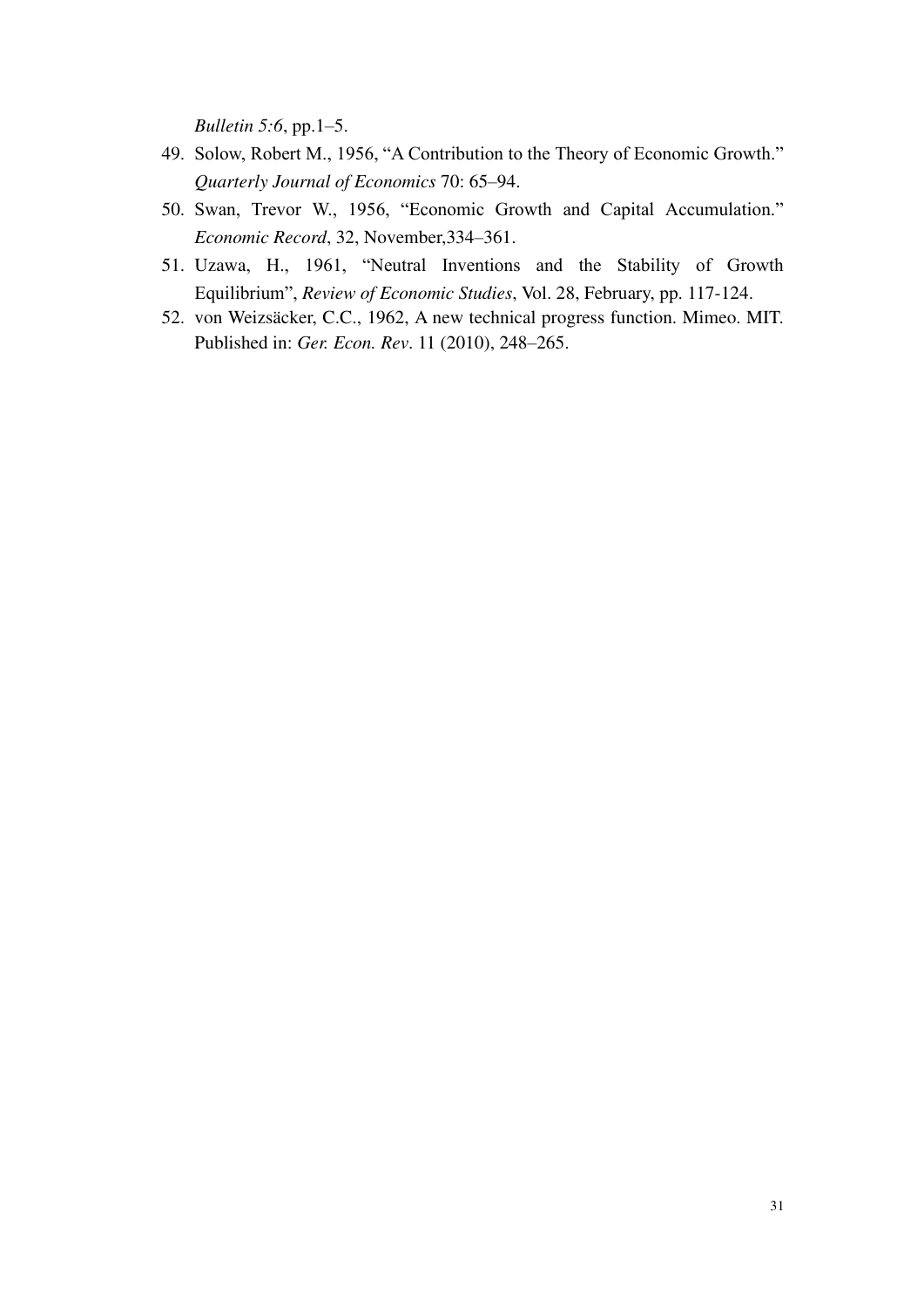*Bulletin 5:6*, pp.1–5.

49. Solow, Robert M., 1956, "A Contribution to the Theory of Economic Growth." *Quarterly Journal of Economics* 70: 65–94.
50. Swan, Trevor W., 1956, "Economic Growth and Capital Accumulation." *Economic Record*, 32, November,334–361.
51. Uzawa, H., 1961, "Neutral Inventions and the Stability of Growth Equilibrium", *Review of Economic Studies*, Vol. 28, February, pp. 117-124.
52. von Weizsäcker, C.C., 1962, A new technical progress function. Mimeo. MIT. Published in: *Ger. Econ. Rev*. 11 (2010), 248–265.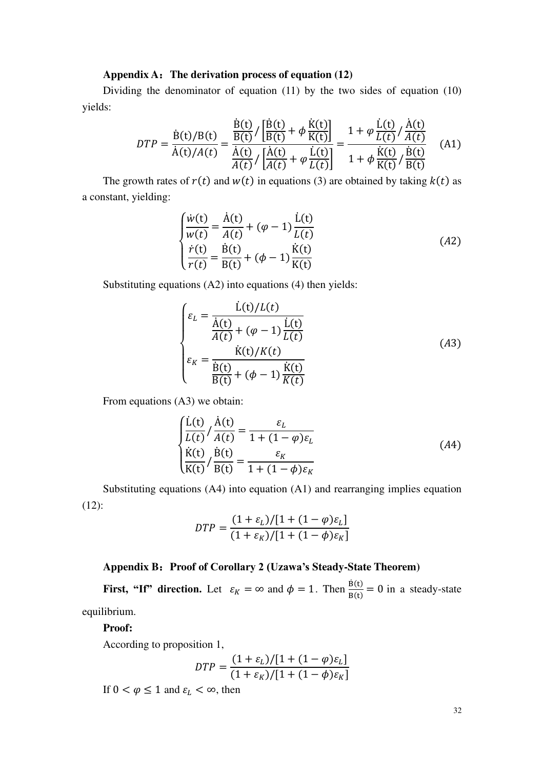### Appendix A: The derivation process of equation (12)

Dividing the denominator of equation (11) by the two sides of equation (10) yields:

$$DTP = \frac{\dot{B}(t)/B(t)}{\dot{A}(t)/A(t)} = \frac{\frac{\dot{B}(t)}{B(t)}\Big/\left[\frac{\dot{B}(t)}{B(t)} + \phi\frac{\dot{K}(t)}{K(t)}\right]}{\frac{\dot{A}(t)}{A(t)}\Big/\left[\frac{\dot{A}(t)}{A(t)} + \varphi\frac{\dot{L}(t)}{L(t)}\right]} = \frac{1 + \varphi\frac{\dot{L}(t)}{L(t)}\Big/\frac{\dot{A}(t)}{A(t)}}{1 + \phi\frac{\dot{K}(t)}{K(t)}\Big/\frac{\dot{B}(t)}{B(t)}} \quad \text{(A1)}$$

The growth rates of $r(t)$ and $w(t)$ in equations (3) are obtained by taking $k(t)$ as a constant, yielding:

$$\begin{cases} \frac{\dot{w}(t)}{w(t)} = \frac{\dot{A}(t)}{A(t)} + (\varphi - 1)\frac{\dot{L}(t)}{L(t)} \\ \frac{\dot{r}(t)}{r(t)} = \frac{\dot{B}(t)}{B(t)} + (\phi - 1)\frac{\dot{K}(t)}{K(t)} \end{cases} \quad (A2)$$

Substituting equations (A2) into equations (4) then yields:

$$\begin{cases} \varepsilon_L = \frac{\dot{L}(t)/L(t)}{\frac{\dot{A}(t)}{A(t)} + (\varphi - 1)\frac{\dot{L}(t)}{L(t)}} \\ \varepsilon_K = \frac{\dot{K}(t)/K(t)}{\frac{\dot{B}(t)}{B(t)} + (\phi - 1)\frac{\dot{K}(t)}{K(t)}} \end{cases} \quad (A3)$$

From equations (A3) we obtain:

$$\begin{cases} \frac{\dot{L}(t)}{L(t)}\Big/\frac{\dot{A}(t)}{A(t)} = \frac{\varepsilon_L}{1 + (1 - \varphi)\varepsilon_L} \\ \frac{\dot{K}(t)}{K(t)}\Big/\frac{\dot{B}(t)}{B(t)} = \frac{\varepsilon_K}{1 + (1 - \phi)\varepsilon_K} \end{cases} \quad (A4)$$

Substituting equations (A4) into equation (A1) and rearranging implies equation (12):

$$DTP = \frac{(1 + \varepsilon_L)/[1 + (1 - \varphi)\varepsilon_L]}{(1 + \varepsilon_K)/[1 + (1 - \phi)\varepsilon_K]}$$

### Appendix B: Proof of Corollary 2 (Uzawa's Steady-State Theorem)

**First, "If" direction.** Let $\varepsilon_K = \infty$ and $\phi = 1$. Then $\frac{\dot{B}(t)}{B(t)} = 0$ in a steady-state equilibrium.

**Proof:**

According to proposition 1,

$$DTP = \frac{(1 + \varepsilon_L)/[1 + (1 - \varphi)\varepsilon_L]}{(1 + \varepsilon_K)/[1 + (1 - \phi)\varepsilon_K]}$$

If $0 < \varphi \leq 1$ and $\varepsilon_L < \infty$, then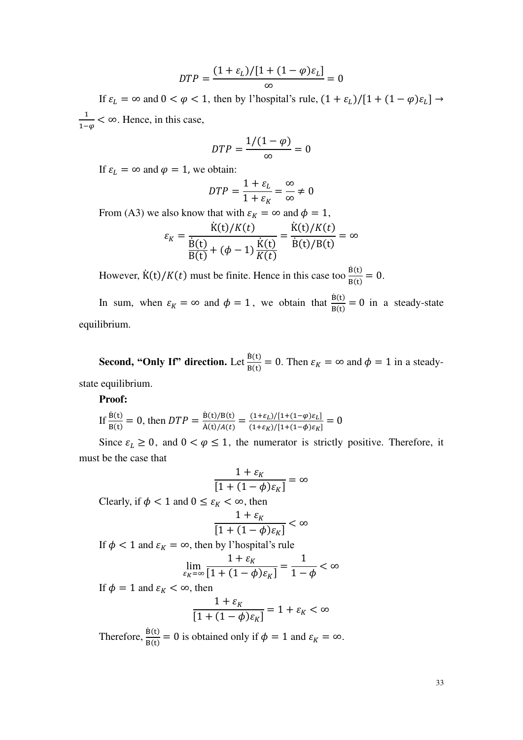$$DTP = \frac{(1+\varepsilon_L)/[1+(1-\varphi)\varepsilon_L]}{\infty} = 0$$

If $\varepsilon_L = \infty$ and $0 < \varphi < 1$, then by l'hospital's rule, $(1+\varepsilon_L)/[1+(1-\varphi)\varepsilon_L] \to \frac{1}{1-\varphi} < \infty$. Hence, in this case,

$$DTP = \frac{1/(1-\varphi)}{\infty} = 0$$

If $\varepsilon_L = \infty$ and $\varphi = 1$, we obtain:

$$DTP = \frac{1+\varepsilon_L}{1+\varepsilon_K} = \frac{\infty}{\infty} \neq 0$$

From (A3) we also know that with $\varepsilon_K = \infty$ and $\phi = 1$,

$$\varepsilon_K = \frac{\dot{\mathrm{K}}(\mathrm{t})/K(t)}{\frac{\dot{\mathrm{B}}(\mathrm{t})}{\mathrm{B}(\mathrm{t})} + (\phi - 1)\frac{\dot{\mathrm{K}}(\mathrm{t})}{K(t)}} = \frac{\dot{\mathrm{K}}(\mathrm{t})/K(t)}{\dot{\mathrm{B}}(\mathrm{t})/\mathrm{B}(\mathrm{t})} = \infty$$

However, $\dot{\mathrm{K}}(\mathrm{t})/K(t)$ must be finite. Hence in this case too $\frac{\dot{\mathrm{B}}(\mathrm{t})}{\mathrm{B}(\mathrm{t})} = 0$.

In sum, when $\varepsilon_K = \infty$ and $\phi = 1$, we obtain that $\frac{\dot{\mathrm{B}}(\mathrm{t})}{\mathrm{B}(\mathrm{t})} = 0$ in a steady-state equilibrium.

**Second, "Only If" direction.** Let $\frac{\dot{\mathrm{B}}(\mathrm{t})}{\mathrm{B}(\mathrm{t})} = 0$. Then $\varepsilon_K = \infty$ and $\phi = 1$ in a steady-state equilibrium.

**Proof:**

If $\frac{\dot{\mathrm{B}}(\mathrm{t})}{\mathrm{B}(\mathrm{t})} = 0$, then $DTP = \frac{\dot{\mathrm{B}}(\mathrm{t})/\mathrm{B}(\mathrm{t})}{\dot{\mathrm{A}}(\mathrm{t})/A(t)} = \frac{(1+\varepsilon_L)/[1+(1-\varphi)\varepsilon_L]}{(1+\varepsilon_K)/[1+(1-\phi)\varepsilon_K]} = 0$

Since $\varepsilon_L \geq 0$, and $0 < \varphi \leq 1$, the numerator is strictly positive. Therefore, it must be the case that

$$\frac{1+\varepsilon_K}{[1+(1-\phi)\varepsilon_K]} = \infty$$

Clearly, if $\phi < 1$ and $0 \leq \varepsilon_K < \infty$, then

$$\frac{1+\varepsilon_K}{[1+(1-\phi)\varepsilon_K]} < \infty$$

If $\phi < 1$ and $\varepsilon_K = \infty$, then by l'hospital's rule

$$\lim_{\varepsilon_K = \infty} \frac{1+\varepsilon_K}{[1+(1-\phi)\varepsilon_K]} = \frac{1}{1-\phi} < \infty$$

If $\phi = 1$ and $\varepsilon_K < \infty$, then

$$\frac{1+\varepsilon_K}{[1+(1-\phi)\varepsilon_K]} = 1+\varepsilon_K < \infty$$

Therefore, $\frac{\dot{\mathrm{B}}(\mathrm{t})}{\mathrm{B}(\mathrm{t})} = 0$ is obtained only if $\phi = 1$ and $\varepsilon_K = \infty$.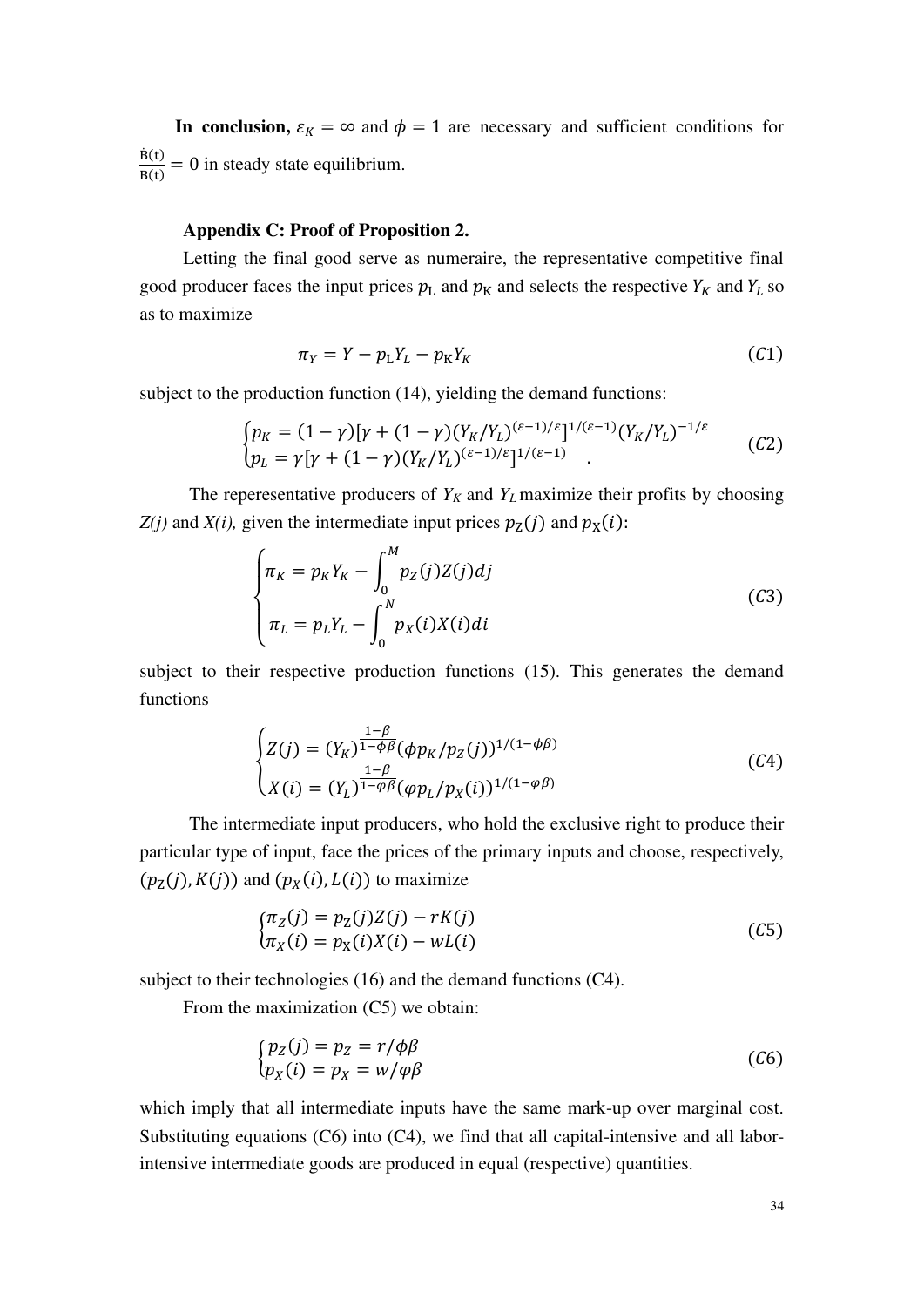**In conclusion,** $\varepsilon_K = \infty$ and $\phi = 1$ are necessary and sufficient conditions for $\frac{\dot{B}(t)}{B(t)} = 0$ in steady state equilibrium.

**Appendix C: Proof of Proposition 2.**

Letting the final good serve as numeraire, the representative competitive final good producer faces the input prices $p_L$ and $p_K$ and selects the respective $Y_K$ and $Y_L$ so as to maximize

$$\pi_Y = Y - p_L Y_L - p_K Y_K \tag{C1}$$

subject to the production function (14), yielding the demand functions:

$$\begin{cases} p_K = (1-\gamma)[\gamma + (1-\gamma)(Y_K/Y_L)^{(\varepsilon-1)/\varepsilon}]^{1/(\varepsilon-1)}(Y_K/Y_L)^{-1/\varepsilon} \\ p_L = \gamma[\gamma + (1-\gamma)(Y_K/Y_L)^{(\varepsilon-1)/\varepsilon}]^{1/(\varepsilon-1)} \end{cases}. \tag{C2}$$

The reperesentative producers of $Y_K$ and $Y_L$ maximize their profits by choosing *Z(j)* and *X(i),* given the intermediate input prices $p_Z(j)$ and $p_X(i)$:

$$\begin{cases} \pi_K = p_K Y_K - \int_0^M p_Z(j) Z(j) dj \\ \pi_L = p_L Y_L - \int_0^N p_X(i) X(i) di \end{cases} \tag{C3}$$

subject to their respective production functions (15). This generates the demand functions

$$\begin{cases} Z(j) = (Y_K)^{\frac{1-\beta}{1-\phi\beta}} (\phi p_K / p_Z(j))^{1/(1-\phi\beta)} \\ X(i) = (Y_L)^{\frac{1-\beta}{1-\varphi\beta}} (\varphi p_L / p_X(i))^{1/(1-\varphi\beta)} \end{cases} \tag{C4}$$

The intermediate input producers, who hold the exclusive right to produce their particular type of input, face the prices of the primary inputs and choose, respectively, $(p_Z(j), K(j))$ and $(p_X(i), L(i))$ to maximize

$$\begin{cases} \pi_Z(j) = p_Z(j) Z(j) - rK(j) \\ \pi_X(i) = p_X(i) X(i) - wL(i) \end{cases} \tag{C5}$$

subject to their technologies (16) and the demand functions (C4).

From the maximization (C5) we obtain:

$$\begin{cases} p_Z(j) = p_Z = r/\phi\beta \\ p_X(i) = p_X = w/\varphi\beta \end{cases} \tag{C6}$$

which imply that all intermediate inputs have the same mark-up over marginal cost. Substituting equations (C6) into (C4), we find that all capital-intensive and all labor-intensive intermediate goods are produced in equal (respective) quantities.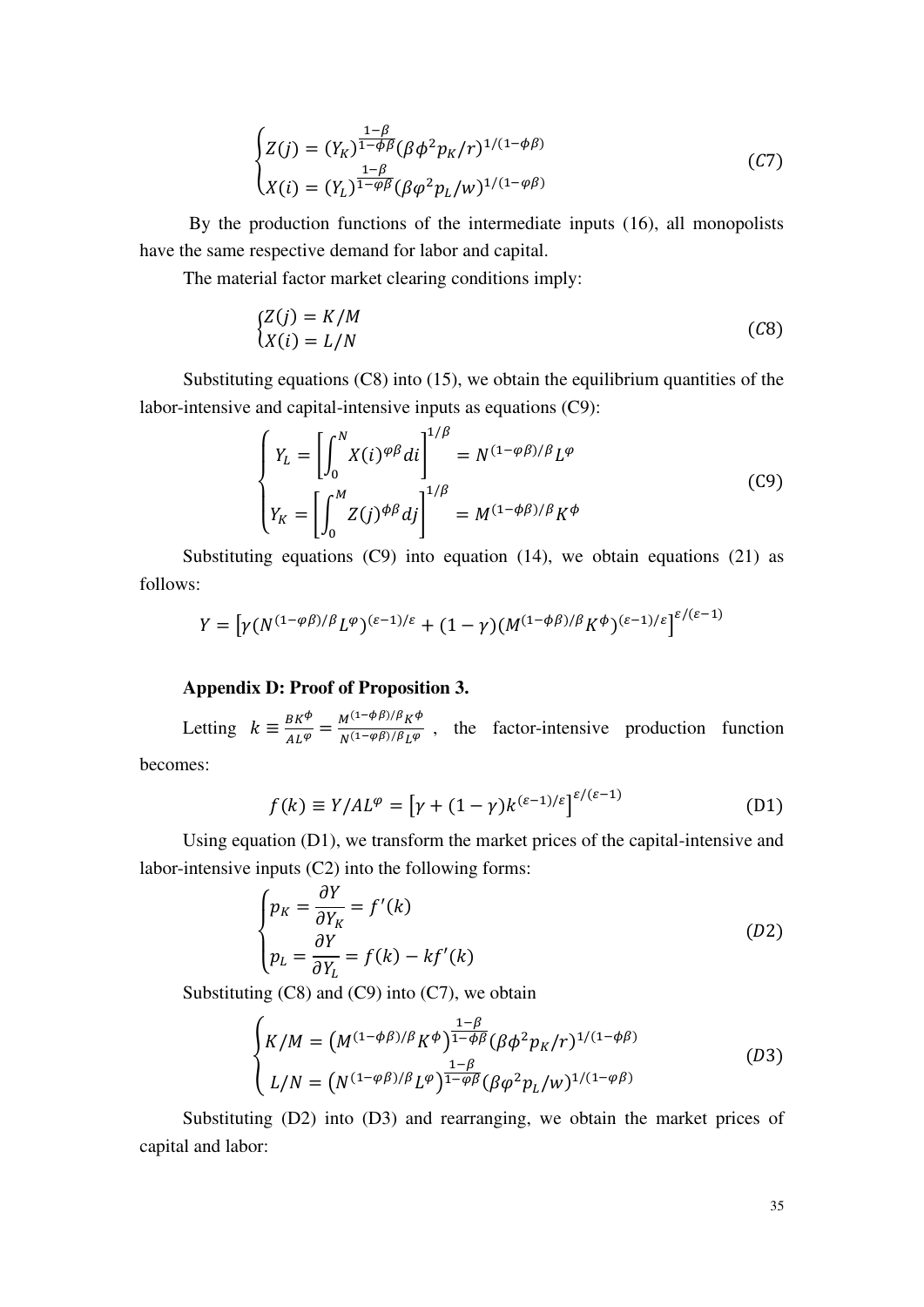$$
\begin{cases} Z(j) = (Y_K)^{\frac{1-\beta}{1-\phi\beta}}(\beta\phi^2 p_K/r)^{1/(1-\phi\beta)} \\ X(i) = (Y_L)^{\frac{1-\beta}{1-\varphi\beta}}(\beta\varphi^2 p_L/w)^{1/(1-\varphi\beta)} \end{cases} \tag{C7}
$$

By the production functions of the intermediate inputs (16), all monopolists have the same respective demand for labor and capital.

The material factor market clearing conditions imply:

$$
\begin{cases} Z(j) = K/M \\ X(i) = L/N \end{cases} \tag{C8}
$$

Substituting equations (C8) into (15), we obtain the equilibrium quantities of the labor-intensive and capital-intensive inputs as equations (C9):

$$
\begin{cases} Y_L = \left[\int_0^N X(i)^{\varphi\beta} di\right]^{1/\beta} = N^{(1-\varphi\beta)/\beta} L^{\varphi} \\ Y_K = \left[\int_0^M Z(j)^{\phi\beta} dj\right]^{1/\beta} = M^{(1-\phi\beta)/\beta} K^{\phi} \end{cases} \tag{C9}
$$

Substituting equations (C9) into equation (14), we obtain equations (21) as follows:

$$
Y = \left[\gamma (N^{(1-\varphi\beta)/\beta} L^{\varphi})^{(\varepsilon-1)/\varepsilon} + (1-\gamma)(M^{(1-\phi\beta)/\beta} K^{\phi})^{(\varepsilon-1)/\varepsilon}\right]^{\varepsilon/(\varepsilon-1)}
$$

**Appendix D: Proof of Proposition 3.**

Letting $k \equiv \frac{BK^{\phi}}{AL^{\varphi}} = \frac{M^{(1-\phi\beta)/\beta} K^{\phi}}{N^{(1-\varphi\beta)/\beta} L^{\varphi}}$, the factor-intensive production function becomes:

$$
f(k) \equiv Y/AL^{\varphi} = \left[\gamma + (1-\gamma) k^{(\varepsilon-1)/\varepsilon}\right]^{\varepsilon/(\varepsilon-1)} \tag{D1}
$$

Using equation (D1), we transform the market prices of the capital-intensive and labor-intensive inputs (C2) into the following forms:

$$
\begin{cases} p_K = \dfrac{\partial Y}{\partial Y_K} = f'(k) \\ p_L = \dfrac{\partial Y}{\partial Y_L} = f(k) - k f'(k) \end{cases} \tag{D2}
$$

Substituting (C8) and (C9) into (C7), we obtain

$$
\begin{cases} K/M = \left(M^{(1-\phi\beta)/\beta} K^{\phi}\right)^{\frac{1-\beta}{1-\phi\beta}} (\beta\phi^2 p_K/r)^{1/(1-\phi\beta)} \\ L/N = \left(N^{(1-\varphi\beta)/\beta} L^{\varphi}\right)^{\frac{1-\beta}{1-\varphi\beta}} (\beta\varphi^2 p_L/w)^{1/(1-\varphi\beta)} \end{cases} \tag{D3}
$$

Substituting (D2) into (D3) and rearranging, we obtain the market prices of capital and labor: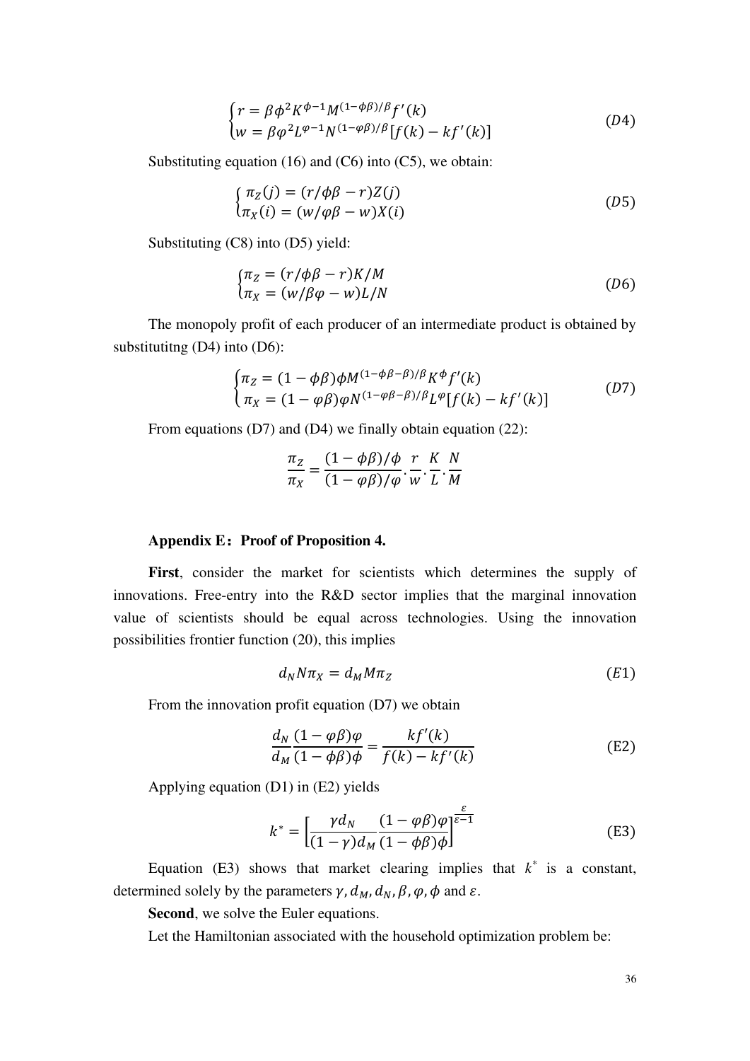$$\begin{cases} r = \beta\phi^2 K^{\phi-1} M^{(1-\phi\beta)/\beta} f'(k) \\ w = \beta\varphi^2 L^{\varphi-1} N^{(1-\varphi\beta)/\beta}[f(k) - kf'(k)] \end{cases} \tag{D4}$$

Substituting equation (16) and (C6) into (C5), we obtain:

$$\begin{cases} \pi_Z(j) = (r/\phi\beta - r)Z(j) \\ \pi_X(i) = (w/\varphi\beta - w)X(i) \end{cases} \tag{D5}$$

Substituting (C8) into (D5) yield:

$$\begin{cases} \pi_Z = (r/\phi\beta - r)K/M \\ \pi_X = (w/\beta\varphi - w)L/N \end{cases} \tag{D6}$$

The monopoly profit of each producer of an intermediate product is obtained by substitutitng (D4) into (D6):

$$\begin{cases} \pi_Z = (1-\phi\beta)\phi M^{(1-\phi\beta-\beta)/\beta} K^{\phi} f'(k) \\ \pi_X = (1-\varphi\beta)\varphi N^{(1-\varphi\beta-\beta)/\beta} L^{\varphi}[f(k) - kf'(k)] \end{cases} \tag{D7}$$

From equations (D7) and (D4) we finally obtain equation (22):

$$\frac{\pi_Z}{\pi_X} = \frac{(1-\phi\beta)/\phi}{(1-\varphi\beta)/\varphi} \cdot \frac{r}{w} \cdot \frac{K}{L} \cdot \frac{N}{M}$$

**Appendix E：Proof of Proposition 4.**

**First**, consider the market for scientists which determines the supply of innovations. Free-entry into the R&D sector implies that the marginal innovation value of scientists should be equal across technologies. Using the innovation possibilities frontier function (20), this implies

$$d_N N \pi_X = d_M M \pi_Z \tag{E1}$$

From the innovation profit equation (D7) we obtain

$$\frac{d_N}{d_M} \frac{(1-\varphi\beta)\varphi}{(1-\phi\beta)\phi} = \frac{kf'(k)}{f(k) - kf'(k)} \tag{E2}$$

Applying equation (D1) in (E2) yields

$$k^* = \left[\frac{\gamma d_N}{(1-\gamma)d_M} \frac{(1-\varphi\beta)\varphi}{(1-\phi\beta)\phi}\right]^{\frac{\varepsilon}{\varepsilon-1}} \tag{E3}$$

Equation (E3) shows that market clearing implies that $k^*$ is a constant, determined solely by the parameters $\gamma, d_M, d_N, \beta, \varphi, \phi$ and $\varepsilon$.

**Second**, we solve the Euler equations.

Let the Hamiltonian associated with the household optimization problem be: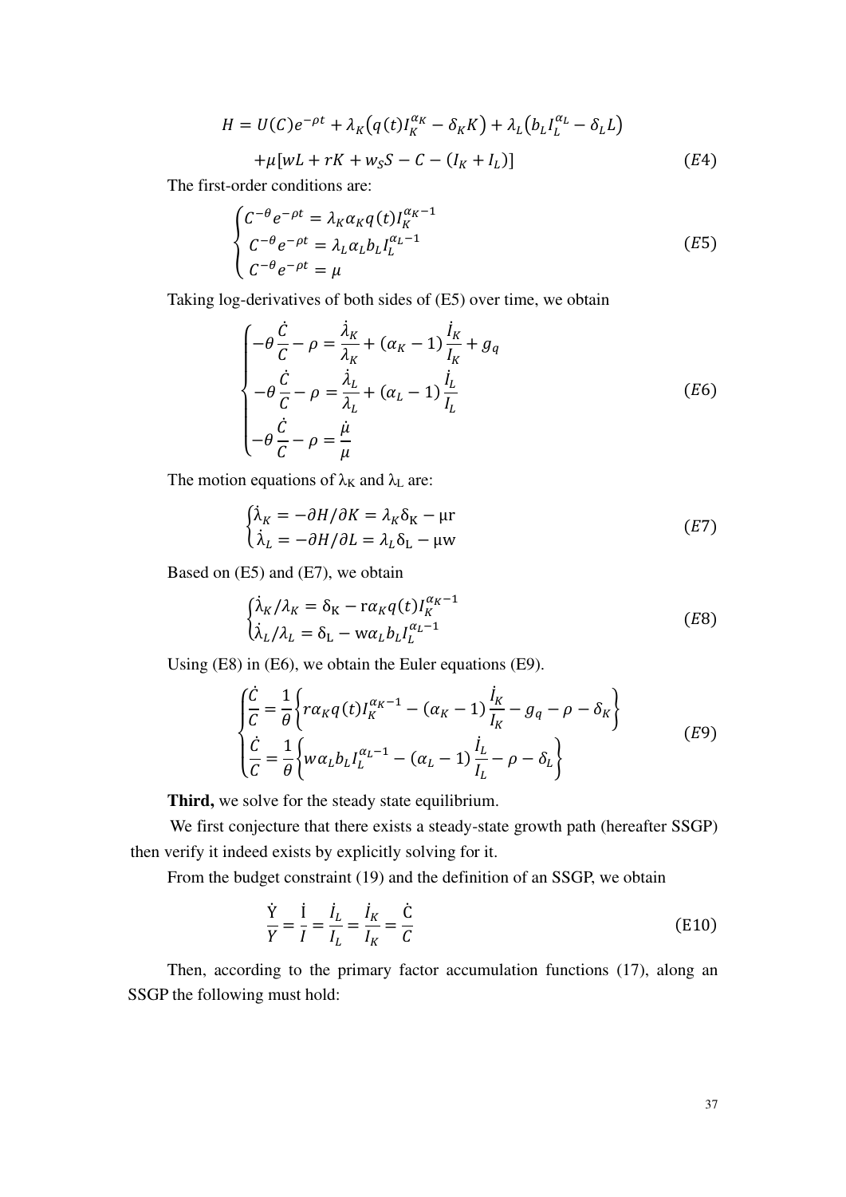$$H = U(C)e^{-\rho t} + \lambda_K\left(q(t)I_K^{\alpha_K} - \delta_K K\right) + \lambda_L\left(b_L I_L^{\alpha_L} - \delta_L L\right)$$

$$+\mu[wL + rK + w_S S - C - (I_K + I_L)] \tag{E4}$$

The first-order conditions are:

$$\begin{cases} C^{-\theta}e^{-\rho t} = \lambda_K \alpha_K q(t) I_K^{\alpha_K - 1} \\ C^{-\theta}e^{-\rho t} = \lambda_L \alpha_L b_L I_L^{\alpha_L - 1} \\ C^{-\theta}e^{-\rho t} = \mu \end{cases} \tag{E5}$$

Taking log-derivatives of both sides of (E5) over time, we obtain

$$\begin{cases} -\theta \dfrac{\dot{C}}{C} - \rho = \dfrac{\dot{\lambda}_K}{\lambda_K} + (\alpha_K - 1)\dfrac{\dot{I}_K}{I_K} + g_q \\ -\theta \dfrac{\dot{C}}{C} - \rho = \dfrac{\dot{\lambda}_L}{\lambda_L} + (\alpha_L - 1)\dfrac{\dot{I}_L}{I_L} \\ -\theta \dfrac{\dot{C}}{C} - \rho = \dfrac{\dot{\mu}}{\mu} \end{cases} \tag{E6}$$

The motion equations of $\lambda_K$ and $\lambda_L$ are:

$$\begin{cases} \dot{\lambda}_K = -\partial H/\partial K = \lambda_K \delta_K - \mu r \\ \dot{\lambda}_L = -\partial H/\partial L = \lambda_L \delta_L - \mu w \end{cases} \tag{E7}$$

Based on (E5) and (E7), we obtain

$$\begin{cases} \dot{\lambda}_K/\lambda_K = \delta_K - r\alpha_K q(t) I_K^{\alpha_K - 1} \\ \dot{\lambda}_L/\lambda_L = \delta_L - w\alpha_L b_L I_L^{\alpha_L - 1} \end{cases} \tag{E8}$$

Using (E8) in (E6), we obtain the Euler equations (E9).

$$\begin{cases} \dfrac{\dot{C}}{C} = \dfrac{1}{\theta}\left\{ r\alpha_K q(t) I_K^{\alpha_K - 1} - (\alpha_K - 1)\dfrac{\dot{I}_K}{I_K} - g_q - \rho - \delta_K \right\} \\ \dfrac{\dot{C}}{C} = \dfrac{1}{\theta}\left\{ w\alpha_L b_L I_L^{\alpha_L - 1} - (\alpha_L - 1)\dfrac{\dot{I}_L}{I_L} - \rho - \delta_L \right\} \end{cases} \tag{E9}$$

**Third,** we solve for the steady state equilibrium.

We first conjecture that there exists a steady-state growth path (hereafter SSGP) then verify it indeed exists by explicitly solving for it.

From the budget constraint (19) and the definition of an SSGP, we obtain

$$\frac{\dot{Y}}{Y} = \frac{\dot{I}}{I} = \frac{\dot{I}_L}{I_L} = \frac{\dot{I}_K}{I_K} = \frac{\dot{C}}{C} \tag{E10}$$

Then, according to the primary factor accumulation functions (17), along an SSGP the following must hold: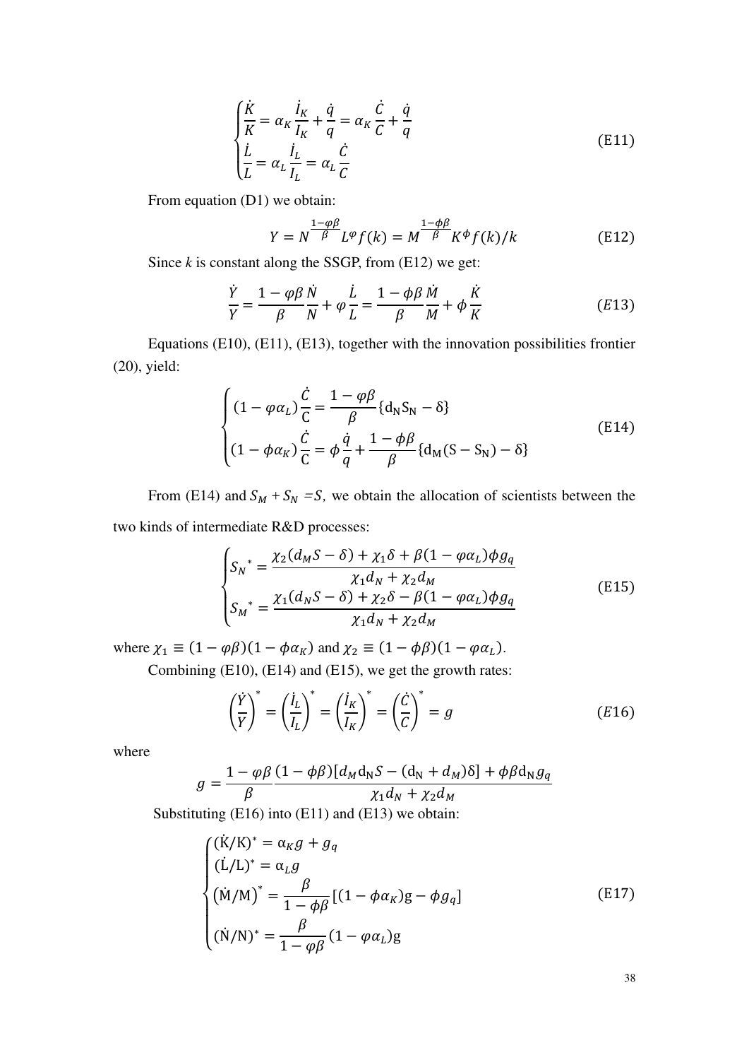$$\begin{cases} \dfrac{\dot{K}}{K} = \alpha_K \dfrac{\dot{I}_K}{I_K} + \dfrac{\dot{q}}{q} = \alpha_K \dfrac{\dot{C}}{C} + \dfrac{\dot{q}}{q} \\ \dfrac{\dot{L}}{L} = \alpha_L \dfrac{\dot{I}_L}{I_L} = \alpha_L \dfrac{\dot{C}}{C} \end{cases} \tag{E11}$$

From equation (D1) we obtain:

$$Y = N^{\frac{1-\varphi\beta}{\beta}} L^{\varphi} f(k) = M^{\frac{1-\phi\beta}{\beta}} K^{\phi} f(k)/k \tag{E12}$$

Since $k$ is constant along the SSGP, from (E12) we get:

$$\frac{\dot{Y}}{Y} = \frac{1-\varphi\beta}{\beta}\frac{\dot{N}}{N} + \varphi\frac{\dot{L}}{L} = \frac{1-\phi\beta}{\beta}\frac{\dot{M}}{M} + \phi\frac{\dot{K}}{K} \tag{E13}$$

Equations (E10), (E11), (E13), together with the innovation possibilities frontier (20), yield:

$$\begin{cases} (1-\varphi\alpha_L)\dfrac{\dot{C}}{C} = \dfrac{1-\varphi\beta}{\beta}\{d_N S_N - \delta\} \\ (1-\phi\alpha_K)\dfrac{\dot{C}}{C} = \phi\dfrac{\dot{q}}{q} + \dfrac{1-\phi\beta}{\beta}\{d_M(S-S_N) - \delta\} \end{cases} \tag{E14}$$

From (E14) and $S_M + S_N = S$, we obtain the allocation of scientists between the two kinds of intermediate R&D processes:

$$\begin{cases} {S_N}^* = \dfrac{\chi_2(d_M S - \delta) + \chi_1\delta + \beta(1-\varphi\alpha_L)\phi g_q}{\chi_1 d_N + \chi_2 d_M} \\ {S_M}^* = \dfrac{\chi_1(d_N S - \delta) + \chi_2\delta - \beta(1-\varphi\alpha_L)\phi g_q}{\chi_1 d_N + \chi_2 d_M} \end{cases} \tag{E15}$$

where $\chi_1 \equiv (1-\varphi\beta)(1-\phi\alpha_K)$ and $\chi_2 \equiv (1-\phi\beta)(1-\varphi\alpha_L)$.

Combining (E10), (E14) and (E15), we get the growth rates:

$$\left(\frac{\dot{Y}}{Y}\right)^* = \left(\frac{\dot{I}_L}{I_L}\right)^* = \left(\frac{\dot{I}_K}{I_K}\right)^* = \left(\frac{\dot{C}}{C}\right)^* = g \tag{E16}$$

where

$$g = \frac{1-\varphi\beta}{\beta}\frac{(1-\phi\beta)[d_M d_N S - (d_N + d_M)\delta] + \phi\beta d_N g_q}{\chi_1 d_N + \chi_2 d_M}$$

Substituting (E16) into (E11) and (E13) we obtain:

$$\begin{cases} (\dot{K}/K)^* = \alpha_K g + g_q \\ (\dot{L}/L)^* = \alpha_L g \\ (\dot{M}/M)^* = \dfrac{\beta}{1-\phi\beta}[(1-\phi\alpha_K)g - \phi g_q] \\ (\dot{N}/N)^* = \dfrac{\beta}{1-\varphi\beta}(1-\varphi\alpha_L)g \end{cases} \tag{E17}$$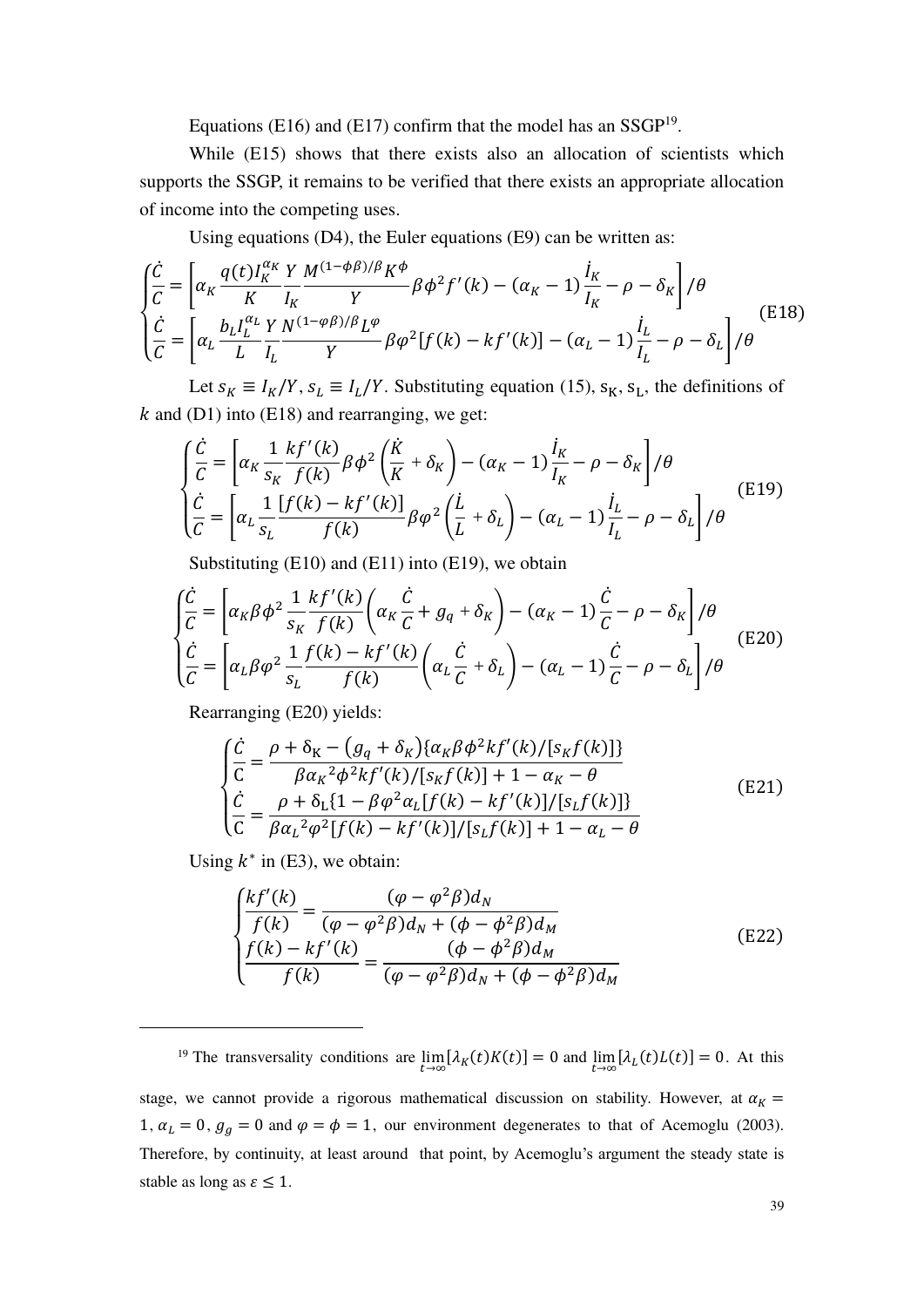Equations (E16) and (E17) confirm that the model has an SSGP[19].

While (E15) shows that there exists also an allocation of scientists which supports the SSGP, it remains to be verified that there exists an appropriate allocation of income into the competing uses.

Using equations (D4), the Euler equations (E9) can be written as:

$$
\begin{cases}
\dfrac{\dot{C}}{C} = \left[\alpha_K \dfrac{q(t) I_K^{\alpha_K}}{K} \dfrac{Y}{I_K} \dfrac{M^{(1-\phi\beta)/\beta} K^{\phi}}{Y} \beta \phi^2 f'(k) - (\alpha_K - 1)\dfrac{\dot{I}_K}{I_K} - \rho - \delta_K\right] / \theta \\
\dfrac{\dot{C}}{C} = \left[\alpha_L \dfrac{b_L I_L^{\alpha_L}}{L} \dfrac{Y}{I_L} \dfrac{N^{(1-\varphi\beta)/\beta} L^{\varphi}}{Y} \beta \varphi^2 [f(k) - k f'(k)] - (\alpha_L - 1)\dfrac{\dot{I}_L}{I_L} - \rho - \delta_L\right] / \theta
\end{cases}
\tag{E18}
$$

Let $s_K \equiv I_K/Y$, $s_L \equiv I_L/Y$. Substituting equation (15), $s_K$, $s_L$, the definitions of $k$ and (D1) into (E18) and rearranging, we get:

$$
\begin{cases}
\dfrac{\dot{C}}{C} = \left[\alpha_K \dfrac{1}{s_K} \dfrac{k f'(k)}{f(k)} \beta \phi^2 \left(\dfrac{\dot{K}}{K} + \delta_K\right) - (\alpha_K - 1)\dfrac{\dot{I}_K}{I_K} - \rho - \delta_K\right] / \theta \\
\dfrac{\dot{C}}{C} = \left[\alpha_L \dfrac{1}{s_L} \dfrac{[f(k) - k f'(k)]}{f(k)} \beta \varphi^2 \left(\dfrac{\dot{L}}{L} + \delta_L\right) - (\alpha_L - 1)\dfrac{\dot{I}_L}{I_L} - \rho - \delta_L\right] / \theta
\end{cases}
\tag{E19}
$$

Substituting (E10) and (E11) into (E19), we obtain

$$
\begin{cases}
\dfrac{\dot{C}}{C} = \left[\alpha_K \beta \phi^2 \dfrac{1}{s_K} \dfrac{k f'(k)}{f(k)} \left(\alpha_K \dfrac{\dot{C}}{C} + g_q + \delta_K\right) - (\alpha_K - 1)\dfrac{\dot{C}}{C} - \rho - \delta_K\right] / \theta \\
\dfrac{\dot{C}}{C} = \left[\alpha_L \beta \varphi^2 \dfrac{1}{s_L} \dfrac{f(k) - k f'(k)}{f(k)} \left(\alpha_L \dfrac{\dot{C}}{C} + \delta_L\right) - (\alpha_L - 1)\dfrac{\dot{C}}{C} - \rho - \delta_L\right] / \theta
\end{cases}
\tag{E20}
$$

Rearranging (E20) yields:

$$
\begin{cases}
\dfrac{\dot{C}}{C} = \dfrac{\rho + \delta_K - \left(g_q + \delta_K\right)\{\alpha_K \beta \phi^2 k f'(k)/[s_K f(k)]\}}{\beta {\alpha_K}^2 \phi^2 k f'(k)/[s_K f(k)] + 1 - \alpha_K - \theta} \\
\dfrac{\dot{C}}{C} = \dfrac{\rho + \delta_L\{1 - \beta \varphi^2 \alpha_L [f(k) - k f'(k)]/[s_L f(k)]\}}{\beta {\alpha_L}^2 \varphi^2 [f(k) - k f'(k)]/[s_L f(k)] + 1 - \alpha_L - \theta}
\end{cases}
\tag{E21}
$$

Using $k^*$ in (E3), we obtain:

$$
\begin{cases}
\dfrac{k f'(k)}{f(k)} = \dfrac{(\varphi - \varphi^2 \beta) d_N}{(\varphi - \varphi^2 \beta) d_N + (\phi - \phi^2 \beta) d_M} \\
\dfrac{f(k) - k f'(k)}{f(k)} = \dfrac{(\phi - \phi^2 \beta) d_M}{(\varphi - \varphi^2 \beta) d_N + (\phi - \phi^2 \beta) d_M}
\end{cases}
\tag{E22}
$$

---

[19] The transversality conditions are $\lim_{t\to\infty}[\lambda_K(t)K(t)] = 0$ and $\lim_{t\to\infty}[\lambda_L(t)L(t)] = 0$. At this stage, we cannot provide a rigorous mathematical discussion on stability. However, at $\alpha_K = 1$, $\alpha_L = 0$, $g_g = 0$ and $\varphi = \phi = 1$, our environment degenerates to that of Acemoglu (2003). Therefore, by continuity, at least around that point, by Acemoglu's argument the steady state is stable as long as $\varepsilon \leq 1$.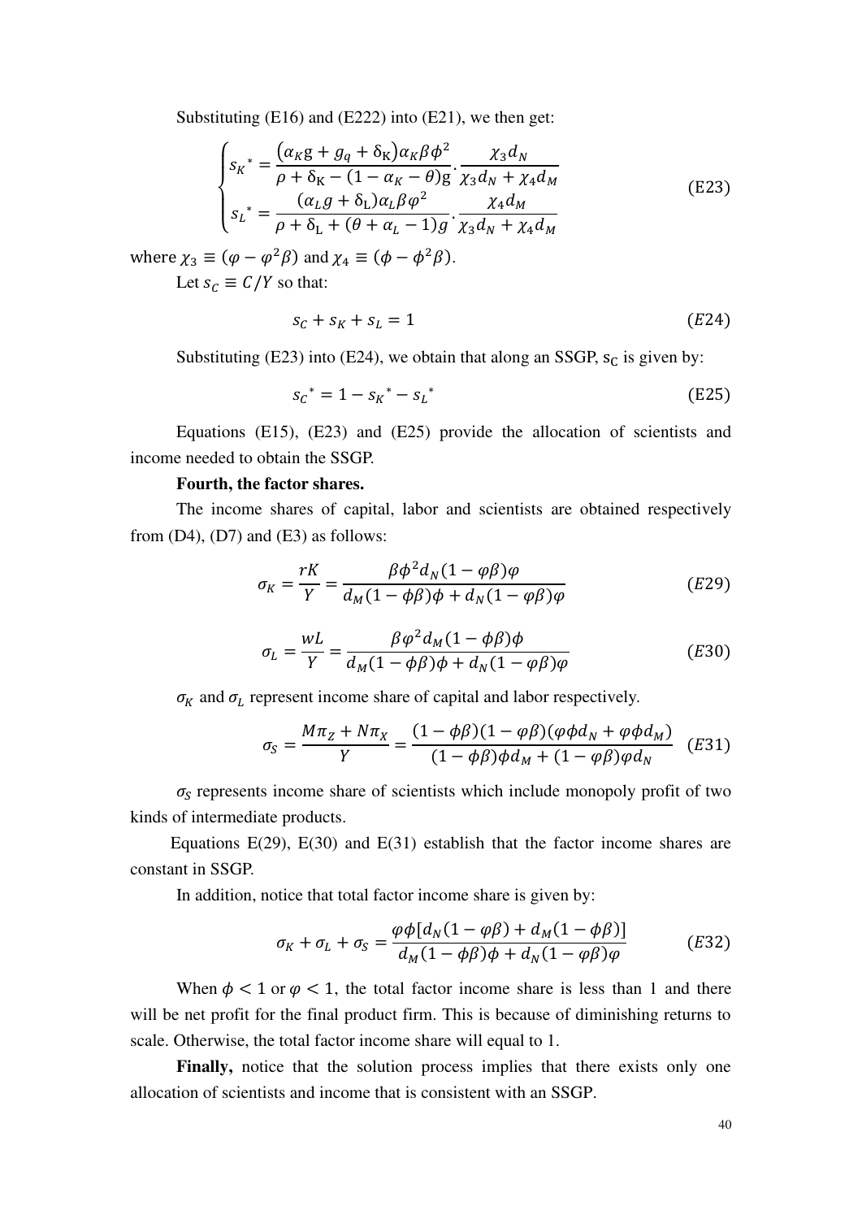Substituting (E16) and (E222) into (E21), we then get:

$$
\begin{cases}
s_K{}^* = \dfrac{(\alpha_K g + g_q + \delta_K)\alpha_K \beta \phi^2}{\rho + \delta_K - (1 - \alpha_K - \theta)g} \cdot \dfrac{\chi_3 d_N}{\chi_3 d_N + \chi_4 d_M} \\
s_L{}^* = \dfrac{(\alpha_L g + \delta_L)\alpha_L \beta \varphi^2}{\rho + \delta_L + (\theta + \alpha_L - 1)g} \cdot \dfrac{\chi_4 d_M}{\chi_3 d_N + \chi_4 d_M}
\end{cases} \tag{E23}
$$

where $\chi_3 \equiv (\varphi - \varphi^2 \beta)$ and $\chi_4 \equiv (\phi - \phi^2 \beta)$.

Let $s_C \equiv C/Y$ so that:

$$
s_C + s_K + s_L = 1 \tag{E24}
$$

Substituting (E23) into (E24), we obtain that along an SSGP, $s_C$ is given by:

$$
s_C{}^* = 1 - s_K{}^* - s_L{}^* \tag{E25}
$$

Equations (E15), (E23) and (E25) provide the allocation of scientists and income needed to obtain the SSGP.

**Fourth, the factor shares.**

The income shares of capital, labor and scientists are obtained respectively from (D4), (D7) and (E3) as follows:

$$
\sigma_K = \frac{rK}{Y} = \frac{\beta \phi^2 d_N (1 - \varphi \beta) \varphi}{d_M (1 - \phi \beta) \phi + d_N (1 - \varphi \beta) \varphi} \tag{E29}
$$

$$
\sigma_L = \frac{wL}{Y} = \frac{\beta \varphi^2 d_M (1 - \phi \beta) \phi}{d_M (1 - \phi \beta) \phi + d_N (1 - \varphi \beta) \varphi} \tag{E30}
$$

$\sigma_K$ and $\sigma_L$ represent income share of capital and labor respectively.

$$
\sigma_S = \frac{M\pi_Z + N\pi_X}{Y} = \frac{(1 - \phi\beta)(1 - \varphi\beta)(\varphi\phi d_N + \varphi\phi d_M)}{(1 - \phi\beta)\phi d_M + (1 - \varphi\beta)\varphi d_N} \tag{E31}
$$

$\sigma_S$ represents income share of scientists which include monopoly profit of two kinds of intermediate products.

Equations E(29), E(30) and E(31) establish that the factor income shares are constant in SSGP.

In addition, notice that total factor income share is given by:

$$
\sigma_K + \sigma_L + \sigma_S = \frac{\varphi\phi[d_N(1 - \varphi\beta) + d_M(1 - \phi\beta)]}{d_M(1 - \phi\beta)\phi + d_N(1 - \varphi\beta)\varphi} \tag{E32}
$$

When $\phi < 1$ or $\varphi < 1$, the total factor income share is less than 1 and there will be net profit for the final product firm. This is because of diminishing returns to scale. Otherwise, the total factor income share will equal to 1.

**Finally,** notice that the solution process implies that there exists only one allocation of scientists and income that is consistent with an SSGP.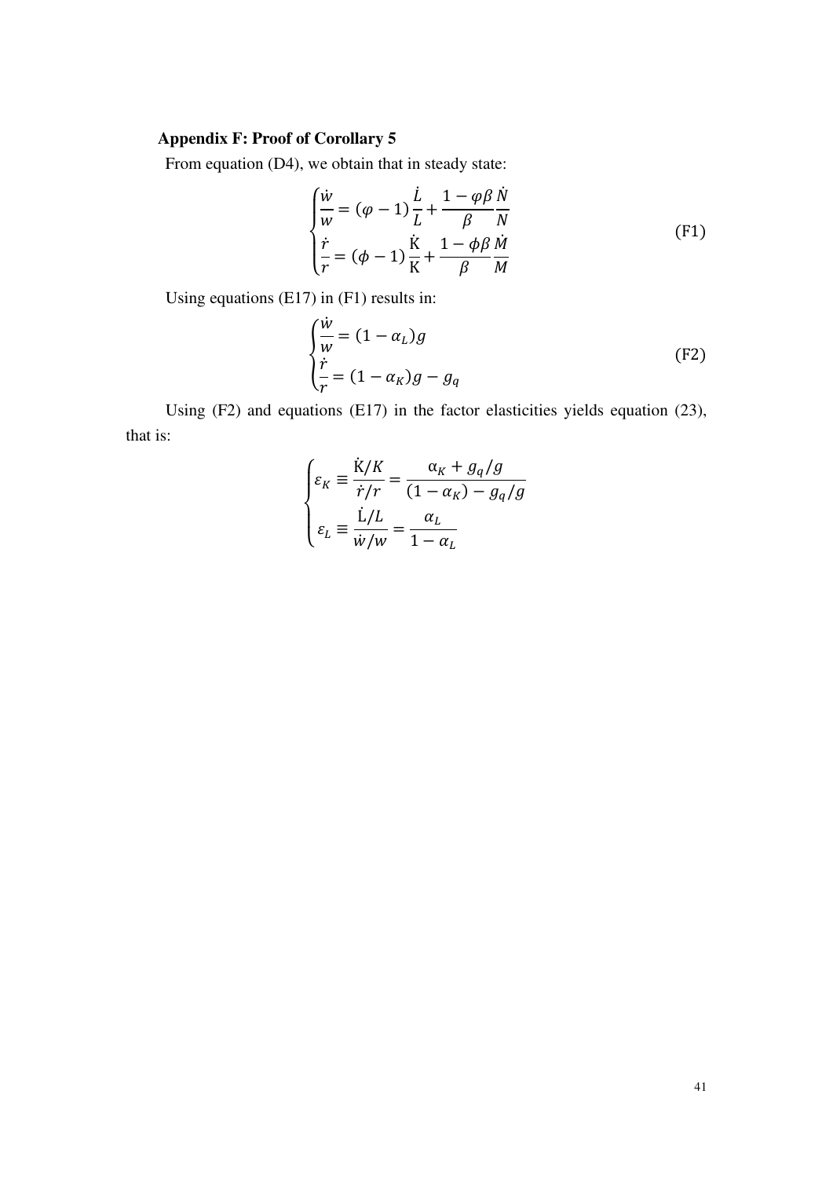**Appendix F: Proof of Corollary 5**

From equation (D4), we obtain that in steady state:

$$
\begin{cases}
\dfrac{\dot{w}}{w} = (\varphi - 1)\dfrac{\dot{L}}{L} + \dfrac{1-\varphi\beta}{\beta}\dfrac{\dot{N}}{N} \\
\dfrac{\dot{r}}{r} = (\phi - 1)\dfrac{\dot{K}}{K} + \dfrac{1-\phi\beta}{\beta}\dfrac{\dot{M}}{M}
\end{cases}
\tag{F1}
$$

Using equations (E17) in (F1) results in:

$$
\begin{cases}
\dfrac{\dot{w}}{w} = (1-\alpha_L)g \\
\dfrac{\dot{r}}{r} = (1-\alpha_K)g - g_q
\end{cases}
\tag{F2}
$$

Using (F2) and equations (E17) in the factor elasticities yields equation (23), that is:

$$
\begin{cases}
\varepsilon_K \equiv \dfrac{\dot{K}/K}{\dot{r}/r} = \dfrac{\alpha_K + g_q/g}{(1-\alpha_K) - g_q/g} \\
\varepsilon_L \equiv \dfrac{\dot{L}/L}{\dot{w}/w} = \dfrac{\alpha_L}{1-\alpha_L}
\end{cases}
$$